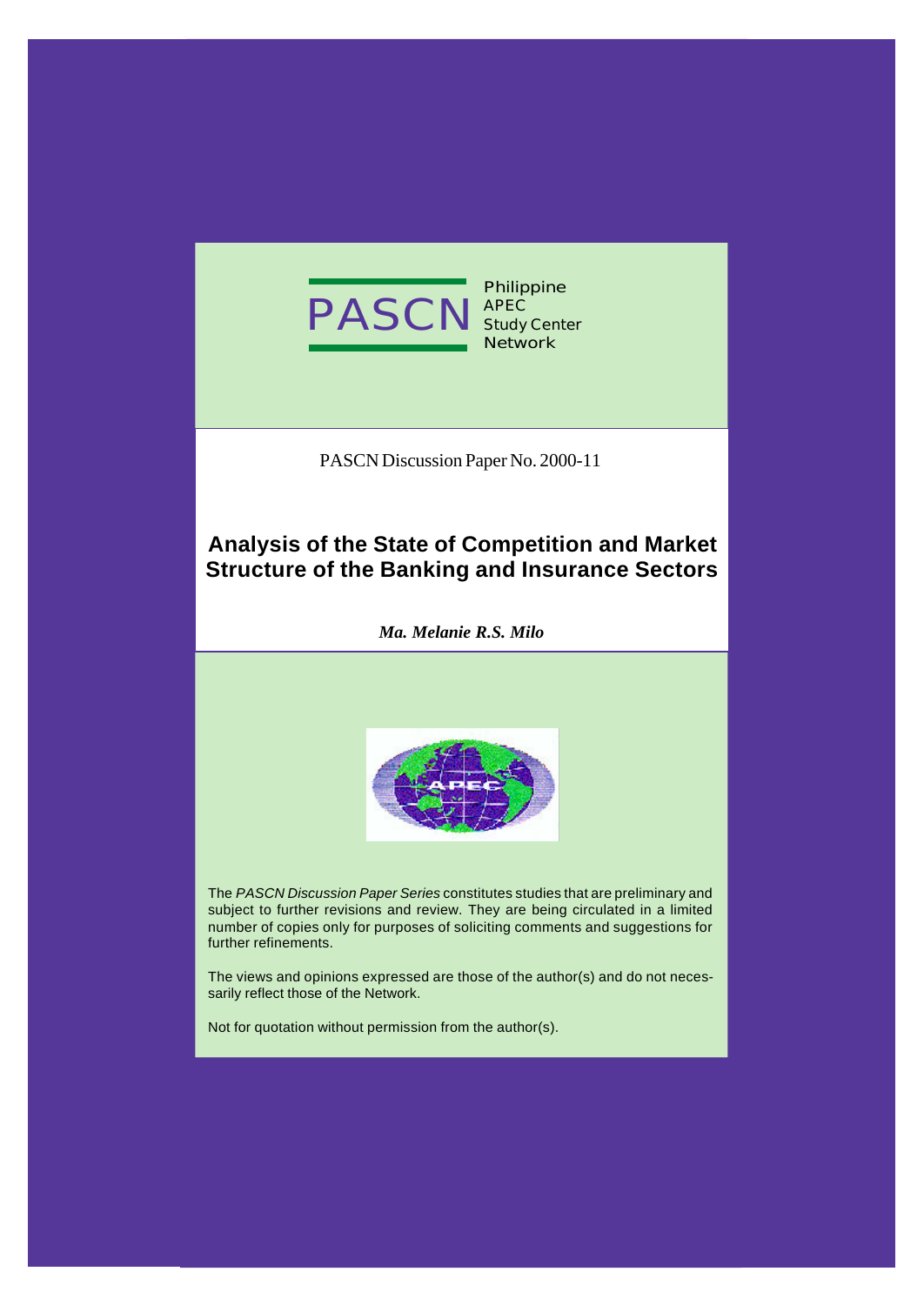PASCN Philippine APEC Study Center Network

PASCN Discussion Paper No. 2000-11

# Analysis of the State of Competition and Market Structure of the Banking and Insurance Sectors

***Ma. Melanie R.S. Milo***

The *PASCN Discussion Paper Series* constitutes studies that are preliminary and subject to further revisions and review. They are being circulated in a limited number of copies only for purposes of soliciting comments and suggestions for further refinements.

The views and opinions expressed are those of the author(s) and do not necessarily reflect those of the Network.

Not for quotation without permission from the author(s).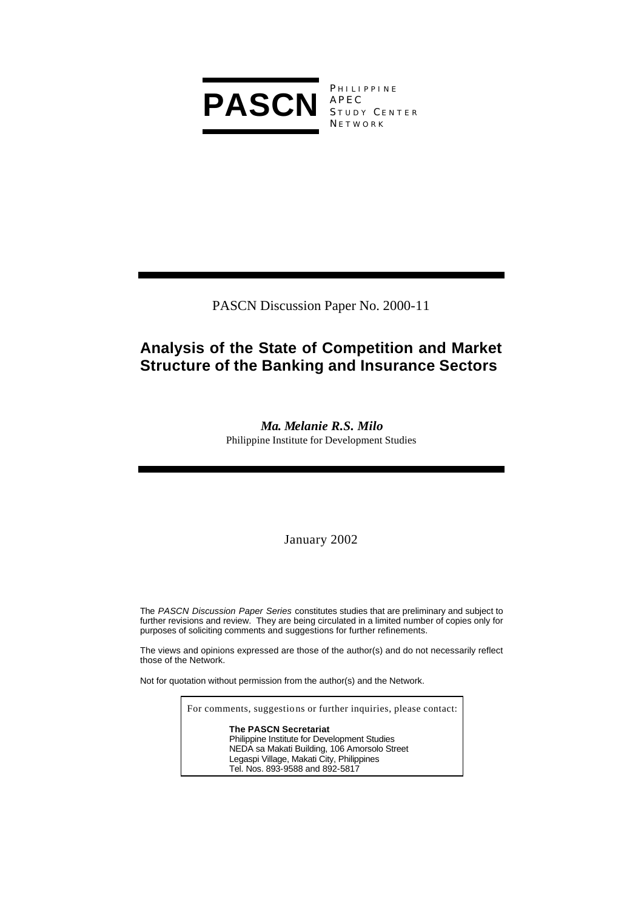**PASCN** PHILIPPINE APEC STUDY CENTER NETWORK

PASCN Discussion Paper No. 2000-11

# Analysis of the State of Competition and Market Structure of the Banking and Insurance Sectors

***Ma. Melanie R.S. Milo***
Philippine Institute for Development Studies

January 2002

The *PASCN Discussion Paper Series* constitutes studies that are preliminary and subject to further revisions and review. They are being circulated in a limited number of copies only for purposes of soliciting comments and suggestions for further refinements.

The views and opinions expressed are those of the author(s) and do not necessarily reflect those of the Network.

Not for quotation without permission from the author(s) and the Network.

For comments, suggestions or further inquiries, please contact:

**The PASCN Secretariat**
Philippine Institute for Development Studies
NEDA sa Makati Building, 106 Amorsolo Street
Legaspi Village, Makati City, Philippines
Tel. Nos. 893-9588 and 892-5817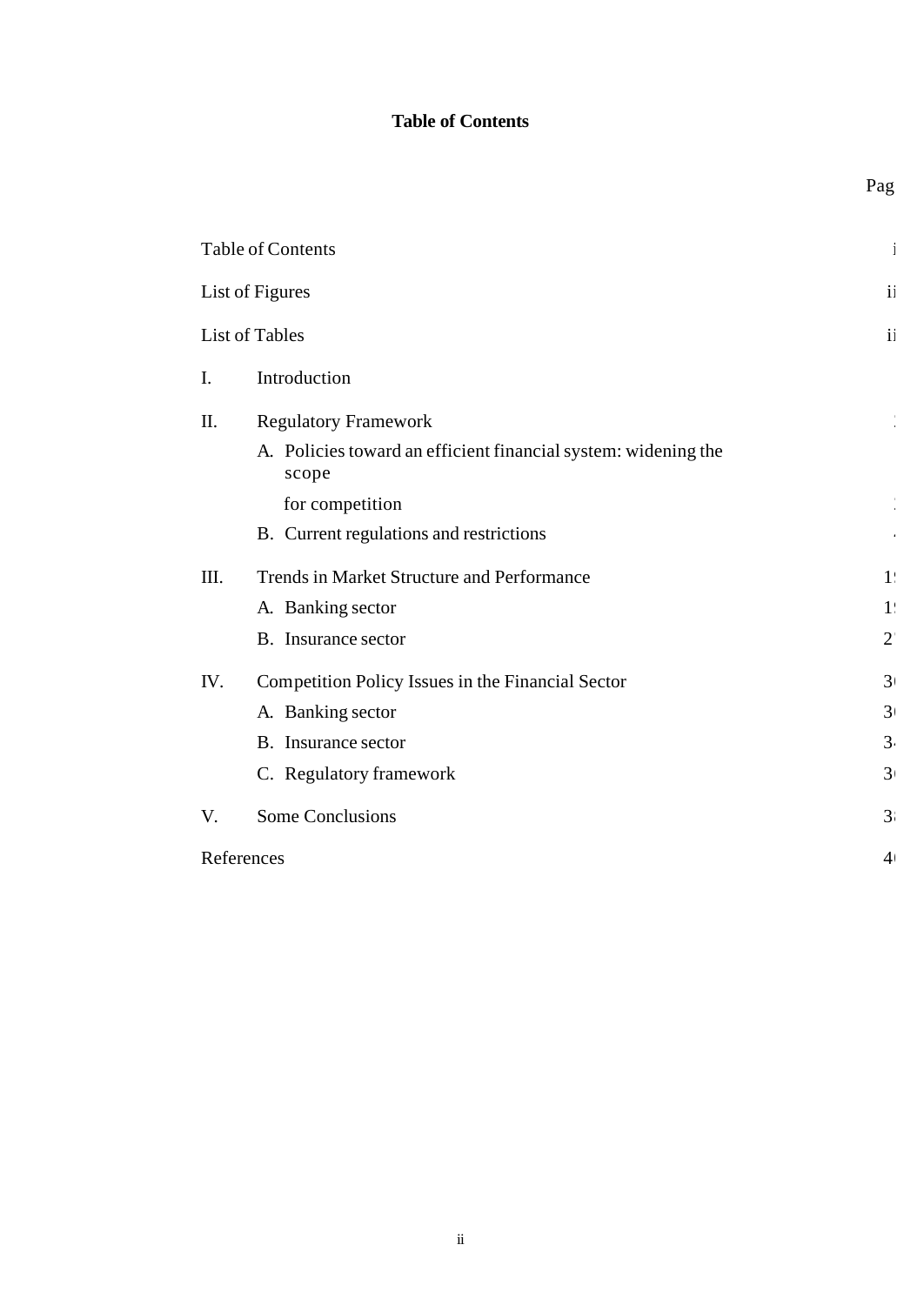**Table of Contents**

| | | Pag |
|---|---|---|
| Table of Contents | | i |
| List of Figures | | ii |
| List of Tables | | ii |
| I. | Introduction | |
| II. | Regulatory Framework | 2 |
| | A. Policies toward an efficient financial system: widening the scope for competition | 2 |
| | B. Current regulations and restrictions | 4 |
| III. | Trends in Market Structure and Performance | 19 |
| | A. Banking sector | 19 |
| | B. Insurance sector | 27 |
| IV. | Competition Policy Issues in the Financial Sector | 30 |
| | A. Banking sector | 30 |
| | B. Insurance sector | 34 |
| | C. Regulatory framework | 36 |
| V. | Some Conclusions | 38 |
| References | | 40 |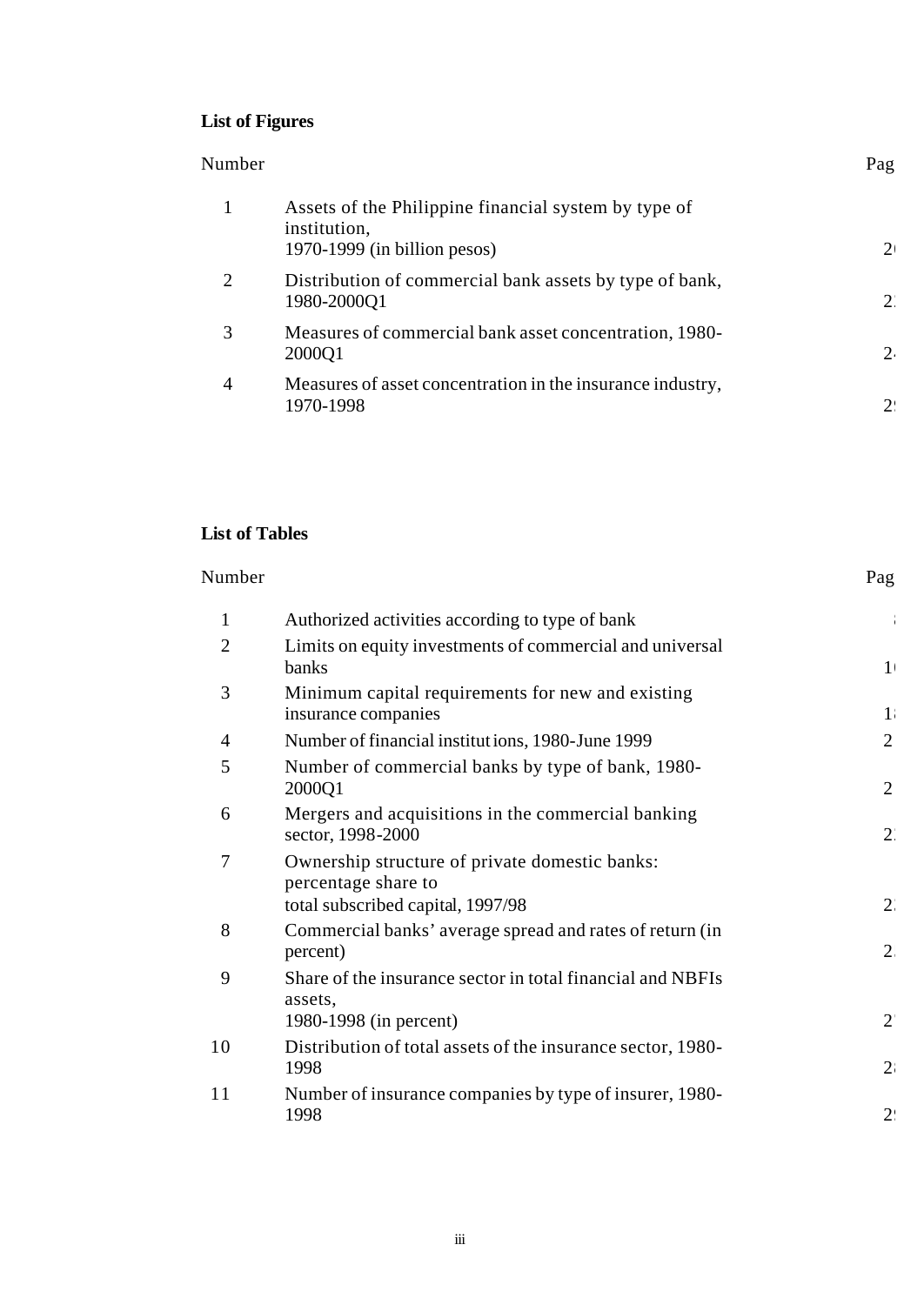**List of Figures**

| Number | | Pag |
|---|---|---|
| 1 | Assets of the Philippine financial system by type of institution, 1970-1999 (in billion pesos) | 2 |
| 2 | Distribution of commercial bank assets by type of bank, 1980-2000Q1 | 2 |
| 3 | Measures of commercial bank asset concentration, 1980-2000Q1 | 2 |
| 4 | Measures of asset concentration in the insurance industry, 1970-1998 | 2 |

**List of Tables**

| Number | | Pag |
|---|---|---|
| 1 | Authorized activities according to type of bank | |
| 2 | Limits on equity investments of commercial and universal banks | 1 |
| 3 | Minimum capital requirements for new and existing insurance companies | 1 |
| 4 | Number of financial institutions, 1980-June 1999 | 2 |
| 5 | Number of commercial banks by type of bank, 1980-2000Q1 | 2 |
| 6 | Mergers and acquisitions in the commercial banking sector, 1998-2000 | 2 |
| 7 | Ownership structure of private domestic banks: percentage share to total subscribed capital, 1997/98 | 2 |
| 8 | Commercial banks' average spread and rates of return (in percent) | 2 |
| 9 | Share of the insurance sector in total financial and NBFIs assets, 1980-1998 (in percent) | 2 |
| 10 | Distribution of total assets of the insurance sector, 1980-1998 | 2 |
| 11 | Number of insurance companies by type of insurer, 1980-1998 | 2 |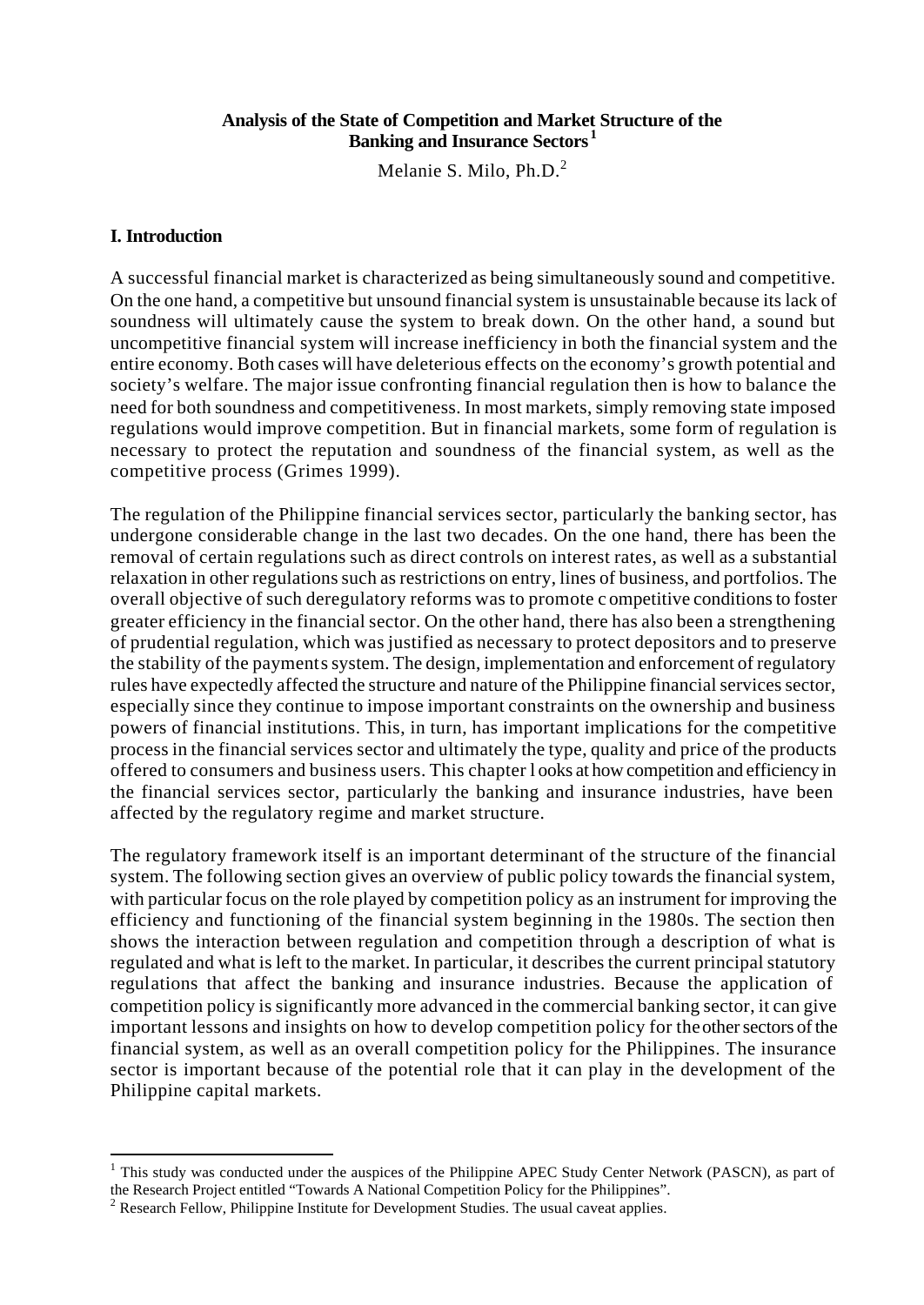**Analysis of the State of Competition and Market Structure of the Banking and Insurance Sectors**[1]

Melanie S. Milo, Ph.D.[2]

## I. Introduction

A successful financial market is characterized as being simultaneously sound and competitive. On the one hand, a competitive but unsound financial system is unsustainable because its lack of soundness will ultimately cause the system to break down. On the other hand, a sound but uncompetitive financial system will increase inefficiency in both the financial system and the entire economy. Both cases will have deleterious effects on the economy's growth potential and society's welfare. The major issue confronting financial regulation then is how to balance the need for both soundness and competitiveness. In most markets, simply removing state imposed regulations would improve competition. But in financial markets, some form of regulation is necessary to protect the reputation and soundness of the financial system, as well as the competitive process (Grimes 1999).

The regulation of the Philippine financial services sector, particularly the banking sector, has undergone considerable change in the last two decades. On the one hand, there has been the removal of certain regulations such as direct controls on interest rates, as well as a substantial relaxation in other regulations such as restrictions on entry, lines of business, and portfolios. The overall objective of such deregulatory reforms was to promote competitive conditions to foster greater efficiency in the financial sector. On the other hand, there has also been a strengthening of prudential regulation, which was justified as necessary to protect depositors and to preserve the stability of the payments system. The design, implementation and enforcement of regulatory rules have expectedly affected the structure and nature of the Philippine financial services sector, especially since they continue to impose important constraints on the ownership and business powers of financial institutions. This, in turn, has important implications for the competitive process in the financial services sector and ultimately the type, quality and price of the products offered to consumers and business users. This chapter looks at how competition and efficiency in the financial services sector, particularly the banking and insurance industries, have been affected by the regulatory regime and market structure.

The regulatory framework itself is an important determinant of the structure of the financial system. The following section gives an overview of public policy towards the financial system, with particular focus on the role played by competition policy as an instrument for improving the efficiency and functioning of the financial system beginning in the 1980s. The section then shows the interaction between regulation and competition through a description of what is regulated and what is left to the market. In particular, it describes the current principal statutory regulations that affect the banking and insurance industries. Because the application of competition policy is significantly more advanced in the commercial banking sector, it can give important lessons and insights on how to develop competition policy for the other sectors of the financial system, as well as an overall competition policy for the Philippines. The insurance sector is important because of the potential role that it can play in the development of the Philippine capital markets.

---

[1] This study was conducted under the auspices of the Philippine APEC Study Center Network (PASCN), as part of the Research Project entitled "Towards A National Competition Policy for the Philippines".

[2] Research Fellow, Philippine Institute for Development Studies. The usual caveat applies.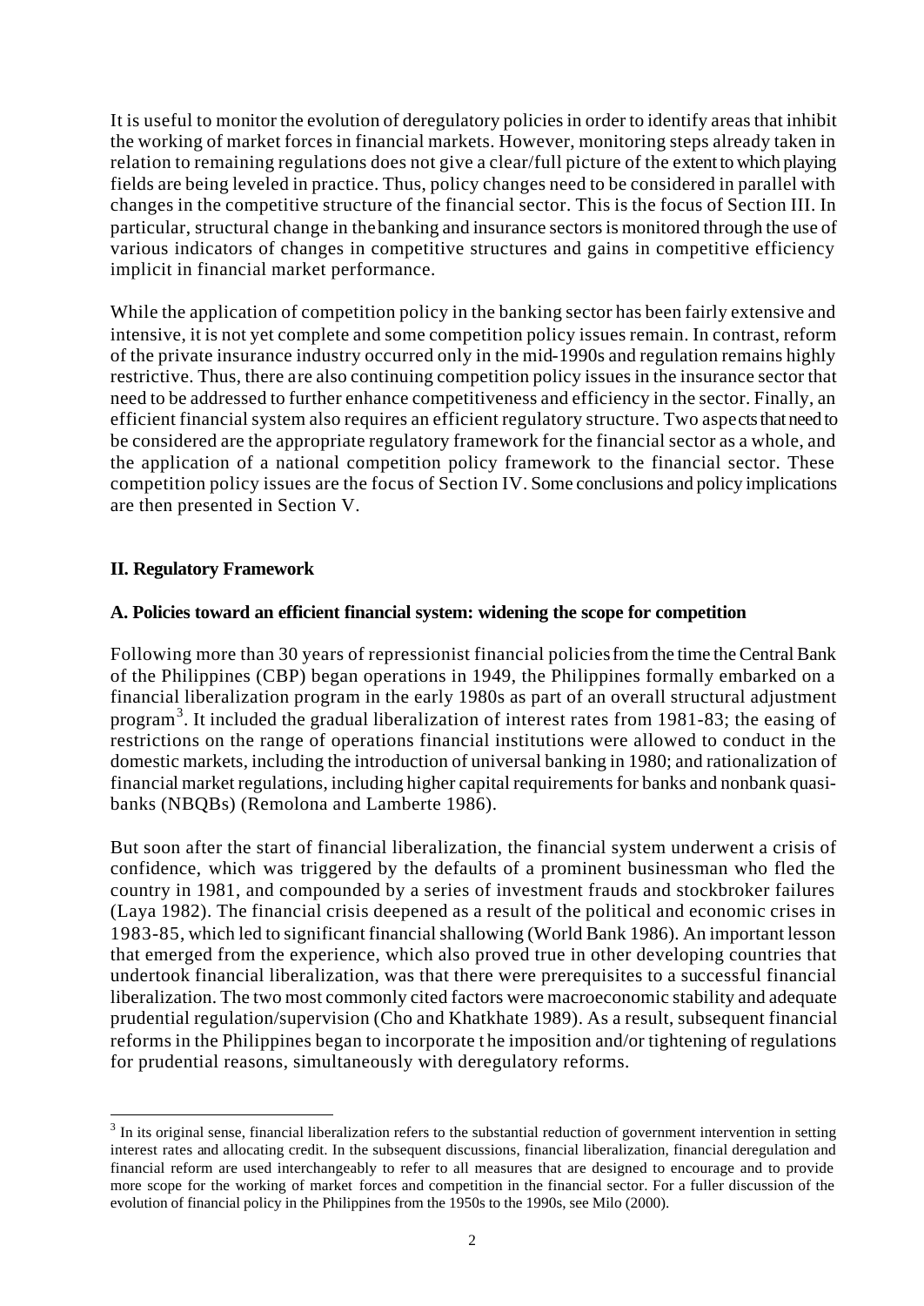It is useful to monitor the evolution of deregulatory policies in order to identify areas that inhibit the working of market forces in financial markets. However, monitoring steps already taken in relation to remaining regulations does not give a clear/full picture of the extent to which playing fields are being leveled in practice. Thus, policy changes need to be considered in parallel with changes in the competitive structure of the financial sector. This is the focus of Section III. In particular, structural change in the banking and insurance sectors is monitored through the use of various indicators of changes in competitive structures and gains in competitive efficiency implicit in financial market performance.

While the application of competition policy in the banking sector has been fairly extensive and intensive, it is not yet complete and some competition policy issues remain. In contrast, reform of the private insurance industry occurred only in the mid-1990s and regulation remains highly restrictive. Thus, there are also continuing competition policy issues in the insurance sector that need to be addressed to further enhance competitiveness and efficiency in the sector. Finally, an efficient financial system also requires an efficient regulatory structure. Two aspects that need to be considered are the appropriate regulatory framework for the financial sector as a whole, and the application of a national competition policy framework to the financial sector. These competition policy issues are the focus of Section IV. Some conclusions and policy implications are then presented in Section V.

## II. Regulatory Framework

### A. Policies toward an efficient financial system: widening the scope for competition

Following more than 30 years of repressionist financial policies from the time the Central Bank of the Philippines (CBP) began operations in 1949, the Philippines formally embarked on a financial liberalization program in the early 1980s as part of an overall structural adjustment program[3]. It included the gradual liberalization of interest rates from 1981-83; the easing of restrictions on the range of operations financial institutions were allowed to conduct in the domestic markets, including the introduction of universal banking in 1980; and rationalization of financial market regulations, including higher capital requirements for banks and nonbank quasi-banks (NBQBs) (Remolona and Lamberte 1986).

But soon after the start of financial liberalization, the financial system underwent a crisis of confidence, which was triggered by the defaults of a prominent businessman who fled the country in 1981, and compounded by a series of investment frauds and stockbroker failures (Laya 1982). The financial crisis deepened as a result of the political and economic crises in 1983-85, which led to significant financial shallowing (World Bank 1986). An important lesson that emerged from the experience, which also proved true in other developing countries that undertook financial liberalization, was that there were prerequisites to a successful financial liberalization. The two most commonly cited factors were macroeconomic stability and adequate prudential regulation/supervision (Cho and Khatkhate 1989). As a result, subsequent financial reforms in the Philippines began to incorporate the imposition and/or tightening of regulations for prudential reasons, simultaneously with deregulatory reforms.

---

[3] In its original sense, financial liberalization refers to the substantial reduction of government intervention in setting interest rates and allocating credit. In the subsequent discussions, financial liberalization, financial deregulation and financial reform are used interchangeably to refer to all measures that are designed to encourage and to provide more scope for the working of market forces and competition in the financial sector. For a fuller discussion of the evolution of financial policy in the Philippines from the 1950s to the 1990s, see Milo (2000).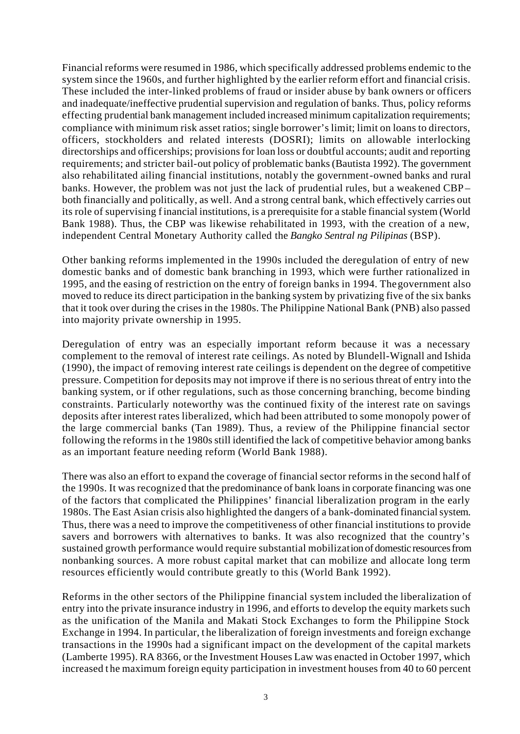Financial reforms were resumed in 1986, which specifically addressed problems endemic to the system since the 1960s, and further highlighted by the earlier reform effort and financial crisis. These included the inter-linked problems of fraud or insider abuse by bank owners or officers and inadequate/ineffective prudential supervision and regulation of banks. Thus, policy reforms effecting prudential bank management included increased minimum capitalization requirements; compliance with minimum risk asset ratios; single borrower's limit; limit on loans to directors, officers, stockholders and related interests (DOSRI); limits on allowable interlocking directorships and officerships; provisions for loan loss or doubtful accounts; audit and reporting requirements; and stricter bail-out policy of problematic banks (Bautista 1992). The government also rehabilitated ailing financial institutions, notably the government-owned banks and rural banks. However, the problem was not just the lack of prudential rules, but a weakened CBP – both financially and politically, as well. And a strong central bank, which effectively carries out its role of supervising financial institutions, is a prerequisite for a stable financial system (World Bank 1988). Thus, the CBP was likewise rehabilitated in 1993, with the creation of a new, independent Central Monetary Authority called the *Bangko Sentral ng Pilipinas* (BSP).

Other banking reforms implemented in the 1990s included the deregulation of entry of new domestic banks and of domestic bank branching in 1993, which were further rationalized in 1995, and the easing of restriction on the entry of foreign banks in 1994. The government also moved to reduce its direct participation in the banking system by privatizing five of the six banks that it took over during the crises in the 1980s. The Philippine National Bank (PNB) also passed into majority private ownership in 1995.

Deregulation of entry was an especially important reform because it was a necessary complement to the removal of interest rate ceilings. As noted by Blundell-Wignall and Ishida (1990), the impact of removing interest rate ceilings is dependent on the degree of competitive pressure. Competition for deposits may not improve if there is no serious threat of entry into the banking system, or if other regulations, such as those concerning branching, become binding constraints. Particularly noteworthy was the continued fixity of the interest rate on savings deposits after interest rates liberalized, which had been attributed to some monopoly power of the large commercial banks (Tan 1989). Thus, a review of the Philippine financial sector following the reforms in the 1980s still identified the lack of competitive behavior among banks as an important feature needing reform (World Bank 1988).

There was also an effort to expand the coverage of financial sector reforms in the second half of the 1990s. It was recognized that the predominance of bank loans in corporate financing was one of the factors that complicated the Philippines' financial liberalization program in the early 1980s. The East Asian crisis also highlighted the dangers of a bank-dominated financial system. Thus, there was a need to improve the competitiveness of other financial institutions to provide savers and borrowers with alternatives to banks. It was also recognized that the country's sustained growth performance would require substantial mobilization of domestic resources from nonbanking sources. A more robust capital market that can mobilize and allocate long term resources efficiently would contribute greatly to this (World Bank 1992).

Reforms in the other sectors of the Philippine financial system included the liberalization of entry into the private insurance industry in 1996, and efforts to develop the equity markets such as the unification of the Manila and Makati Stock Exchanges to form the Philippine Stock Exchange in 1994. In particular, the liberalization of foreign investments and foreign exchange transactions in the 1990s had a significant impact on the development of the capital markets (Lamberte 1995). RA 8366, or the Investment Houses Law was enacted in October 1997, which increased the maximum foreign equity participation in investment houses from 40 to 60 percent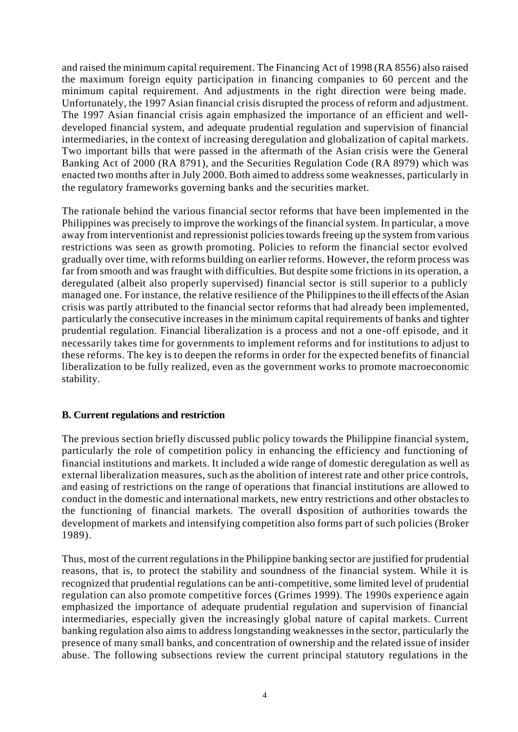and raised the minimum capital requirement. The Financing Act of 1998 (RA 8556) also raised the maximum foreign equity participation in financing companies to 60 percent and the minimum capital requirement. And adjustments in the right direction were being made. Unfortunately, the 1997 Asian financial crisis disrupted the process of reform and adjustment. The 1997 Asian financial crisis again emphasized the importance of an efficient and well-developed financial system, and adequate prudential regulation and supervision of financial intermediaries, in the context of increasing deregulation and globalization of capital markets. Two important bills that were passed in the aftermath of the Asian crisis were the General Banking Act of 2000 (RA 8791), and the Securities Regulation Code (RA 8979) which was enacted two months after in July 2000. Both aimed to address some weaknesses, particularly in the regulatory frameworks governing banks and the securities market.

The rationale behind the various financial sector reforms that have been implemented in the Philippines was precisely to improve the workings of the financial system. In particular, a move away from interventionist and repressionist policies towards freeing up the system from various restrictions was seen as growth promoting. Policies to reform the financial sector evolved gradually over time, with reforms building on earlier reforms. However, the reform process was far from smooth and was fraught with difficulties. But despite some frictions in its operation, a deregulated (albeit also properly supervised) financial sector is still superior to a publicly managed one. For instance, the relative resilience of the Philippines to the ill effects of the Asian crisis was partly attributed to the financial sector reforms that had already been implemented, particularly the consecutive increases in the minimum capital requirements of banks and tighter prudential regulation. Financial liberalization is a process and not a one-off episode, and it necessarily takes time for governments to implement reforms and for institutions to adjust to these reforms. The key is to deepen the reforms in order for the expected benefits of financial liberalization to be fully realized, even as the government works to promote macroeconomic stability.

**B. Current regulations and restriction**

The previous section briefly discussed public policy towards the Philippine financial system, particularly the role of competition policy in enhancing the efficiency and functioning of financial institutions and markets. It included a wide range of domestic deregulation as well as external liberalization measures, such as the abolition of interest rate and other price controls, and easing of restrictions on the range of operations that financial institutions are allowed to conduct in the domestic and international markets, new entry restrictions and other obstacles to the functioning of financial markets. The overall disposition of authorities towards the development of markets and intensifying competition also forms part of such policies (Broker 1989).

Thus, most of the current regulations in the Philippine banking sector are justified for prudential reasons, that is, to protect the stability and soundness of the financial system. While it is recognized that prudential regulations can be anti-competitive, some limited level of prudential regulation can also promote competitive forces (Grimes 1999). The 1990s experience again emphasized the importance of adequate prudential regulation and supervision of financial intermediaries, especially given the increasingly global nature of capital markets. Current banking regulation also aims to address longstanding weaknesses in the sector, particularly the presence of many small banks, and concentration of ownership and the related issue of insider abuse. The following subsections review the current principal statutory regulations in the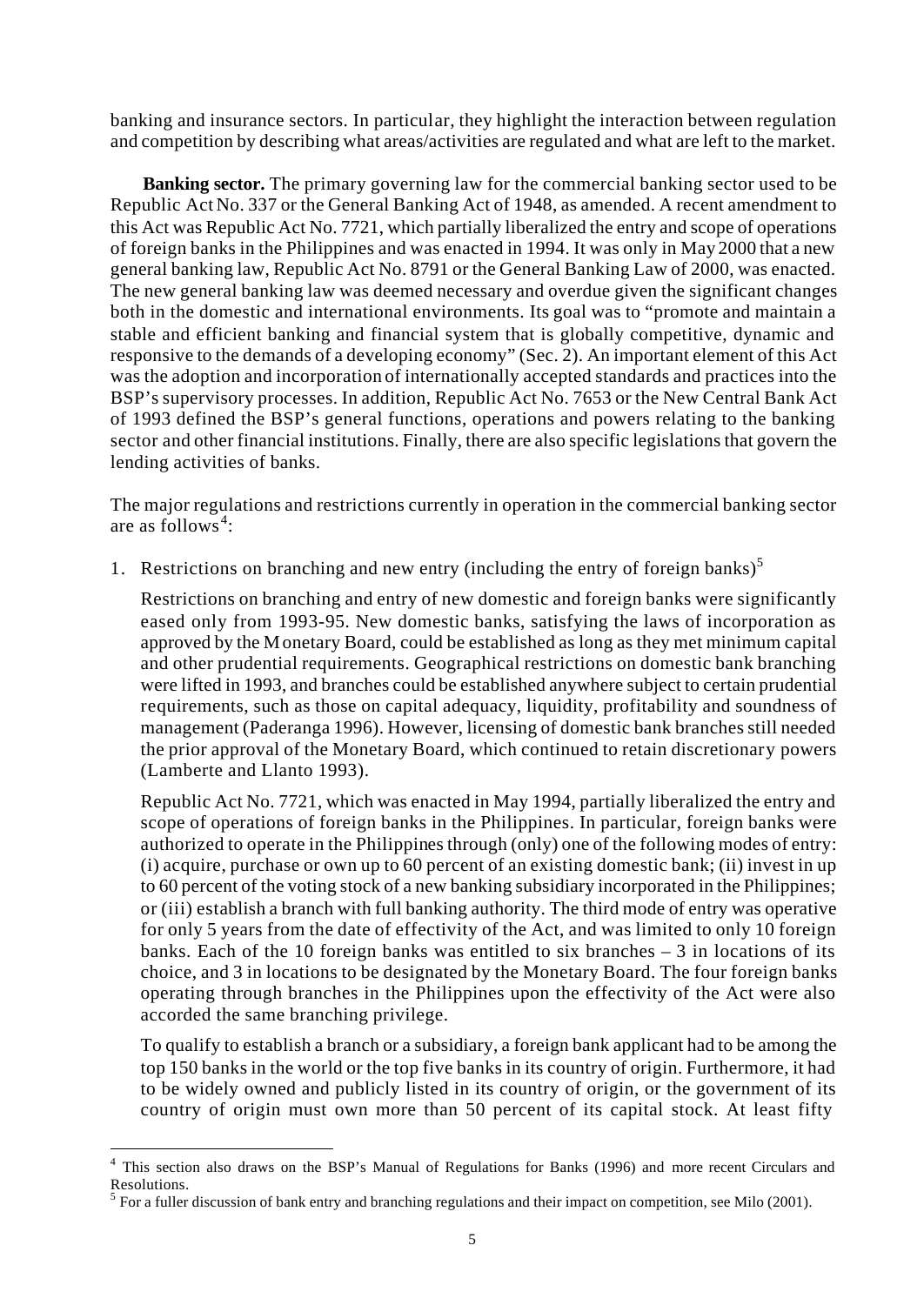banking and insurance sectors. In particular, they highlight the interaction between regulation and competition by describing what areas/activities are regulated and what are left to the market.

**Banking sector.** The primary governing law for the commercial banking sector used to be Republic Act No. 337 or the General Banking Act of 1948, as amended. A recent amendment to this Act was Republic Act No. 7721, which partially liberalized the entry and scope of operations of foreign banks in the Philippines and was enacted in 1994. It was only in May 2000 that a new general banking law, Republic Act No. 8791 or the General Banking Law of 2000, was enacted. The new general banking law was deemed necessary and overdue given the significant changes both in the domestic and international environments. Its goal was to "promote and maintain a stable and efficient banking and financial system that is globally competitive, dynamic and responsive to the demands of a developing economy" (Sec. 2). An important element of this Act was the adoption and incorporation of internationally accepted standards and practices into the BSP's supervisory processes. In addition, Republic Act No. 7653 or the New Central Bank Act of 1993 defined the BSP's general functions, operations and powers relating to the banking sector and other financial institutions. Finally, there are also specific legislations that govern the lending activities of banks.

The major regulations and restrictions currently in operation in the commercial banking sector are as follows[4]:

1. Restrictions on branching and new entry (including the entry of foreign banks)[5]

   Restrictions on branching and entry of new domestic and foreign banks were significantly eased only from 1993-95. New domestic banks, satisfying the laws of incorporation as approved by the Monetary Board, could be established as long as they met minimum capital and other prudential requirements. Geographical restrictions on domestic bank branching were lifted in 1993, and branches could be established anywhere subject to certain prudential requirements, such as those on capital adequacy, liquidity, profitability and soundness of management (Paderanga 1996). However, licensing of domestic bank branches still needed the prior approval of the Monetary Board, which continued to retain discretionary powers (Lamberte and Llanto 1993).

   Republic Act No. 7721, which was enacted in May 1994, partially liberalized the entry and scope of operations of foreign banks in the Philippines. In particular, foreign banks were authorized to operate in the Philippines through (only) one of the following modes of entry: (i) acquire, purchase or own up to 60 percent of an existing domestic bank; (ii) invest in up to 60 percent of the voting stock of a new banking subsidiary incorporated in the Philippines; or (iii) establish a branch with full banking authority. The third mode of entry was operative for only 5 years from the date of effectivity of the Act, and was limited to only 10 foreign banks. Each of the 10 foreign banks was entitled to six branches – 3 in locations of its choice, and 3 in locations to be designated by the Monetary Board. The four foreign banks operating through branches in the Philippines upon the effectivity of the Act were also accorded the same branching privilege.

   To qualify to establish a branch or a subsidiary, a foreign bank applicant had to be among the top 150 banks in the world or the top five banks in its country of origin. Furthermore, it had to be widely owned and publicly listed in its country of origin, or the government of its country of origin must own more than 50 percent of its capital stock. At least fifty

---

[4] This section also draws on the BSP's Manual of Regulations for Banks (1996) and more recent Circulars and Resolutions.

[5] For a fuller discussion of bank entry and branching regulations and their impact on competition, see Milo (2001).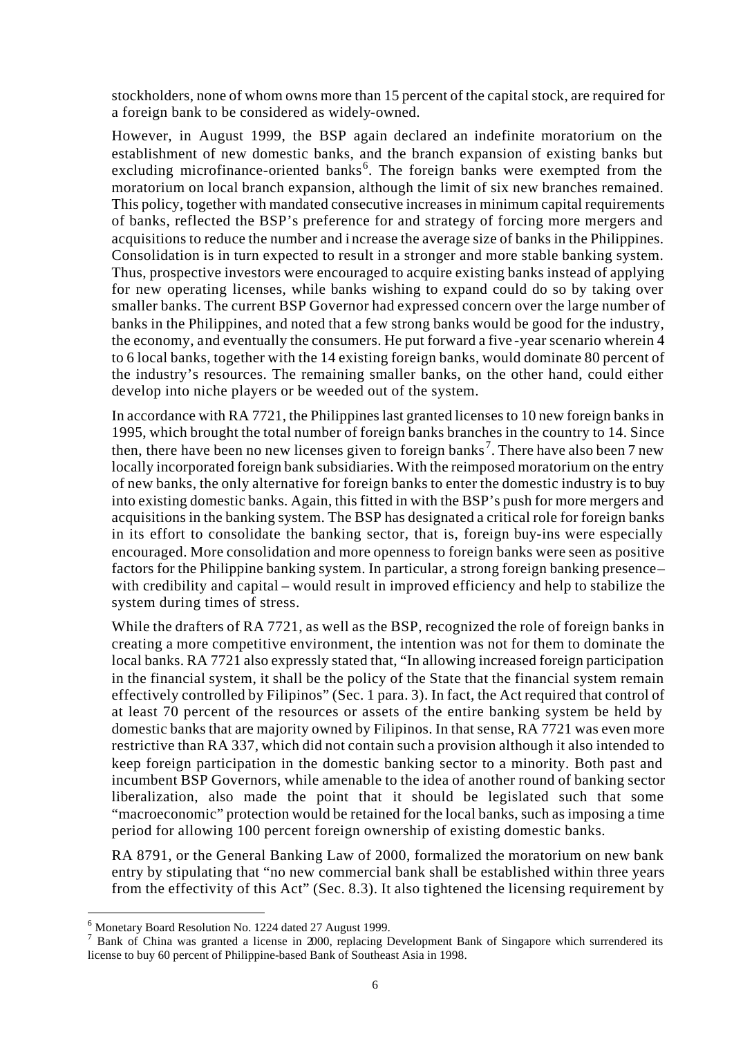stockholders, none of whom owns more than 15 percent of the capital stock, are required for a foreign bank to be considered as widely-owned.

However, in August 1999, the BSP again declared an indefinite moratorium on the establishment of new domestic banks, and the branch expansion of existing banks but excluding microfinance-oriented banks[6]. The foreign banks were exempted from the moratorium on local branch expansion, although the limit of six new branches remained. This policy, together with mandated consecutive increases in minimum capital requirements of banks, reflected the BSP's preference for and strategy of forcing more mergers and acquisitions to reduce the number and increase the average size of banks in the Philippines. Consolidation is in turn expected to result in a stronger and more stable banking system. Thus, prospective investors were encouraged to acquire existing banks instead of applying for new operating licenses, while banks wishing to expand could do so by taking over smaller banks. The current BSP Governor had expressed concern over the large number of banks in the Philippines, and noted that a few strong banks would be good for the industry, the economy, and eventually the consumers. He put forward a five-year scenario wherein 4 to 6 local banks, together with the 14 existing foreign banks, would dominate 80 percent of the industry's resources. The remaining smaller banks, on the other hand, could either develop into niche players or be weeded out of the system.

In accordance with RA 7721, the Philippines last granted licenses to 10 new foreign banks in 1995, which brought the total number of foreign banks branches in the country to 14. Since then, there have been no new licenses given to foreign banks[7]. There have also been 7 new locally incorporated foreign bank subsidiaries. With the reimposed moratorium on the entry of new banks, the only alternative for foreign banks to enter the domestic industry is to buy into existing domestic banks. Again, this fitted in with the BSP's push for more mergers and acquisitions in the banking system. The BSP has designated a critical role for foreign banks in its effort to consolidate the banking sector, that is, foreign buy-ins were especially encouraged. More consolidation and more openness to foreign banks were seen as positive factors for the Philippine banking system. In particular, a strong foreign banking presence – with credibility and capital – would result in improved efficiency and help to stabilize the system during times of stress.

While the drafters of RA 7721, as well as the BSP, recognized the role of foreign banks in creating a more competitive environment, the intention was not for them to dominate the local banks. RA 7721 also expressly stated that, "In allowing increased foreign participation in the financial system, it shall be the policy of the State that the financial system remain effectively controlled by Filipinos" (Sec. 1 para. 3). In fact, the Act required that control of at least 70 percent of the resources or assets of the entire banking system be held by domestic banks that are majority owned by Filipinos. In that sense, RA 7721 was even more restrictive than RA 337, which did not contain such a provision although it also intended to keep foreign participation in the domestic banking sector to a minority. Both past and incumbent BSP Governors, while amenable to the idea of another round of banking sector liberalization, also made the point that it should be legislated such that some "macroeconomic" protection would be retained for the local banks, such as imposing a time period for allowing 100 percent foreign ownership of existing domestic banks.

RA 8791, or the General Banking Law of 2000, formalized the moratorium on new bank entry by stipulating that "no new commercial bank shall be established within three years from the effectivity of this Act" (Sec. 8.3). It also tightened the licensing requirement by

[6] Monetary Board Resolution No. 1224 dated 27 August 1999.

[7] Bank of China was granted a license in 2000, replacing Development Bank of Singapore which surrendered its license to buy 60 percent of Philippine-based Bank of Southeast Asia in 1998.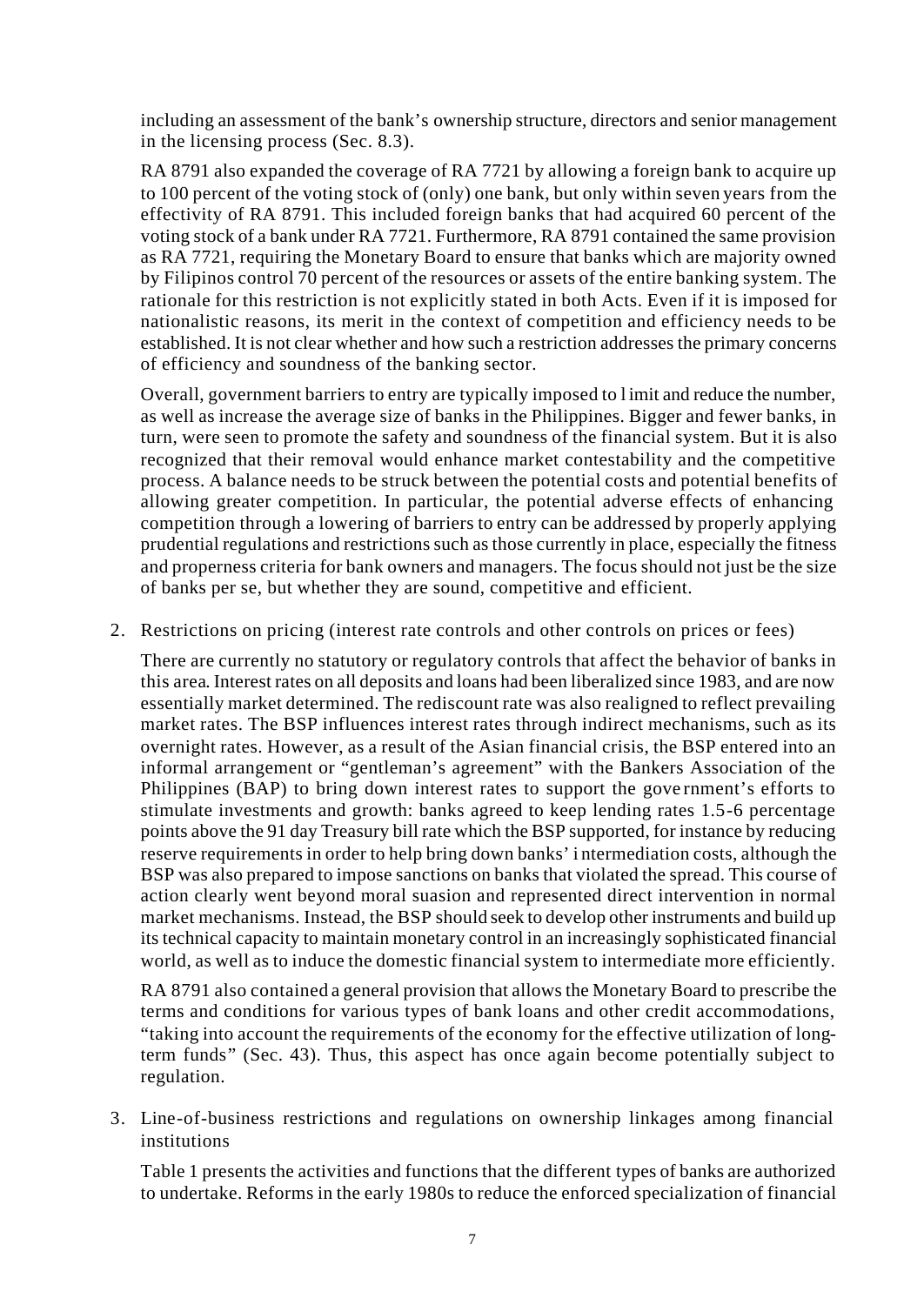including an assessment of the bank's ownership structure, directors and senior management in the licensing process (Sec. 8.3).

RA 8791 also expanded the coverage of RA 7721 by allowing a foreign bank to acquire up to 100 percent of the voting stock of (only) one bank, but only within seven years from the effectivity of RA 8791. This included foreign banks that had acquired 60 percent of the voting stock of a bank under RA 7721. Furthermore, RA 8791 contained the same provision as RA 7721, requiring the Monetary Board to ensure that banks which are majority owned by Filipinos control 70 percent of the resources or assets of the entire banking system. The rationale for this restriction is not explicitly stated in both Acts. Even if it is imposed for nationalistic reasons, its merit in the context of competition and efficiency needs to be established. It is not clear whether and how such a restriction addresses the primary concerns of efficiency and soundness of the banking sector.

Overall, government barriers to entry are typically imposed to limit and reduce the number, as well as increase the average size of banks in the Philippines. Bigger and fewer banks, in turn, were seen to promote the safety and soundness of the financial system. But it is also recognized that their removal would enhance market contestability and the competitive process. A balance needs to be struck between the potential costs and potential benefits of allowing greater competition. In particular, the potential adverse effects of enhancing competition through a lowering of barriers to entry can be addressed by properly applying prudential regulations and restrictions such as those currently in place, especially the fitness and properness criteria for bank owners and managers. The focus should not just be the size of banks per se, but whether they are sound, competitive and efficient.

2. Restrictions on pricing (interest rate controls and other controls on prices or fees)

   There are currently no statutory or regulatory controls that affect the behavior of banks in this area. Interest rates on all deposits and loans had been liberalized since 1983, and are now essentially market determined. The rediscount rate was also realigned to reflect prevailing market rates. The BSP influences interest rates through indirect mechanisms, such as its overnight rates. However, as a result of the Asian financial crisis, the BSP entered into an informal arrangement or "gentleman's agreement" with the Bankers Association of the Philippines (BAP) to bring down interest rates to support the government's efforts to stimulate investments and growth: banks agreed to keep lending rates 1.5-6 percentage points above the 91 day Treasury bill rate which the BSP supported, for instance by reducing reserve requirements in order to help bring down banks' intermediation costs, although the BSP was also prepared to impose sanctions on banks that violated the spread. This course of action clearly went beyond moral suasion and represented direct intervention in normal market mechanisms. Instead, the BSP should seek to develop other instruments and build up its technical capacity to maintain monetary control in an increasingly sophisticated financial world, as well as to induce the domestic financial system to intermediate more efficiently.

   RA 8791 also contained a general provision that allows the Monetary Board to prescribe the terms and conditions for various types of bank loans and other credit accommodations, "taking into account the requirements of the economy for the effective utilization of long-term funds" (Sec. 43). Thus, this aspect has once again become potentially subject to regulation.

3. Line-of-business restrictions and regulations on ownership linkages among financial institutions

   Table 1 presents the activities and functions that the different types of banks are authorized to undertake. Reforms in the early 1980s to reduce the enforced specialization of financial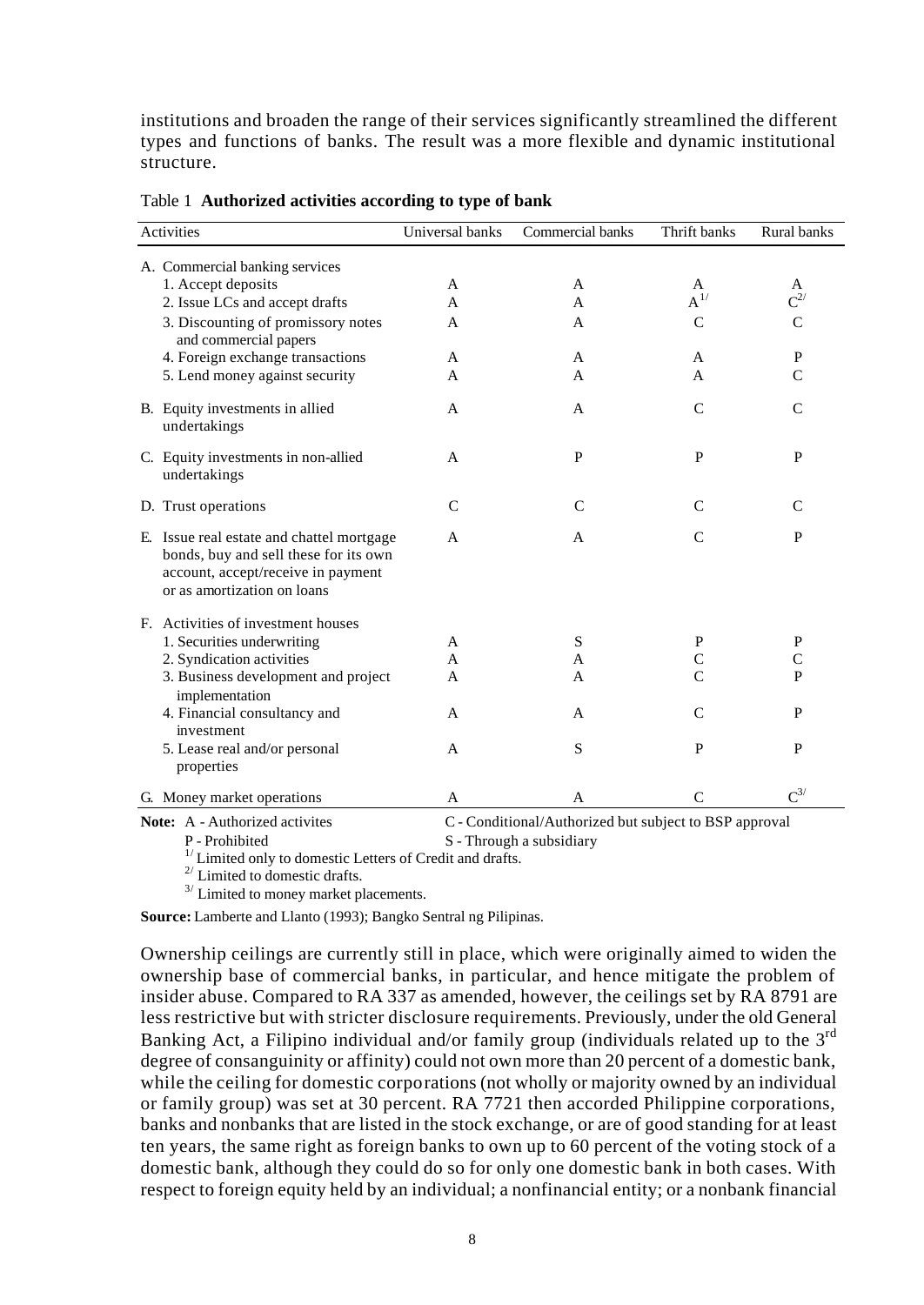institutions and broaden the range of their services significantly streamlined the different types and functions of banks. The result was a more flexible and dynamic institutional structure.

Table 1 **Authorized activities according to type of bank**

| Activities | Universal banks | Commercial banks | Thrift banks | Rural banks |
|---|---|---|---|---|
| A. Commercial banking services | | | | |
| 1. Accept deposits | A | A | A | A |
| 2. Issue LCs and accept drafts | A | A | A[1/] | C[2/] |
| 3. Discounting of promissory notes and commercial papers | A | A | C | C |
| 4. Foreign exchange transactions | A | A | A | P |
| 5. Lend money against security | A | A | A | C |
| B. Equity investments in allied undertakings | A | A | C | C |
| C. Equity investments in non-allied undertakings | A | P | P | P |
| D. Trust operations | C | C | C | C |
| E. Issue real estate and chattel mortgage bonds, buy and sell these for its own account, accept/receive in payment or as amortization on loans | A | A | C | P |
| F. Activities of investment houses | | | | |
| 1. Securities underwriting | A | S | P | P |
| 2. Syndication activities | A | A | C | C |
| 3. Business development and project implementation | A | A | C | P |
| 4. Financial consultancy and investment | A | A | C | P |
| 5. Lease real and/or personal properties | A | S | P | P |
| G. Money market operations | A | A | C | C[3/] |

**Note:** A - Authorized activites; C - Conditional/Authorized but subject to BSP approval; P - Prohibited; S - Through a subsidiary

[1/] Limited only to domestic Letters of Credit and drafts.

[2/] Limited to domestic drafts.

[3/] Limited to money market placements.

**Source:** Lamberte and Llanto (1993); Bangko Sentral ng Pilipinas.

Ownership ceilings are currently still in place, which were originally aimed to widen the ownership base of commercial banks, in particular, and hence mitigate the problem of insider abuse. Compared to RA 337 as amended, however, the ceilings set by RA 8791 are less restrictive but with stricter disclosure requirements. Previously, under the old General Banking Act, a Filipino individual and/or family group (individuals related up to the 3rd degree of consanguinity or affinity) could not own more than 20 percent of a domestic bank, while the ceiling for domestic corporations (not wholly or majority owned by an individual or family group) was set at 30 percent. RA 7721 then accorded Philippine corporations, banks and nonbanks that are listed in the stock exchange, or are of good standing for at least ten years, the same right as foreign banks to own up to 60 percent of the voting stock of a domestic bank, although they could do so for only one domestic bank in both cases. With respect to foreign equity held by an individual; a nonfinancial entity; or a nonbank financial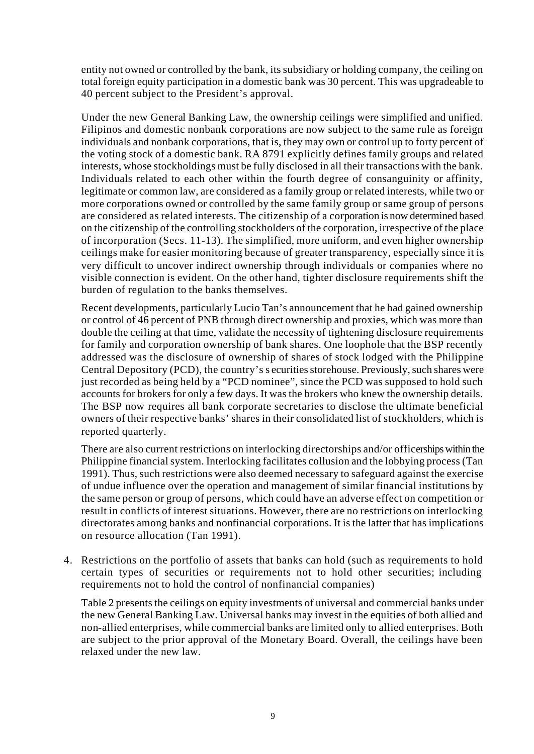entity not owned or controlled by the bank, its subsidiary or holding company, the ceiling on total foreign equity participation in a domestic bank was 30 percent. This was upgradeable to 40 percent subject to the President's approval.

Under the new General Banking Law, the ownership ceilings were simplified and unified. Filipinos and domestic nonbank corporations are now subject to the same rule as foreign individuals and nonbank corporations, that is, they may own or control up to forty percent of the voting stock of a domestic bank. RA 8791 explicitly defines family groups and related interests, whose stockholdings must be fully disclosed in all their transactions with the bank. Individuals related to each other within the fourth degree of consanguinity or affinity, legitimate or common law, are considered as a family group or related interests, while two or more corporations owned or controlled by the same family group or same group of persons are considered as related interests. The citizenship of a corporation is now determined based on the citizenship of the controlling stockholders of the corporation, irrespective of the place of incorporation (Secs. 11-13). The simplified, more uniform, and even higher ownership ceilings make for easier monitoring because of greater transparency, especially since it is very difficult to uncover indirect ownership through individuals or companies where no visible connection is evident. On the other hand, tighter disclosure requirements shift the burden of regulation to the banks themselves.

Recent developments, particularly Lucio Tan's announcement that he had gained ownership or control of 46 percent of PNB through direct ownership and proxies, which was more than double the ceiling at that time, validate the necessity of tightening disclosure requirements for family and corporation ownership of bank shares. One loophole that the BSP recently addressed was the disclosure of ownership of shares of stock lodged with the Philippine Central Depository (PCD), the country's s ecurities storehouse. Previously, such shares were just recorded as being held by a "PCD nominee", since the PCD was supposed to hold such accounts for brokers for only a few days. It was the brokers who knew the ownership details. The BSP now requires all bank corporate secretaries to disclose the ultimate beneficial owners of their respective banks' shares in their consolidated list of stockholders, which is reported quarterly.

There are also current restrictions on interlocking directorships and/or officerships within the Philippine financial system. Interlocking facilitates collusion and the lobbying process (Tan 1991). Thus, such restrictions were also deemed necessary to safeguard against the exercise of undue influence over the operation and management of similar financial institutions by the same person or group of persons, which could have an adverse effect on competition or result in conflicts of interest situations. However, there are no restrictions on interlocking directorates among banks and nonfinancial corporations. It is the latter that has implications on resource allocation (Tan 1991).

4. Restrictions on the portfolio of assets that banks can hold (such as requirements to hold certain types of securities or requirements not to hold other securities; including requirements not to hold the control of nonfinancial companies)

   Table 2 presents the ceilings on equity investments of universal and commercial banks under the new General Banking Law. Universal banks may invest in the equities of both allied and non-allied enterprises, while commercial banks are limited only to allied enterprises. Both are subject to the prior approval of the Monetary Board. Overall, the ceilings have been relaxed under the new law.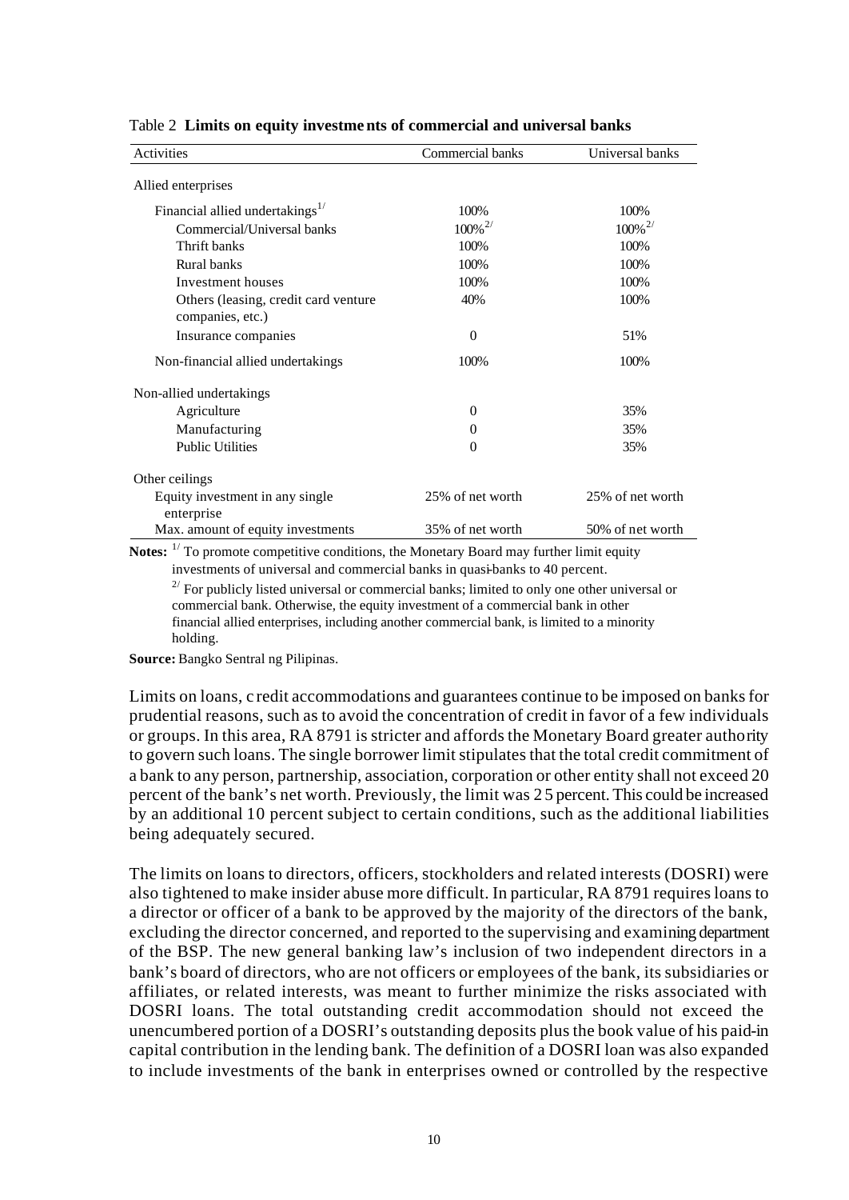Table 2 **Limits on equity investments of commercial and universal banks**

| Activities | Commercial banks | Universal banks |
|---|---|---|
| Allied enterprises | | |
| Financial allied undertakings[1/] | 100% | 100% |
| Commercial/Universal banks | 100%[2/] | 100%[2/] |
| Thrift banks | 100% | 100% |
| Rural banks | 100% | 100% |
| Investment houses | 100% | 100% |
| Others (leasing, credit card venture companies, etc.) | 40% | 100% |
| Insurance companies | 0 | 51% |
| Non-financial allied undertakings | 100% | 100% |
| Non-allied undertakings | | |
| Agriculture | 0 | 35% |
| Manufacturing | 0 | 35% |
| Public Utilities | 0 | 35% |
| Other ceilings | | |
| Equity investment in any single enterprise | 25% of net worth | 25% of net worth |
| Max. amount of equity investments | 35% of net worth | 50% of net worth |

**Notes:** [1/] To promote competitive conditions, the Monetary Board may further limit equity investments of universal and commercial banks in quasi-banks to 40 percent.

[2/] For publicly listed universal or commercial banks; limited to only one other universal or commercial bank. Otherwise, the equity investment of a commercial bank in other financial allied enterprises, including another commercial bank, is limited to a minority holding.

**Source:** Bangko Sentral ng Pilipinas.

Limits on loans, credit accommodations and guarantees continue to be imposed on banks for prudential reasons, such as to avoid the concentration of credit in favor of a few individuals or groups. In this area, RA 8791 is stricter and affords the Monetary Board greater authority to govern such loans. The single borrower limit stipulates that the total credit commitment of a bank to any person, partnership, association, corporation or other entity shall not exceed 20 percent of the bank's net worth. Previously, the limit was 25 percent. This could be increased by an additional 10 percent subject to certain conditions, such as the additional liabilities being adequately secured.

The limits on loans to directors, officers, stockholders and related interests (DOSRI) were also tightened to make insider abuse more difficult. In particular, RA 8791 requires loans to a director or officer of a bank to be approved by the majority of the directors of the bank, excluding the director concerned, and reported to the supervising and examining department of the BSP. The new general banking law's inclusion of two independent directors in a bank's board of directors, who are not officers or employees of the bank, its subsidiaries or affiliates, or related interests, was meant to further minimize the risks associated with DOSRI loans. The total outstanding credit accommodation should not exceed the unencumbered portion of a DOSRI's outstanding deposits plus the book value of his paid-in capital contribution in the lending bank. The definition of a DOSRI loan was also expanded to include investments of the bank in enterprises owned or controlled by the respective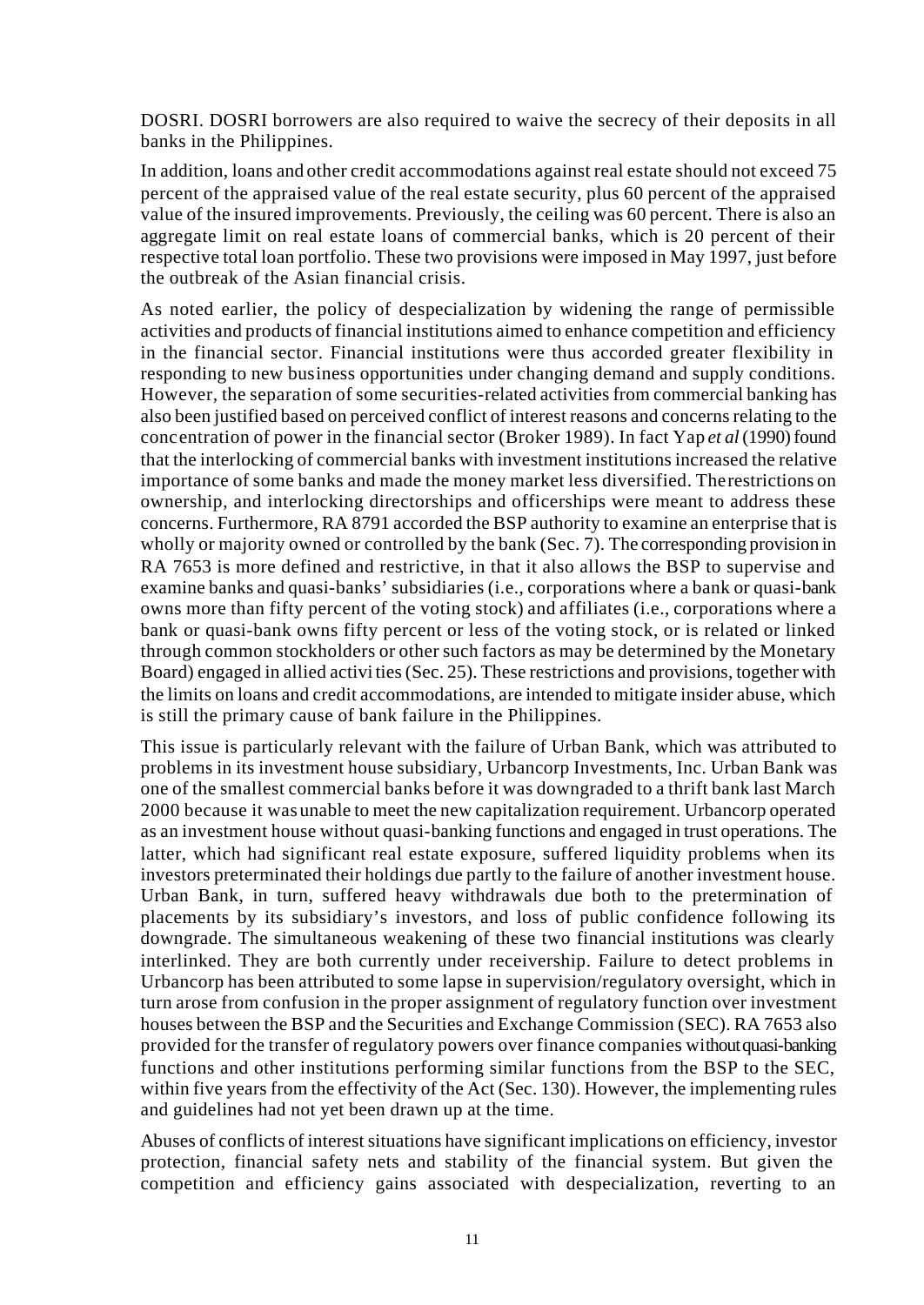DOSRI. DOSRI borrowers are also required to waive the secrecy of their deposits in all banks in the Philippines.

In addition, loans and other credit accommodations against real estate should not exceed 75 percent of the appraised value of the real estate security, plus 60 percent of the appraised value of the insured improvements. Previously, the ceiling was 60 percent. There is also an aggregate limit on real estate loans of commercial banks, which is 20 percent of their respective total loan portfolio. These two provisions were imposed in May 1997, just before the outbreak of the Asian financial crisis.

As noted earlier, the policy of despecialization by widening the range of permissible activities and products of financial institutions aimed to enhance competition and efficiency in the financial sector. Financial institutions were thus accorded greater flexibility in responding to new business opportunities under changing demand and supply conditions. However, the separation of some securities-related activities from commercial banking has also been justified based on perceived conflict of interest reasons and concerns relating to the concentration of power in the financial sector (Broker 1989). In fact Yap *et al* (1990) found that the interlocking of commercial banks with investment institutions increased the relative importance of some banks and made the money market less diversified. The restrictions on ownership, and interlocking directorships and officerships were meant to address these concerns. Furthermore, RA 8791 accorded the BSP authority to examine an enterprise that is wholly or majority owned or controlled by the bank (Sec. 7). The corresponding provision in RA 7653 is more defined and restrictive, in that it also allows the BSP to supervise and examine banks and quasi-banks' subsidiaries (i.e., corporations where a bank or quasi-bank owns more than fifty percent of the voting stock) and affiliates (i.e., corporations where a bank or quasi-bank owns fifty percent or less of the voting stock, or is related or linked through common stockholders or other such factors as may be determined by the Monetary Board) engaged in allied activities (Sec. 25). These restrictions and provisions, together with the limits on loans and credit accommodations, are intended to mitigate insider abuse, which is still the primary cause of bank failure in the Philippines.

This issue is particularly relevant with the failure of Urban Bank, which was attributed to problems in its investment house subsidiary, Urbancorp Investments, Inc. Urban Bank was one of the smallest commercial banks before it was downgraded to a thrift bank last March 2000 because it was unable to meet the new capitalization requirement. Urbancorp operated as an investment house without quasi-banking functions and engaged in trust operations. The latter, which had significant real estate exposure, suffered liquidity problems when its investors preterminated their holdings due partly to the failure of another investment house. Urban Bank, in turn, suffered heavy withdrawals due both to the pretermination of placements by its subsidiary's investors, and loss of public confidence following its downgrade. The simultaneous weakening of these two financial institutions was clearly interlinked. They are both currently under receivership. Failure to detect problems in Urbancorp has been attributed to some lapse in supervision/regulatory oversight, which in turn arose from confusion in the proper assignment of regulatory function over investment houses between the BSP and the Securities and Exchange Commission (SEC). RA 7653 also provided for the transfer of regulatory powers over finance companies without quasi-banking functions and other institutions performing similar functions from the BSP to the SEC, within five years from the effectivity of the Act (Sec. 130). However, the implementing rules and guidelines had not yet been drawn up at the time.

Abuses of conflicts of interest situations have significant implications on efficiency, investor protection, financial safety nets and stability of the financial system. But given the competition and efficiency gains associated with despecialization, reverting to an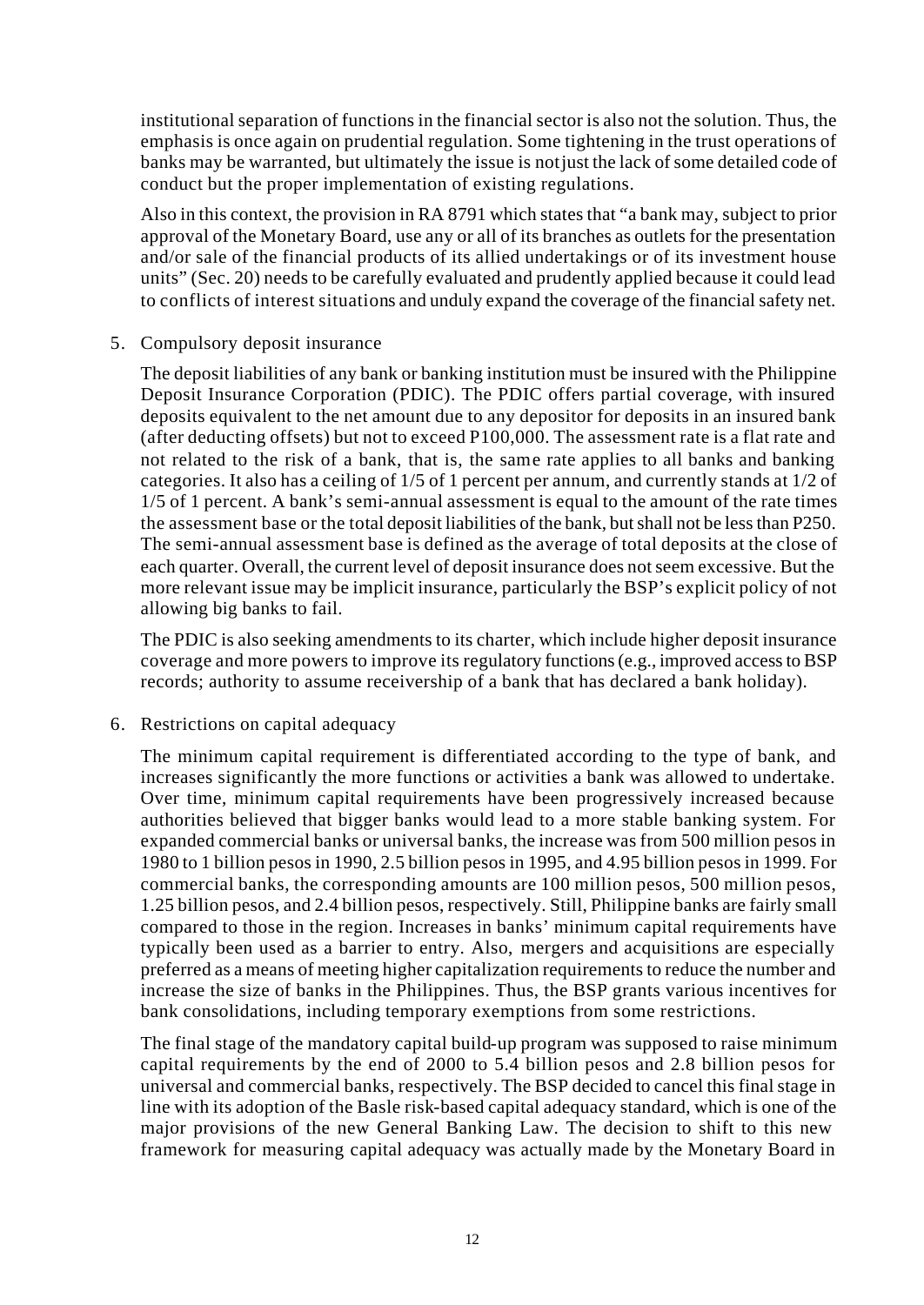institutional separation of functions in the financial sector is also not the solution. Thus, the emphasis is once again on prudential regulation. Some tightening in the trust operations of banks may be warranted, but ultimately the issue is not just the lack of some detailed code of conduct but the proper implementation of existing regulations.

Also in this context, the provision in RA 8791 which states that "a bank may, subject to prior approval of the Monetary Board, use any or all of its branches as outlets for the presentation and/or sale of the financial products of its allied undertakings or of its investment house units" (Sec. 20) needs to be carefully evaluated and prudently applied because it could lead to conflicts of interest situations and unduly expand the coverage of the financial safety net.

5. Compulsory deposit insurance

   The deposit liabilities of any bank or banking institution must be insured with the Philippine Deposit Insurance Corporation (PDIC). The PDIC offers partial coverage, with insured deposits equivalent to the net amount due to any depositor for deposits in an insured bank (after deducting offsets) but not to exceed P100,000. The assessment rate is a flat rate and not related to the risk of a bank, that is, the same rate applies to all banks and banking categories. It also has a ceiling of 1/5 of 1 percent per annum, and currently stands at 1/2 of 1/5 of 1 percent. A bank's semi-annual assessment is equal to the amount of the rate times the assessment base or the total deposit liabilities of the bank, but shall not be less than P250. The semi-annual assessment base is defined as the average of total deposits at the close of each quarter. Overall, the current level of deposit insurance does not seem excessive. But the more relevant issue may be implicit insurance, particularly the BSP's explicit policy of not allowing big banks to fail.

   The PDIC is also seeking amendments to its charter, which include higher deposit insurance coverage and more powers to improve its regulatory functions (e.g., improved access to BSP records; authority to assume receivership of a bank that has declared a bank holiday).

6. Restrictions on capital adequacy

   The minimum capital requirement is differentiated according to the type of bank, and increases significantly the more functions or activities a bank was allowed to undertake. Over time, minimum capital requirements have been progressively increased because authorities believed that bigger banks would lead to a more stable banking system. For expanded commercial banks or universal banks, the increase was from 500 million pesos in 1980 to 1 billion pesos in 1990, 2.5 billion pesos in 1995, and 4.95 billion pesos in 1999. For commercial banks, the corresponding amounts are 100 million pesos, 500 million pesos, 1.25 billion pesos, and 2.4 billion pesos, respectively. Still, Philippine banks are fairly small compared to those in the region. Increases in banks' minimum capital requirements have typically been used as a barrier to entry. Also, mergers and acquisitions are especially preferred as a means of meeting higher capitalization requirements to reduce the number and increase the size of banks in the Philippines. Thus, the BSP grants various incentives for bank consolidations, including temporary exemptions from some restrictions.

   The final stage of the mandatory capital build-up program was supposed to raise minimum capital requirements by the end of 2000 to 5.4 billion pesos and 2.8 billion pesos for universal and commercial banks, respectively. The BSP decided to cancel this final stage in line with its adoption of the Basle risk-based capital adequacy standard, which is one of the major provisions of the new General Banking Law. The decision to shift to this new framework for measuring capital adequacy was actually made by the Monetary Board in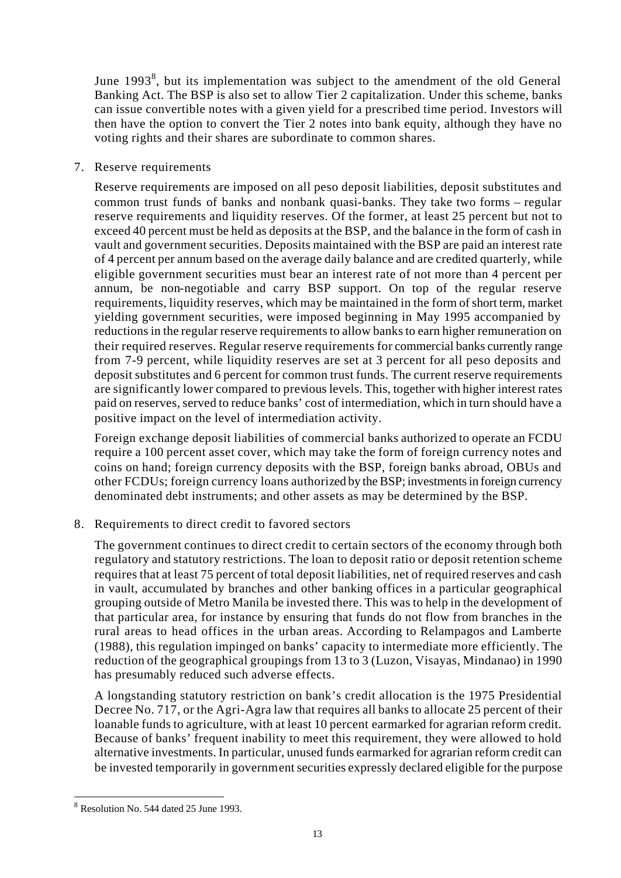June 1993[8], but its implementation was subject to the amendment of the old General Banking Act. The BSP is also set to allow Tier 2 capitalization. Under this scheme, banks can issue convertible notes with a given yield for a prescribed time period. Investors will then have the option to convert the Tier 2 notes into bank equity, although they have no voting rights and their shares are subordinate to common shares.

7. Reserve requirements

   Reserve requirements are imposed on all peso deposit liabilities, deposit substitutes and common trust funds of banks and nonbank quasi-banks. They take two forms – regular reserve requirements and liquidity reserves. Of the former, at least 25 percent but not to exceed 40 percent must be held as deposits at the BSP, and the balance in the form of cash in vault and government securities. Deposits maintained with the BSP are paid an interest rate of 4 percent per annum based on the average daily balance and are credited quarterly, while eligible government securities must bear an interest rate of not more than 4 percent per annum, be non-negotiable and carry BSP support. On top of the regular reserve requirements, liquidity reserves, which may be maintained in the form of short term, market yielding government securities, were imposed beginning in May 1995 accompanied by reductions in the regular reserve requirements to allow banks to earn higher remuneration on their required reserves. Regular reserve requirements for commercial banks currently range from 7-9 percent, while liquidity reserves are set at 3 percent for all peso deposits and deposit substitutes and 6 percent for common trust funds. The current reserve requirements are significantly lower compared to previous levels. This, together with higher interest rates paid on reserves, served to reduce banks' cost of intermediation, which in turn should have a positive impact on the level of intermediation activity.

   Foreign exchange deposit liabilities of commercial banks authorized to operate an FCDU require a 100 percent asset cover, which may take the form of foreign currency notes and coins on hand; foreign currency deposits with the BSP, foreign banks abroad, OBUs and other FCDUs; foreign currency loans authorized by the BSP; investments in foreign currency denominated debt instruments; and other assets as may be determined by the BSP.

8. Requirements to direct credit to favored sectors

   The government continues to direct credit to certain sectors of the economy through both regulatory and statutory restrictions. The loan to deposit ratio or deposit retention scheme requires that at least 75 percent of total deposit liabilities, net of required reserves and cash in vault, accumulated by branches and other banking offices in a particular geographical grouping outside of Metro Manila be invested there. This was to help in the development of that particular area, for instance by ensuring that funds do not flow from branches in the rural areas to head offices in the urban areas. According to Relampagos and Lamberte (1988), this regulation impinged on banks' capacity to intermediate more efficiently. The reduction of the geographical groupings from 13 to 3 (Luzon, Visayas, Mindanao) in 1990 has presumably reduced such adverse effects.

   A longstanding statutory restriction on bank's credit allocation is the 1975 Presidential Decree No. 717, or the Agri-Agra law that requires all banks to allocate 25 percent of their loanable funds to agriculture, with at least 10 percent earmarked for agrarian reform credit. Because of banks' frequent inability to meet this requirement, they were allowed to hold alternative investments. In particular, unused funds earmarked for agrarian reform credit can be invested temporarily in government securities expressly declared eligible for the purpose

[8] Resolution No. 544 dated 25 June 1993.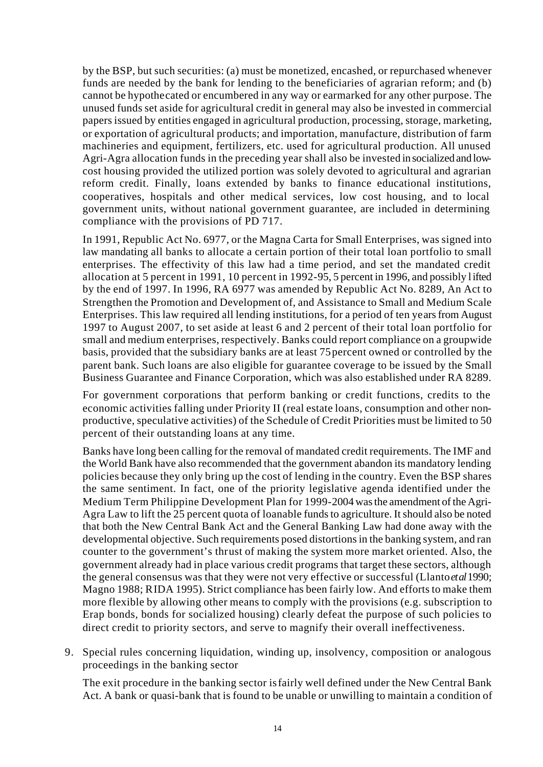by the BSP, but such securities: (a) must be monetized, encashed, or repurchased whenever funds are needed by the bank for lending to the beneficiaries of agrarian reform; and (b) cannot be hypothecated or encumbered in any way or earmarked for any other purpose. The unused funds set aside for agricultural credit in general may also be invested in commercial papers issued by entities engaged in agricultural production, processing, storage, marketing, or exportation of agricultural products; and importation, manufacture, distribution of farm machineries and equipment, fertilizers, etc. used for agricultural production. All unused Agri-Agra allocation funds in the preceding year shall also be invested in socialized and low-cost housing provided the utilized portion was solely devoted to agricultural and agrarian reform credit. Finally, loans extended by banks to finance educational institutions, cooperatives, hospitals and other medical services, low cost housing, and to local government units, without national government guarantee, are included in determining compliance with the provisions of PD 717.

In 1991, Republic Act No. 6977, or the Magna Carta for Small Enterprises, was signed into law mandating all banks to allocate a certain portion of their total loan portfolio to small enterprises. The effectivity of this law had a time period, and set the mandated credit allocation at 5 percent in 1991, 10 percent in 1992-95, 5 percent in 1996, and possibly lifted by the end of 1997. In 1996, RA 6977 was amended by Republic Act No. 8289, An Act to Strengthen the Promotion and Development of, and Assistance to Small and Medium Scale Enterprises. This law required all lending institutions, for a period of ten years from August 1997 to August 2007, to set aside at least 6 and 2 percent of their total loan portfolio for small and medium enterprises, respectively. Banks could report compliance on a groupwide basis, provided that the subsidiary banks are at least 75 percent owned or controlled by the parent bank. Such loans are also eligible for guarantee coverage to be issued by the Small Business Guarantee and Finance Corporation, which was also established under RA 8289.

For government corporations that perform banking or credit functions, credits to the economic activities falling under Priority II (real estate loans, consumption and other non-productive, speculative activities) of the Schedule of Credit Priorities must be limited to 50 percent of their outstanding loans at any time.

Banks have long been calling for the removal of mandated credit requirements. The IMF and the World Bank have also recommended that the government abandon its mandatory lending policies because they only bring up the cost of lending in the country. Even the BSP shares the same sentiment. In fact, one of the priority legislative agenda identified under the Medium Term Philippine Development Plan for 1999-2004 was the amendment of the Agri-Agra Law to lift the 25 percent quota of loanable funds to agriculture. It should also be noted that both the New Central Bank Act and the General Banking Law had done away with the developmental objective. Such requirements posed distortions in the banking system, and ran counter to the government's thrust of making the system more market oriented. Also, the government already had in place various credit programs that target these sectors, although the general consensus was that they were not very effective or successful (Llanto *et al* 1990; Magno 1988; RIDA 1995). Strict compliance has been fairly low. And efforts to make them more flexible by allowing other means to comply with the provisions (e.g. subscription to Erap bonds, bonds for socialized housing) clearly defeat the purpose of such policies to direct credit to priority sectors, and serve to magnify their overall ineffectiveness.

9. Special rules concerning liquidation, winding up, insolvency, composition or analogous proceedings in the banking sector

The exit procedure in the banking sector is fairly well defined under the New Central Bank Act. A bank or quasi-bank that is found to be unable or unwilling to maintain a condition of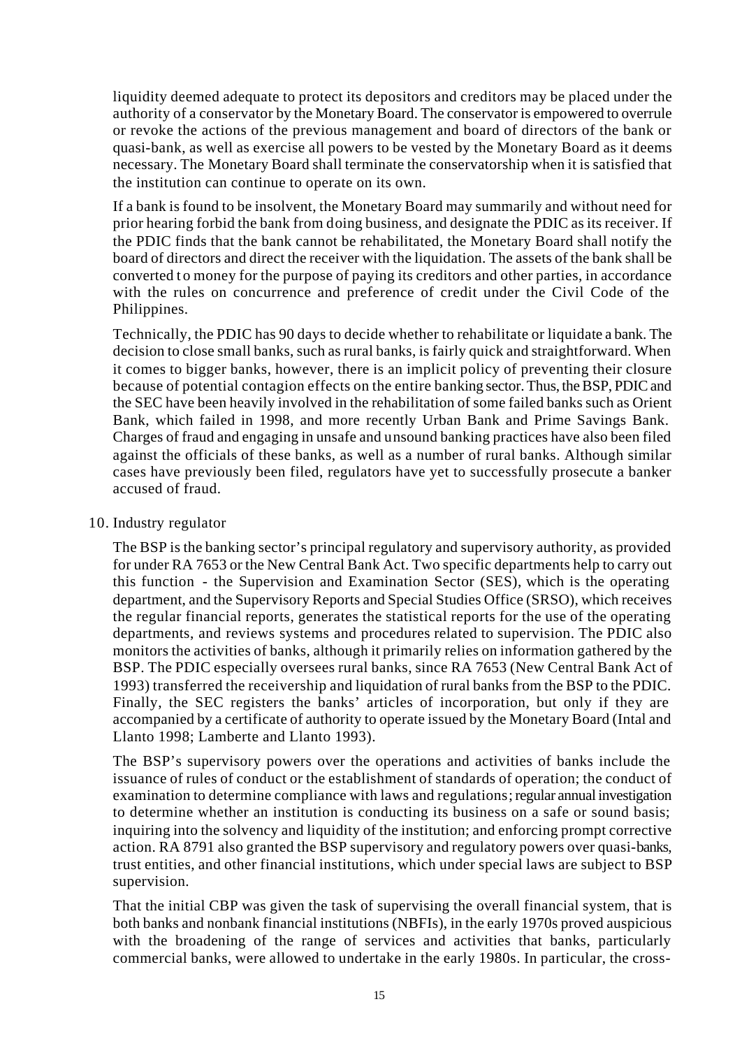liquidity deemed adequate to protect its depositors and creditors may be placed under the authority of a conservator by the Monetary Board. The conservator is empowered to overrule or revoke the actions of the previous management and board of directors of the bank or quasi-bank, as well as exercise all powers to be vested by the Monetary Board as it deems necessary. The Monetary Board shall terminate the conservatorship when it is satisfied that the institution can continue to operate on its own.

If a bank is found to be insolvent, the Monetary Board may summarily and without need for prior hearing forbid the bank from doing business, and designate the PDIC as its receiver. If the PDIC finds that the bank cannot be rehabilitated, the Monetary Board shall notify the board of directors and direct the receiver with the liquidation. The assets of the bank shall be converted to money for the purpose of paying its creditors and other parties, in accordance with the rules on concurrence and preference of credit under the Civil Code of the Philippines.

Technically, the PDIC has 90 days to decide whether to rehabilitate or liquidate a bank. The decision to close small banks, such as rural banks, is fairly quick and straightforward. When it comes to bigger banks, however, there is an implicit policy of preventing their closure because of potential contagion effects on the entire banking sector. Thus, the BSP, PDIC and the SEC have been heavily involved in the rehabilitation of some failed banks such as Orient Bank, which failed in 1998, and more recently Urban Bank and Prime Savings Bank. Charges of fraud and engaging in unsafe and unsound banking practices have also been filed against the officials of these banks, as well as a number of rural banks. Although similar cases have previously been filed, regulators have yet to successfully prosecute a banker accused of fraud.

10. Industry regulator

The BSP is the banking sector's principal regulatory and supervisory authority, as provided for under RA 7653 or the New Central Bank Act. Two specific departments help to carry out this function - the Supervision and Examination Sector (SES), which is the operating department, and the Supervisory Reports and Special Studies Office (SRSO), which receives the regular financial reports, generates the statistical reports for the use of the operating departments, and reviews systems and procedures related to supervision. The PDIC also monitors the activities of banks, although it primarily relies on information gathered by the BSP. The PDIC especially oversees rural banks, since RA 7653 (New Central Bank Act of 1993) transferred the receivership and liquidation of rural banks from the BSP to the PDIC. Finally, the SEC registers the banks' articles of incorporation, but only if they are accompanied by a certificate of authority to operate issued by the Monetary Board (Intal and Llanto 1998; Lamberte and Llanto 1993).

The BSP's supervisory powers over the operations and activities of banks include the issuance of rules of conduct or the establishment of standards of operation; the conduct of examination to determine compliance with laws and regulations; regular annual investigation to determine whether an institution is conducting its business on a safe or sound basis; inquiring into the solvency and liquidity of the institution; and enforcing prompt corrective action. RA 8791 also granted the BSP supervisory and regulatory powers over quasi-banks, trust entities, and other financial institutions, which under special laws are subject to BSP supervision.

That the initial CBP was given the task of supervising the overall financial system, that is both banks and nonbank financial institutions (NBFIs), in the early 1970s proved auspicious with the broadening of the range of services and activities that banks, particularly commercial banks, were allowed to undertake in the early 1980s. In particular, the cross-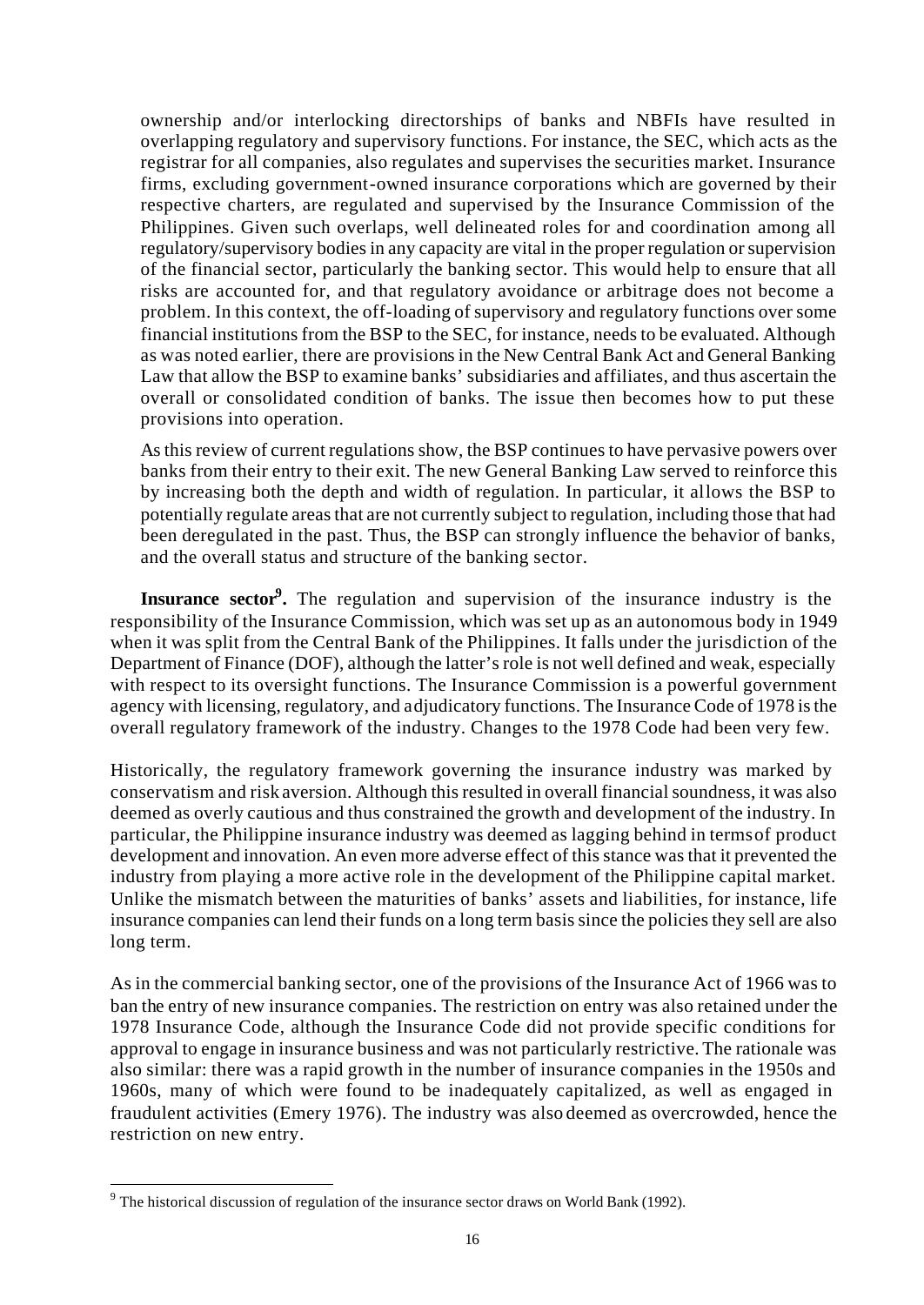ownership and/or interlocking directorships of banks and NBFIs have resulted in overlapping regulatory and supervisory functions. For instance, the SEC, which acts as the registrar for all companies, also regulates and supervises the securities market. Insurance firms, excluding government-owned insurance corporations which are governed by their respective charters, are regulated and supervised by the Insurance Commission of the Philippines. Given such overlaps, well delineated roles for and coordination among all regulatory/supervisory bodies in any capacity are vital in the proper regulation or supervision of the financial sector, particularly the banking sector. This would help to ensure that all risks are accounted for, and that regulatory avoidance or arbitrage does not become a problem. In this context, the off-loading of supervisory and regulatory functions over some financial institutions from the BSP to the SEC, for instance, needs to be evaluated. Although as was noted earlier, there are provisions in the New Central Bank Act and General Banking Law that allow the BSP to examine banks' subsidiaries and affiliates, and thus ascertain the overall or consolidated condition of banks. The issue then becomes how to put these provisions into operation.

As this review of current regulations show, the BSP continues to have pervasive powers over banks from their entry to their exit. The new General Banking Law served to reinforce this by increasing both the depth and width of regulation. In particular, it allows the BSP to potentially regulate areas that are not currently subject to regulation, including those that had been deregulated in the past. Thus, the BSP can strongly influence the behavior of banks, and the overall status and structure of the banking sector.

**Insurance sector[9].** The regulation and supervision of the insurance industry is the responsibility of the Insurance Commission, which was set up as an autonomous body in 1949 when it was split from the Central Bank of the Philippines. It falls under the jurisdiction of the Department of Finance (DOF), although the latter's role is not well defined and weak, especially with respect to its oversight functions. The Insurance Commission is a powerful government agency with licensing, regulatory, and adjudicatory functions. The Insurance Code of 1978 is the overall regulatory framework of the industry. Changes to the 1978 Code had been very few.

Historically, the regulatory framework governing the insurance industry was marked by conservatism and risk aversion. Although this resulted in overall financial soundness, it was also deemed as overly cautious and thus constrained the growth and development of the industry. In particular, the Philippine insurance industry was deemed as lagging behind in terms of product development and innovation. An even more adverse effect of this stance was that it prevented the industry from playing a more active role in the development of the Philippine capital market. Unlike the mismatch between the maturities of banks' assets and liabilities, for instance, life insurance companies can lend their funds on a long term basis since the policies they sell are also long term.

As in the commercial banking sector, one of the provisions of the Insurance Act of 1966 was to ban the entry of new insurance companies. The restriction on entry was also retained under the 1978 Insurance Code, although the Insurance Code did not provide specific conditions for approval to engage in insurance business and was not particularly restrictive. The rationale was also similar: there was a rapid growth in the number of insurance companies in the 1950s and 1960s, many of which were found to be inadequately capitalized, as well as engaged in fraudulent activities (Emery 1976). The industry was also deemed as overcrowded, hence the restriction on new entry.

[9] The historical discussion of regulation of the insurance sector draws on World Bank (1992).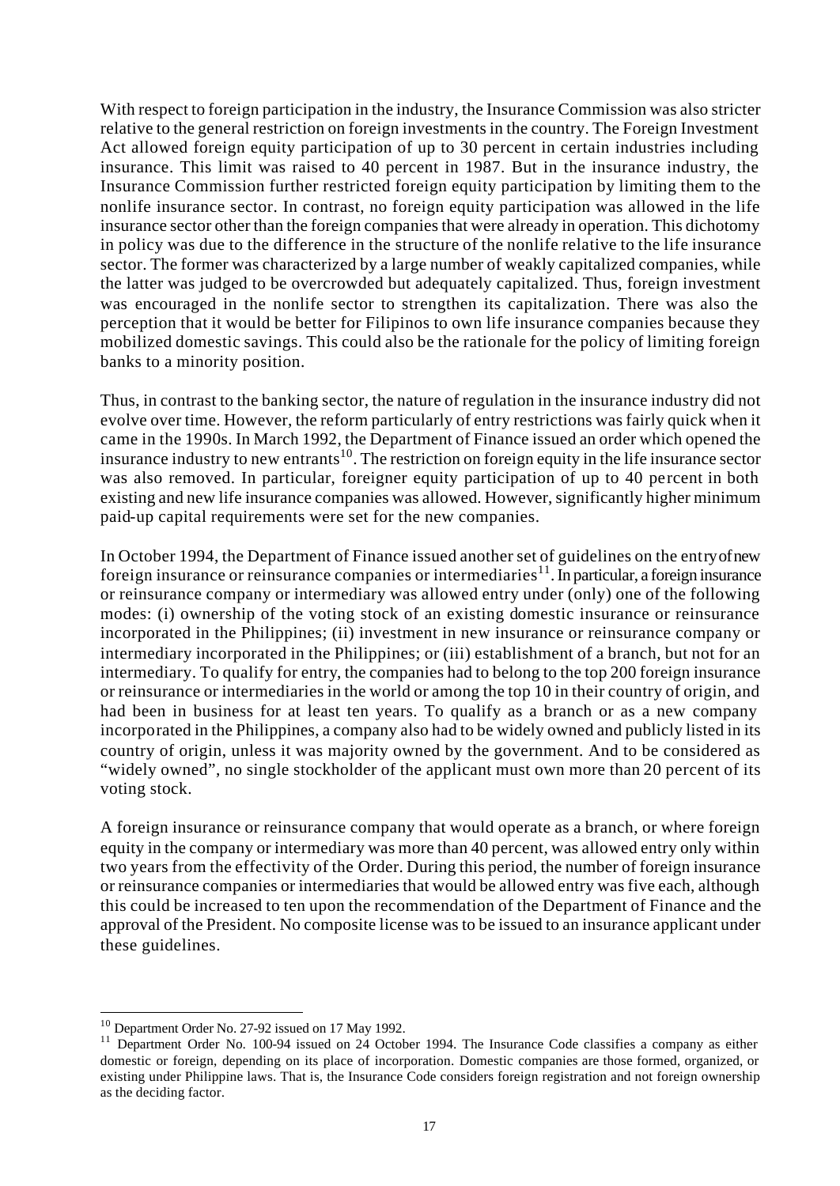With respect to foreign participation in the industry, the Insurance Commission was also stricter relative to the general restriction on foreign investments in the country. The Foreign Investment Act allowed foreign equity participation of up to 30 percent in certain industries including insurance. This limit was raised to 40 percent in 1987. But in the insurance industry, the Insurance Commission further restricted foreign equity participation by limiting them to the nonlife insurance sector. In contrast, no foreign equity participation was allowed in the life insurance sector other than the foreign companies that were already in operation. This dichotomy in policy was due to the difference in the structure of the nonlife relative to the life insurance sector. The former was characterized by a large number of weakly capitalized companies, while the latter was judged to be overcrowded but adequately capitalized. Thus, foreign investment was encouraged in the nonlife sector to strengthen its capitalization. There was also the perception that it would be better for Filipinos to own life insurance companies because they mobilized domestic savings. This could also be the rationale for the policy of limiting foreign banks to a minority position.

Thus, in contrast to the banking sector, the nature of regulation in the insurance industry did not evolve over time. However, the reform particularly of entry restrictions was fairly quick when it came in the 1990s. In March 1992, the Department of Finance issued an order which opened the insurance industry to new entrants[10]. The restriction on foreign equity in the life insurance sector was also removed. In particular, foreigner equity participation of up to 40 percent in both existing and new life insurance companies was allowed. However, significantly higher minimum paid-up capital requirements were set for the new companies.

In October 1994, the Department of Finance issued another set of guidelines on the entry of new foreign insurance or reinsurance companies or intermediaries[11]. In particular, a foreign insurance or reinsurance company or intermediary was allowed entry under (only) one of the following modes: (i) ownership of the voting stock of an existing domestic insurance or reinsurance incorporated in the Philippines; (ii) investment in new insurance or reinsurance company or intermediary incorporated in the Philippines; or (iii) establishment of a branch, but not for an intermediary. To qualify for entry, the companies had to belong to the top 200 foreign insurance or reinsurance or intermediaries in the world or among the top 10 in their country of origin, and had been in business for at least ten years. To qualify as a branch or as a new company incorporated in the Philippines, a company also had to be widely owned and publicly listed in its country of origin, unless it was majority owned by the government. And to be considered as "widely owned", no single stockholder of the applicant must own more than 20 percent of its voting stock.

A foreign insurance or reinsurance company that would operate as a branch, or where foreign equity in the company or intermediary was more than 40 percent, was allowed entry only within two years from the effectivity of the Order. During this period, the number of foreign insurance or reinsurance companies or intermediaries that would be allowed entry was five each, although this could be increased to ten upon the recommendation of the Department of Finance and the approval of the President. No composite license was to be issued to an insurance applicant under these guidelines.

---

[10] Department Order No. 27-92 issued on 17 May 1992.

[11] Department Order No. 100-94 issued on 24 October 1994. The Insurance Code classifies a company as either domestic or foreign, depending on its place of incorporation. Domestic companies are those formed, organized, or existing under Philippine laws. That is, the Insurance Code considers foreign registration and not foreign ownership as the deciding factor.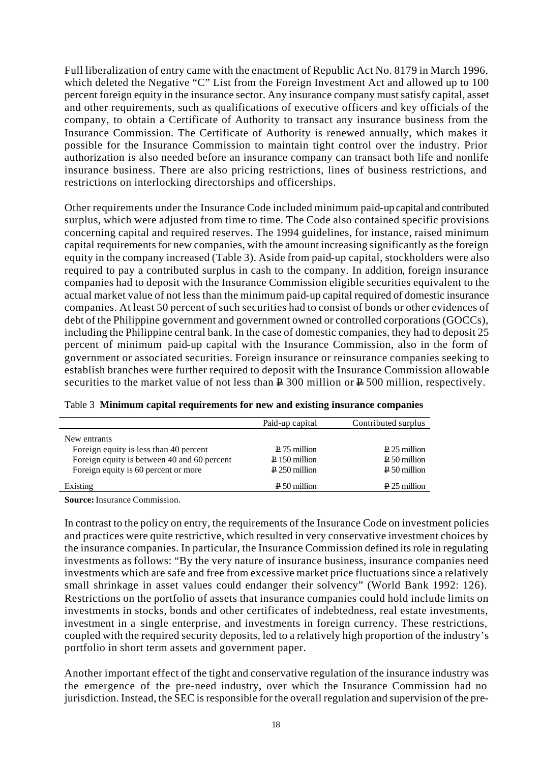Full liberalization of entry came with the enactment of Republic Act No. 8179 in March 1996, which deleted the Negative "C" List from the Foreign Investment Act and allowed up to 100 percent foreign equity in the insurance sector. Any insurance company must satisfy capital, asset and other requirements, such as qualifications of executive officers and key officials of the company, to obtain a Certificate of Authority to transact any insurance business from the Insurance Commission. The Certificate of Authority is renewed annually, which makes it possible for the Insurance Commission to maintain tight control over the industry. Prior authorization is also needed before an insurance company can transact both life and nonlife insurance business. There are also pricing restrictions, lines of business restrictions, and restrictions on interlocking directorships and officerships.

Other requirements under the Insurance Code included minimum paid-up capital and contributed surplus, which were adjusted from time to time. The Code also contained specific provisions concerning capital and required reserves. The 1994 guidelines, for instance, raised minimum capital requirements for new companies, with the amount increasing significantly as the foreign equity in the company increased (Table 3). Aside from paid-up capital, stockholders were also required to pay a contributed surplus in cash to the company. In addition, foreign insurance companies had to deposit with the Insurance Commission eligible securities equivalent to the actual market value of not less than the minimum paid-up capital required of domestic insurance companies. At least 50 percent of such securities had to consist of bonds or other evidences of debt of the Philippine government and government owned or controlled corporations (GOCCs), including the Philippine central bank. In the case of domestic companies, they had to deposit 25 percent of minimum paid-up capital with the Insurance Commission, also in the form of government or associated securities. Foreign insurance or reinsurance companies seeking to establish branches were further required to deposit with the Insurance Commission allowable securities to the market value of not less than ₱ 300 million or ₱ 500 million, respectively.

Table 3 **Minimum capital requirements for new and existing insurance companies**

| | Paid-up capital | Contributed surplus |
|---|---|---|
| New entrants | | |
| Foreign equity is less than 40 percent | ₱ 75 million | ₱ 25 million |
| Foreign equity is between 40 and 60 percent | ₱ 150 million | ₱ 50 million |
| Foreign equity is 60 percent or more | ₱ 250 million | ₱ 50 million |
| Existing | ₱ 50 million | ₱ 25 million |

**Source:** Insurance Commission.

In contrast to the policy on entry, the requirements of the Insurance Code on investment policies and practices were quite restrictive, which resulted in very conservative investment choices by the insurance companies. In particular, the Insurance Commission defined its role in regulating investments as follows: "By the very nature of insurance business, insurance companies need investments which are safe and free from excessive market price fluctuations since a relatively small shrinkage in asset values could endanger their solvency" (World Bank 1992: 126). Restrictions on the portfolio of assets that insurance companies could hold include limits on investments in stocks, bonds and other certificates of indebtedness, real estate investments, investment in a single enterprise, and investments in foreign currency. These restrictions, coupled with the required security deposits, led to a relatively high proportion of the industry's portfolio in short term assets and government paper.

Another important effect of the tight and conservative regulation of the insurance industry was the emergence of the pre-need industry, over which the Insurance Commission had no jurisdiction. Instead, the SEC is responsible for the overall regulation and supervision of the pre-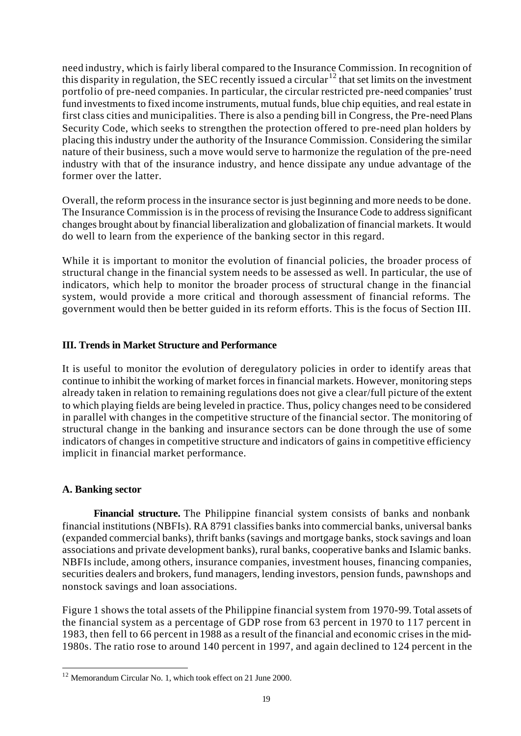need industry, which is fairly liberal compared to the Insurance Commission. In recognition of this disparity in regulation, the SEC recently issued a circular[12] that set limits on the investment portfolio of pre-need companies. In particular, the circular restricted pre-need companies' trust fund investments to fixed income instruments, mutual funds, blue chip equities, and real estate in first class cities and municipalities. There is also a pending bill in Congress, the Pre-need Plans Security Code, which seeks to strengthen the protection offered to pre-need plan holders by placing this industry under the authority of the Insurance Commission. Considering the similar nature of their business, such a move would serve to harmonize the regulation of the pre-need industry with that of the insurance industry, and hence dissipate any undue advantage of the former over the latter.

Overall, the reform process in the insurance sector is just beginning and more needs to be done. The Insurance Commission is in the process of revising the Insurance Code to address significant changes brought about by financial liberalization and globalization of financial markets. It would do well to learn from the experience of the banking sector in this regard.

While it is important to monitor the evolution of financial policies, the broader process of structural change in the financial system needs to be assessed as well. In particular, the use of indicators, which help to monitor the broader process of structural change in the financial system, would provide a more critical and thorough assessment of financial reforms. The government would then be better guided in its reform efforts. This is the focus of Section III.

## III. Trends in Market Structure and Performance

It is useful to monitor the evolution of deregulatory policies in order to identify areas that continue to inhibit the working of market forces in financial markets. However, monitoring steps already taken in relation to remaining regulations does not give a clear/full picture of the extent to which playing fields are being leveled in practice. Thus, policy changes need to be considered in parallel with changes in the competitive structure of the financial sector. The monitoring of structural change in the banking and insurance sectors can be done through the use of some indicators of changes in competitive structure and indicators of gains in competitive efficiency implicit in financial market performance.

### A. Banking sector

**Financial structure.** The Philippine financial system consists of banks and nonbank financial institutions (NBFIs). RA 8791 classifies banks into commercial banks, universal banks (expanded commercial banks), thrift banks (savings and mortgage banks, stock savings and loan associations and private development banks), rural banks, cooperative banks and Islamic banks. NBFIs include, among others, insurance companies, investment houses, financing companies, securities dealers and brokers, fund managers, lending investors, pension funds, pawnshops and nonstock savings and loan associations.

Figure 1 shows the total assets of the Philippine financial system from 1970-99. Total assets of the financial system as a percentage of GDP rose from 63 percent in 1970 to 117 percent in 1983, then fell to 66 percent in 1988 as a result of the financial and economic crises in the mid-1980s. The ratio rose to around 140 percent in 1997, and again declined to 124 percent in the

[12] Memorandum Circular No. 1, which took effect on 21 June 2000.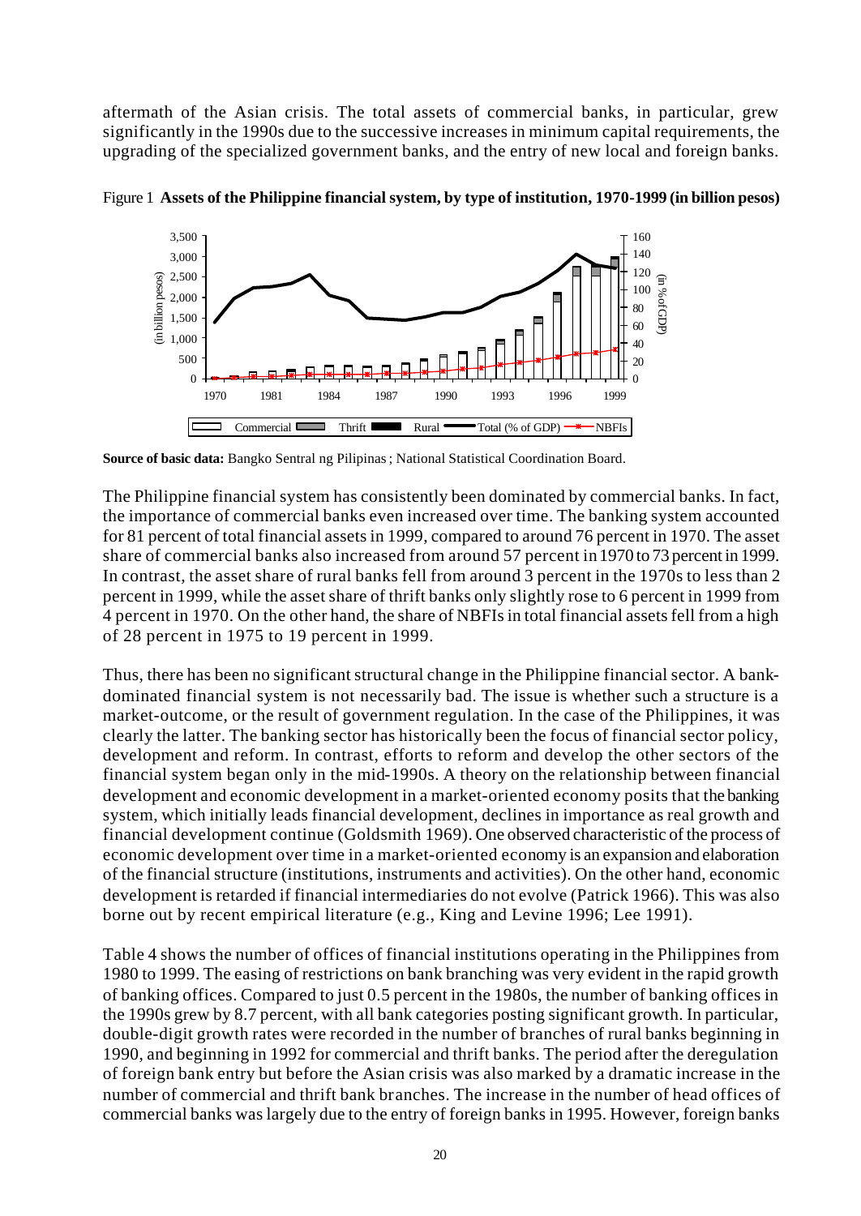aftermath of the Asian crisis. The total assets of commercial banks, in particular, grew significantly in the 1990s due to the successive increases in minimum capital requirements, the upgrading of the specialized government banks, and the entry of new local and foreign banks.

Figure 1 **Assets of the Philippine financial system, by type of institution, 1970-1999 (in billion pesos)**

**Source of basic data:** Bangko Sentral ng Pilipinas ; National Statistical Coordination Board.

The Philippine financial system has consistently been dominated by commercial banks. In fact, the importance of commercial banks even increased over time. The banking system accounted for 81 percent of total financial assets in 1999, compared to around 76 percent in 1970. The asset share of commercial banks also increased from around 57 percent in 1970 to 73 percent in 1999. In contrast, the asset share of rural banks fell from around 3 percent in the 1970s to less than 2 percent in 1999, while the asset share of thrift banks only slightly rose to 6 percent in 1999 from 4 percent in 1970. On the other hand, the share of NBFIs in total financial assets fell from a high of 28 percent in 1975 to 19 percent in 1999.

Thus, there has been no significant structural change in the Philippine financial sector. A bank-dominated financial system is not necessarily bad. The issue is whether such a structure is a market-outcome, or the result of government regulation. In the case of the Philippines, it was clearly the latter. The banking sector has historically been the focus of financial sector policy, development and reform. In contrast, efforts to reform and develop the other sectors of the financial system began only in the mid-1990s. A theory on the relationship between financial development and economic development in a market-oriented economy posits that the banking system, which initially leads financial development, declines in importance as real growth and financial development continue (Goldsmith 1969). One observed characteristic of the process of economic development over time in a market-oriented economy is an expansion and elaboration of the financial structure (institutions, instruments and activities). On the other hand, economic development is retarded if financial intermediaries do not evolve (Patrick 1966). This was also borne out by recent empirical literature (e.g., King and Levine 1996; Lee 1991).

Table 4 shows the number of offices of financial institutions operating in the Philippines from 1980 to 1999. The easing of restrictions on bank branching was very evident in the rapid growth of banking offices. Compared to just 0.5 percent in the 1980s, the number of banking offices in the 1990s grew by 8.7 percent, with all bank categories posting significant growth. In particular, double-digit growth rates were recorded in the number of branches of rural banks beginning in 1990, and beginning in 1992 for commercial and thrift banks. The period after the deregulation of foreign bank entry but before the Asian crisis was also marked by a dramatic increase in the number of commercial and thrift bank branches. The increase in the number of head offices of commercial banks was largely due to the entry of foreign banks in 1995. However, foreign banks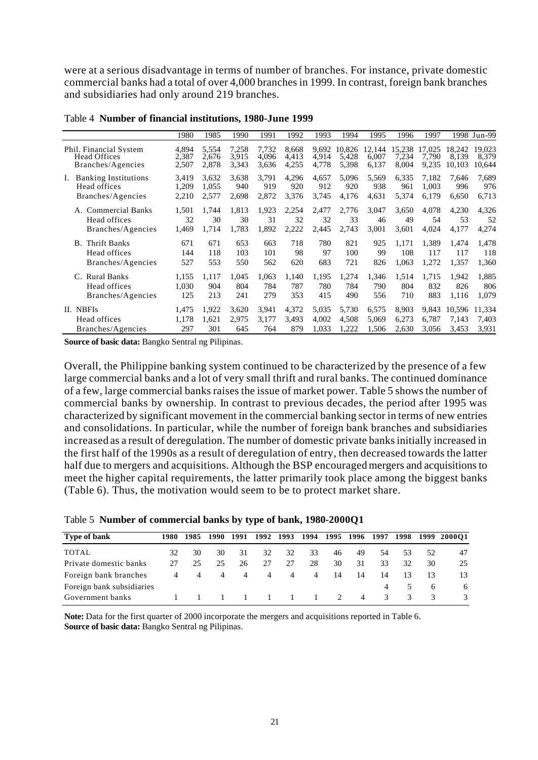were at a serious disadvantage in terms of number of branches. For instance, private domestic commercial banks had a total of over 4,000 branches in 1999. In contrast, foreign bank branches and subsidiaries had only around 219 branches.

Table 4 **Number of financial institutions, 1980-June 1999**

| | 1980 | 1985 | 1990 | 1991 | 1992 | 1993 | 1994 | 1995 | 1996 | 1997 | 1998 | Jun-99 |
|---|---|---|---|---|---|---|---|---|---|---|---|---|
| Phil. Financial System | 4,894 | 5,554 | 7,258 | 7,732 | 8,668 | 9,692 | 10,826 | 12,144 | 15,238 | 17,025 | 18,242 | 19,023 |
| Head Offices | 2,387 | 2,676 | 3,915 | 4,096 | 4,413 | 4,914 | 5,428 | 6,007 | 7,234 | 7,790 | 8,139 | 8,379 |
| Branches/Agencies | 2,507 | 2,878 | 3,343 | 3,636 | 4,255 | 4,778 | 5,398 | 6,137 | 8,004 | 9,235 | 10,103 | 10,644 |
| I. Banking Institutions | 3,419 | 3,632 | 3,638 | 3,791 | 4,296 | 4,657 | 5,096 | 5,569 | 6,335 | 7,182 | 7,646 | 7,689 |
| Head offices | 1,209 | 1,055 | 940 | 919 | 920 | 912 | 920 | 938 | 961 | 1,003 | 996 | 976 |
| Branches/Agencies | 2,210 | 2,577 | 2,698 | 2,872 | 3,376 | 3,745 | 4,176 | 4,631 | 5,374 | 6,179 | 6,650 | 6,713 |
| A. Commercial Banks | 1,501 | 1,744 | 1,813 | 1,923 | 2,254 | 2,477 | 2,776 | 3,047 | 3,650 | 4,078 | 4,230 | 4,326 |
| Head offices | 32 | 30 | 30 | 31 | 32 | 32 | 33 | 46 | 49 | 54 | 53 | 52 |
| Branches/Agencies | 1,469 | 1,714 | 1,783 | 1,892 | 2,222 | 2,445 | 2,743 | 3,001 | 3,601 | 4,024 | 4,177 | 4,274 |
| B. Thrift Banks | 671 | 671 | 653 | 663 | 718 | 780 | 821 | 925 | 1,171 | 1,389 | 1,474 | 1,478 |
| Head offices | 144 | 118 | 103 | 101 | 98 | 97 | 100 | 99 | 108 | 117 | 117 | 118 |
| Branches/Agencies | 527 | 553 | 550 | 562 | 620 | 683 | 721 | 826 | 1,063 | 1,272 | 1,357 | 1,360 |
| C. Rural Banks | 1,155 | 1,117 | 1,045 | 1,063 | 1,140 | 1,195 | 1,274 | 1,346 | 1,514 | 1,715 | 1,942 | 1,885 |
| Head offices | 1,030 | 904 | 804 | 784 | 787 | 780 | 784 | 790 | 804 | 832 | 826 | 806 |
| Branches/Agencies | 125 | 213 | 241 | 279 | 353 | 415 | 490 | 556 | 710 | 883 | 1,116 | 1,079 |
| II. NBFIs | 1,475 | 1,922 | 3,620 | 3,941 | 4,372 | 5,035 | 5,730 | 6,575 | 8,903 | 9,843 | 10,596 | 11,334 |
| Head offices | 1,178 | 1,621 | 2,975 | 3,177 | 3,493 | 4,002 | 4,508 | 5,069 | 6,273 | 6,787 | 7,143 | 7,403 |
| Branches/Agencies | 297 | 301 | 645 | 764 | 879 | 1,033 | 1,222 | 1,506 | 2,630 | 3,056 | 3,453 | 3,931 |

**Source of basic data:** Bangko Sentral ng Pilipinas.

Overall, the Philippine banking system continued to be characterized by the presence of a few large commercial banks and a lot of very small thrift and rural banks. The continued dominance of a few, large commercial banks raises the issue of market power. Table 5 shows the number of commercial banks by ownership. In contrast to previous decades, the period after 1995 was characterized by significant movement in the commercial banking sector in terms of new entries and consolidations. In particular, while the number of foreign bank branches and subsidiaries increased as a result of deregulation. The number of domestic private banks initially increased in the first half of the 1990s as a result of deregulation of entry, then decreased towards the latter half due to mergers and acquisitions. Although the BSP encouraged mergers and acquisitions to meet the higher capital requirements, the latter primarily took place among the biggest banks (Table 6). Thus, the motivation would seem to be to protect market share.

Table 5 **Number of commercial banks by type of bank, 1980-2000Q1**

| Type of bank | 1980 | 1985 | 1990 | 1991 | 1992 | 1993 | 1994 | 1995 | 1996 | 1997 | 1998 | 1999 | 2000Q1 |
|---|---|---|---|---|---|---|---|---|---|---|---|---|---|
| TOTAL | 32 | 30 | 30 | 31 | 32 | 32 | 33 | 46 | 49 | 54 | 53 | 52 | 47 |
| Private domestic banks | 27 | 25 | 25 | 26 | 27 | 27 | 28 | 30 | 31 | 33 | 32 | 30 | 25 |
| Foreign bank branches | 4 | 4 | 4 | 4 | 4 | 4 | 4 | 14 | 14 | 14 | 13 | 13 | 13 |
| Foreign bank subsidiaries | | | | | | | | | | 4 | 5 | 6 | 6 |
| Government banks | 1 | 1 | 1 | 1 | 1 | 1 | 1 | 2 | 4 | 3 | 3 | 3 | 3 |

**Note:** Data for the first quarter of 2000 incorporate the mergers and acquisitions reported in Table 6.
**Source of basic data:** Bangko Sentral ng Pilipinas.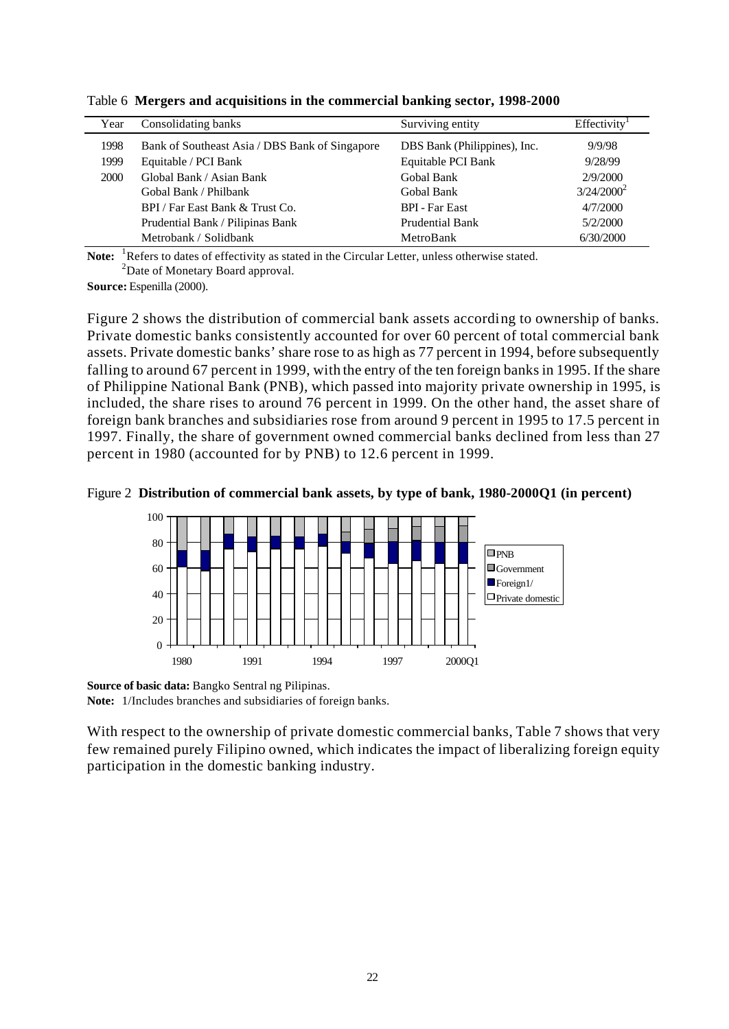Table 6 **Mergers and acquisitions in the commercial banking sector, 1998-2000**

| Year | Consolidating banks | Surviving entity | Effectivity[1] |
|---|---|---|---|
| 1998 | Bank of Southeast Asia / DBS Bank of Singapore | DBS Bank (Philippines), Inc. | 9/9/98 |
| 1999 | Equitable / PCI Bank | Equitable PCI Bank | 9/28/99 |
| 2000 | Global Bank / Asian Bank | Gobal Bank | 2/9/2000 |
| | Gobal Bank / Philbank | Gobal Bank | 3/24/2000[2] |
| | BPI / Far East Bank & Trust Co. | BPI - Far East | 4/7/2000 |
| | Prudential Bank / Pilipinas Bank | Prudential Bank | 5/2/2000 |
| | Metrobank / Solidbank | MetroBank | 6/30/2000 |

**Note:** [1]Refers to dates of effectivity as stated in the Circular Letter, unless otherwise stated.
[2]Date of Monetary Board approval.

**Source:** Espenilla (2000).

Figure 2 shows the distribution of commercial bank assets according to ownership of banks. Private domestic banks consistently accounted for over 60 percent of total commercial bank assets. Private domestic banks' share rose to as high as 77 percent in 1994, before subsequently falling to around 67 percent in 1999, with the entry of the ten foreign banks in 1995. If the share of Philippine National Bank (PNB), which passed into majority private ownership in 1995, is included, the share rises to around 76 percent in 1999. On the other hand, the asset share of foreign bank branches and subsidiaries rose from around 9 percent in 1995 to 17.5 percent in 1997. Finally, the share of government owned commercial banks declined from less than 27 percent in 1980 (accounted for by PNB) to 12.6 percent in 1999.

Figure 2 **Distribution of commercial bank assets, by type of bank, 1980-2000Q1 (in percent)**

**Source of basic data:** Bangko Sentral ng Pilipinas.
**Note:** 1/Includes branches and subsidiaries of foreign banks.

With respect to the ownership of private domestic commercial banks, Table 7 shows that very few remained purely Filipino owned, which indicates the impact of liberalizing foreign equity participation in the domestic banking industry.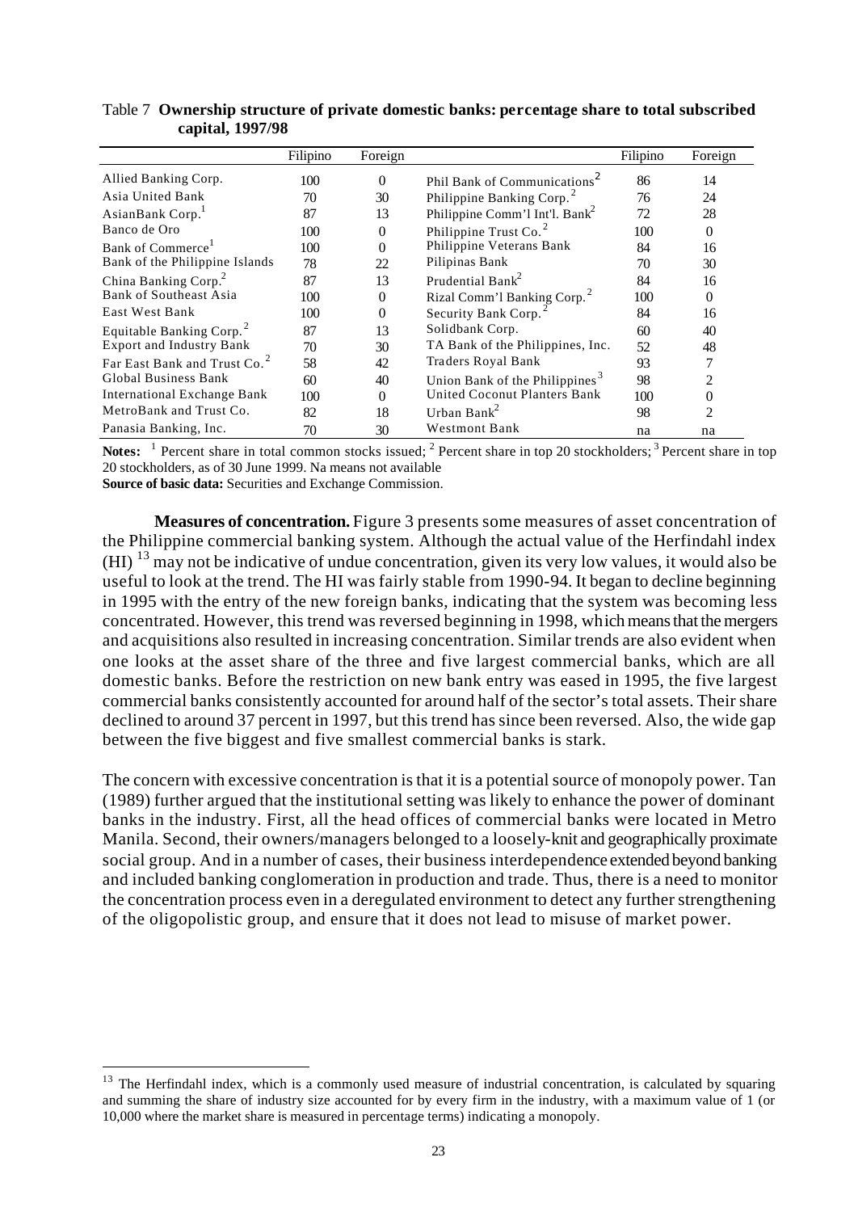Table 7 **Ownership structure of private domestic banks: percentage share to total subscribed capital, 1997/98**

| | Filipino | Foreign | | Filipino | Foreign |
|---|---|---|---|---|---|
| Allied Banking Corp. | 100 | 0 | Phil Bank of Communications[2] | 86 | 14 |
| Asia United Bank | 70 | 30 | Philippine Banking Corp.[2] | 76 | 24 |
| AsianBank Corp.[1] | 87 | 13 | Philippine Comm'l Int'l. Bank[2] | 72 | 28 |
| Banco de Oro | 100 | 0 | Philippine Trust Co.[2] | 100 | 0 |
| Bank of Commerce[1] | 100 | 0 | Philippine Veterans Bank | 84 | 16 |
| Bank of the Philippine Islands | 78 | 22 | Pilipinas Bank | 70 | 30 |
| China Banking Corp.[2] | 87 | 13 | Prudential Bank[2] | 84 | 16 |
| Bank of Southeast Asia | 100 | 0 | Rizal Comm'l Banking Corp.[2] | 100 | 0 |
| East West Bank | 100 | 0 | Security Bank Corp.[2] | 84 | 16 |
| Equitable Banking Corp.[2] | 87 | 13 | Solidbank Corp. | 60 | 40 |
| Export and Industry Bank | 70 | 30 | TA Bank of the Philippines, Inc. | 52 | 48 |
| Far East Bank and Trust Co.[2] | 58 | 42 | Traders Royal Bank | 93 | 7 |
| Global Business Bank | 60 | 40 | Union Bank of the Philippines[3] | 98 | 2 |
| International Exchange Bank | 100 | 0 | United Coconut Planters Bank | 100 | 0 |
| MetroBank and Trust Co. | 82 | 18 | Urban Bank[2] | 98 | 2 |
| Panasia Banking, Inc. | 70 | 30 | Westmont Bank | na | na |

**Notes:** [1] Percent share in total common stocks issued; [2] Percent share in top 20 stockholders; [3] Percent share in top 20 stockholders, as of 30 June 1999. Na means not available

**Source of basic data:** Securities and Exchange Commission.

**Measures of concentration.** Figure 3 presents some measures of asset concentration of the Philippine commercial banking system. Although the actual value of the Herfindahl index (HI) [13] may not be indicative of undue concentration, given its very low values, it would also be useful to look at the trend. The HI was fairly stable from 1990-94. It began to decline beginning in 1995 with the entry of the new foreign banks, indicating that the system was becoming less concentrated. However, this trend was reversed beginning in 1998, which means that the mergers and acquisitions also resulted in increasing concentration. Similar trends are also evident when one looks at the asset share of the three and five largest commercial banks, which are all domestic banks. Before the restriction on new bank entry was eased in 1995, the five largest commercial banks consistently accounted for around half of the sector's total assets. Their share declined to around 37 percent in 1997, but this trend has since been reversed. Also, the wide gap between the five biggest and five smallest commercial banks is stark.

The concern with excessive concentration is that it is a potential source of monopoly power. Tan (1989) further argued that the institutional setting was likely to enhance the power of dominant banks in the industry. First, all the head offices of commercial banks were located in Metro Manila. Second, their owners/managers belonged to a loosely-knit and geographically proximate social group. And in a number of cases, their business interdependence extended beyond banking and included banking conglomeration in production and trade. Thus, there is a need to monitor the concentration process even in a deregulated environment to detect any further strengthening of the oligopolistic group, and ensure that it does not lead to misuse of market power.

[13] The Herfindahl index, which is a commonly used measure of industrial concentration, is calculated by squaring and summing the share of industry size accounted for by every firm in the industry, with a maximum value of 1 (or 10,000 where the market share is measured in percentage terms) indicating a monopoly.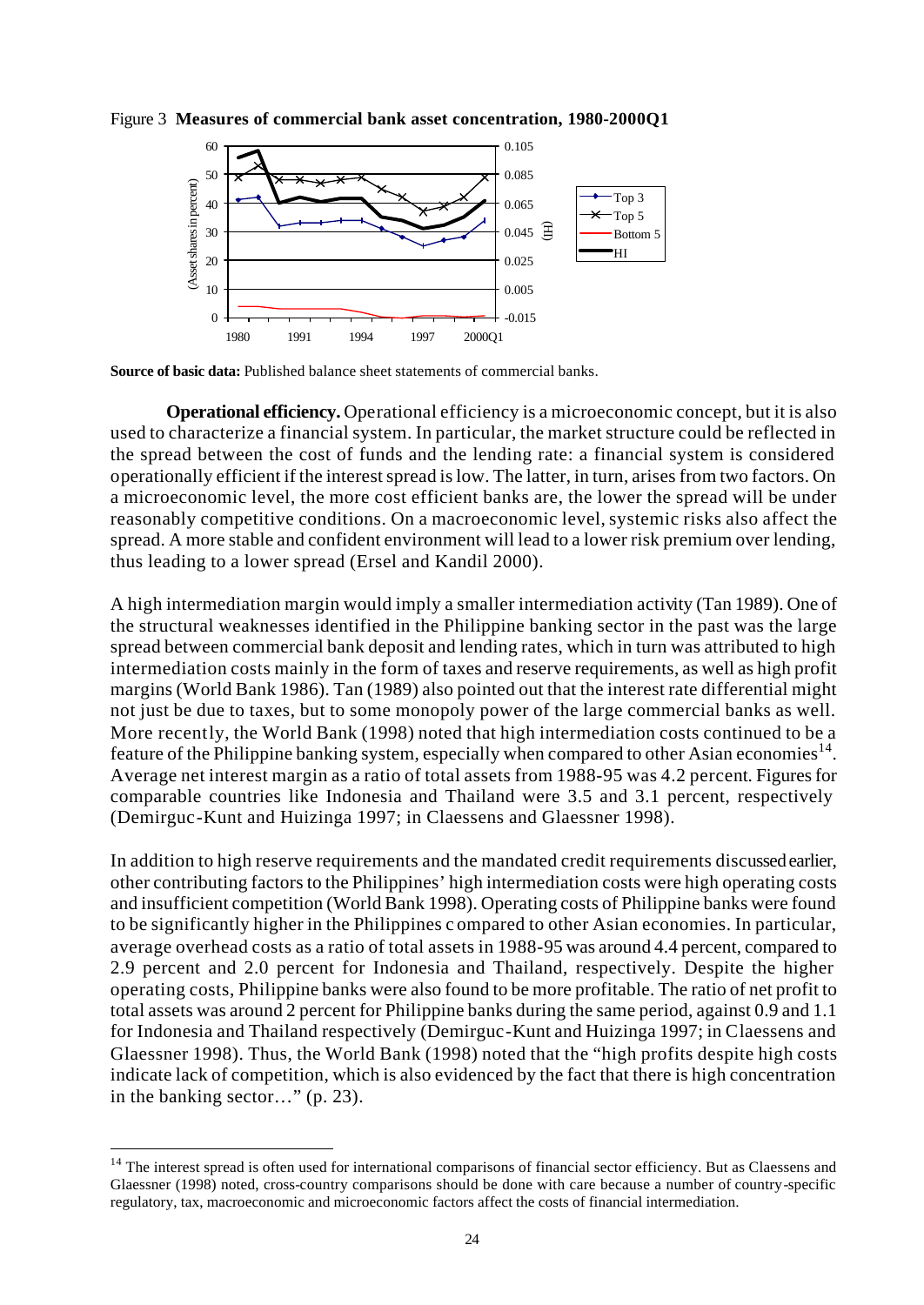Figure 3 **Measures of commercial bank asset concentration, 1980-2000Q1**

**Source of basic data:** Published balance sheet statements of commercial banks.

**Operational efficiency.** Operational efficiency is a microeconomic concept, but it is also used to characterize a financial system. In particular, the market structure could be reflected in the spread between the cost of funds and the lending rate: a financial system is considered operationally efficient if the interest spread is low. The latter, in turn, arises from two factors. On a microeconomic level, the more cost efficient banks are, the lower the spread will be under reasonably competitive conditions. On a macroeconomic level, systemic risks also affect the spread. A more stable and confident environment will lead to a lower risk premium over lending, thus leading to a lower spread (Ersel and Kandil 2000).

A high intermediation margin would imply a smaller intermediation activity (Tan 1989). One of the structural weaknesses identified in the Philippine banking sector in the past was the large spread between commercial bank deposit and lending rates, which in turn was attributed to high intermediation costs mainly in the form of taxes and reserve requirements, as well as high profit margins (World Bank 1986). Tan (1989) also pointed out that the interest rate differential might not just be due to taxes, but to some monopoly power of the large commercial banks as well. More recently, the World Bank (1998) noted that high intermediation costs continued to be a feature of the Philippine banking system, especially when compared to other Asian economies[14]. Average net interest margin as a ratio of total assets from 1988-95 was 4.2 percent. Figures for comparable countries like Indonesia and Thailand were 3.5 and 3.1 percent, respectively (Demirguc-Kunt and Huizinga 1997; in Claessens and Glaessner 1998).

In addition to high reserve requirements and the mandated credit requirements discussed earlier, other contributing factors to the Philippines' high intermediation costs were high operating costs and insufficient competition (World Bank 1998). Operating costs of Philippine banks were found to be significantly higher in the Philippines compared to other Asian economies. In particular, average overhead costs as a ratio of total assets in 1988-95 was around 4.4 percent, compared to 2.9 percent and 2.0 percent for Indonesia and Thailand, respectively. Despite the higher operating costs, Philippine banks were also found to be more profitable. The ratio of net profit to total assets was around 2 percent for Philippine banks during the same period, against 0.9 and 1.1 for Indonesia and Thailand respectively (Demirguc-Kunt and Huizinga 1997; in Claessens and Glaessner 1998). Thus, the World Bank (1998) noted that the "high profits despite high costs indicate lack of competition, which is also evidenced by the fact that there is high concentration in the banking sector…" (p. 23).

[14] The interest spread is often used for international comparisons of financial sector efficiency. But as Claessens and Glaessner (1998) noted, cross-country comparisons should be done with care because a number of country-specific regulatory, tax, macroeconomic and microeconomic factors affect the costs of financial intermediation.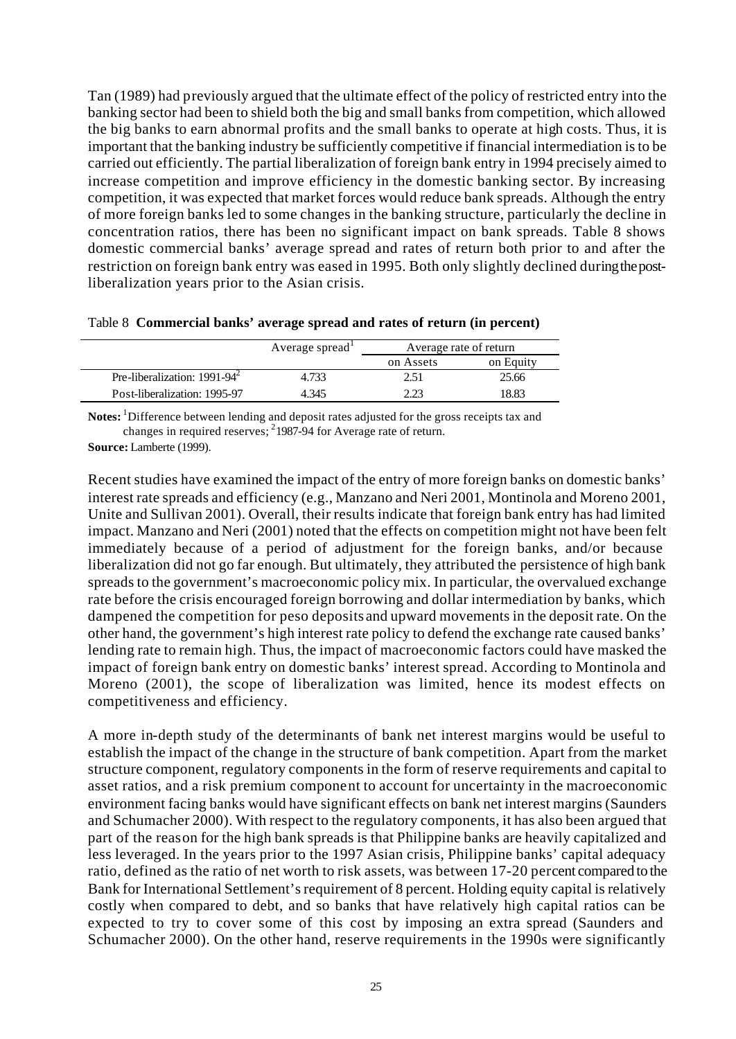Tan (1989) had previously argued that the ultimate effect of the policy of restricted entry into the banking sector had been to shield both the big and small banks from competition, which allowed the big banks to earn abnormal profits and the small banks to operate at high costs. Thus, it is important that the banking industry be sufficiently competitive if financial intermediation is to be carried out efficiently. The partial liberalization of foreign bank entry in 1994 precisely aimed to increase competition and improve efficiency in the domestic banking sector. By increasing competition, it was expected that market forces would reduce bank spreads. Although the entry of more foreign banks led to some changes in the banking structure, particularly the decline in concentration ratios, there has been no significant impact on bank spreads. Table 8 shows domestic commercial banks' average spread and rates of return both prior to and after the restriction on foreign bank entry was eased in 1995. Both only slightly declined during the post-liberalization years prior to the Asian crisis.

Table 8 **Commercial banks' average spread and rates of return (in percent)**

| | Average spread[1] | Average rate of return | |
|---|---|---|---|
| | | on Assets | on Equity |
| Pre-liberalization: 1991-94[2] | 4.733 | 2.51 | 25.66 |
| Post-liberalization: 1995-97 | 4.345 | 2.23 | 18.83 |

**Notes:** [1]Difference between lending and deposit rates adjusted for the gross receipts tax and changes in required reserves; [2]1987-94 for Average rate of return.

**Source:** Lamberte (1999).

Recent studies have examined the impact of the entry of more foreign banks on domestic banks' interest rate spreads and efficiency (e.g., Manzano and Neri 2001, Montinola and Moreno 2001, Unite and Sullivan 2001). Overall, their results indicate that foreign bank entry has had limited impact. Manzano and Neri (2001) noted that the effects on competition might not have been felt immediately because of a period of adjustment for the foreign banks, and/or because liberalization did not go far enough. But ultimately, they attributed the persistence of high bank spreads to the government's macroeconomic policy mix. In particular, the overvalued exchange rate before the crisis encouraged foreign borrowing and dollar intermediation by banks, which dampened the competition for peso deposits and upward movements in the deposit rate. On the other hand, the government's high interest rate policy to defend the exchange rate caused banks' lending rate to remain high. Thus, the impact of macroeconomic factors could have masked the impact of foreign bank entry on domestic banks' interest spread. According to Montinola and Moreno (2001), the scope of liberalization was limited, hence its modest effects on competitiveness and efficiency.

A more in-depth study of the determinants of bank net interest margins would be useful to establish the impact of the change in the structure of bank competition. Apart from the market structure component, regulatory components in the form of reserve requirements and capital to asset ratios, and a risk premium component to account for uncertainty in the macroeconomic environment facing banks would have significant effects on bank net interest margins (Saunders and Schumacher 2000). With respect to the regulatory components, it has also been argued that part of the reason for the high bank spreads is that Philippine banks are heavily capitalized and less leveraged. In the years prior to the 1997 Asian crisis, Philippine banks' capital adequacy ratio, defined as the ratio of net worth to risk assets, was between 17-20 percent compared to the Bank for International Settlement's requirement of 8 percent. Holding equity capital is relatively costly when compared to debt, and so banks that have relatively high capital ratios can be expected to try to cover some of this cost by imposing an extra spread (Saunders and Schumacher 2000). On the other hand, reserve requirements in the 1990s were significantly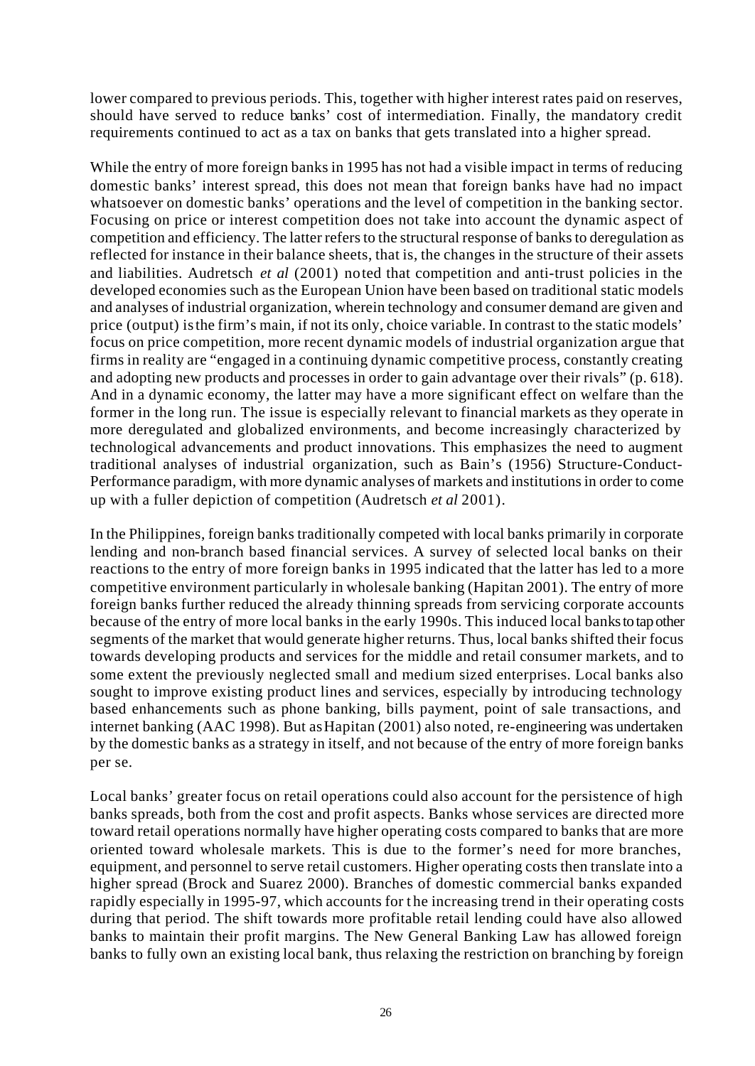lower compared to previous periods. This, together with higher interest rates paid on reserves, should have served to reduce banks' cost of intermediation. Finally, the mandatory credit requirements continued to act as a tax on banks that gets translated into a higher spread.

While the entry of more foreign banks in 1995 has not had a visible impact in terms of reducing domestic banks' interest spread, this does not mean that foreign banks have had no impact whatsoever on domestic banks' operations and the level of competition in the banking sector. Focusing on price or interest competition does not take into account the dynamic aspect of competition and efficiency. The latter refers to the structural response of banks to deregulation as reflected for instance in their balance sheets, that is, the changes in the structure of their assets and liabilities. Audretsch *et al* (2001) noted that competition and anti-trust policies in the developed economies such as the European Union have been based on traditional static models and analyses of industrial organization, wherein technology and consumer demand are given and price (output) is the firm's main, if not its only, choice variable. In contrast to the static models' focus on price competition, more recent dynamic models of industrial organization argue that firms in reality are "engaged in a continuing dynamic competitive process, constantly creating and adopting new products and processes in order to gain advantage over their rivals" (p. 618). And in a dynamic economy, the latter may have a more significant effect on welfare than the former in the long run. The issue is especially relevant to financial markets as they operate in more deregulated and globalized environments, and become increasingly characterized by technological advancements and product innovations. This emphasizes the need to augment traditional analyses of industrial organization, such as Bain's (1956) Structure-Conduct-Performance paradigm, with more dynamic analyses of markets and institutions in order to come up with a fuller depiction of competition (Audretsch *et al* 2001).

In the Philippines, foreign banks traditionally competed with local banks primarily in corporate lending and non-branch based financial services. A survey of selected local banks on their reactions to the entry of more foreign banks in 1995 indicated that the latter has led to a more competitive environment particularly in wholesale banking (Hapitan 2001). The entry of more foreign banks further reduced the already thinning spreads from servicing corporate accounts because of the entry of more local banks in the early 1990s. This induced local banks to tap other segments of the market that would generate higher returns. Thus, local banks shifted their focus towards developing products and services for the middle and retail consumer markets, and to some extent the previously neglected small and medium sized enterprises. Local banks also sought to improve existing product lines and services, especially by introducing technology based enhancements such as phone banking, bills payment, point of sale transactions, and internet banking (AAC 1998). But as Hapitan (2001) also noted, re-engineering was undertaken by the domestic banks as a strategy in itself, and not because of the entry of more foreign banks per se.

Local banks' greater focus on retail operations could also account for the persistence of high banks spreads, both from the cost and profit aspects. Banks whose services are directed more toward retail operations normally have higher operating costs compared to banks that are more oriented toward wholesale markets. This is due to the former's need for more branches, equipment, and personnel to serve retail customers. Higher operating costs then translate into a higher spread (Brock and Suarez 2000). Branches of domestic commercial banks expanded rapidly especially in 1995-97, which accounts for the increasing trend in their operating costs during that period. The shift towards more profitable retail lending could have also allowed banks to maintain their profit margins. The New General Banking Law has allowed foreign banks to fully own an existing local bank, thus relaxing the restriction on branching by foreign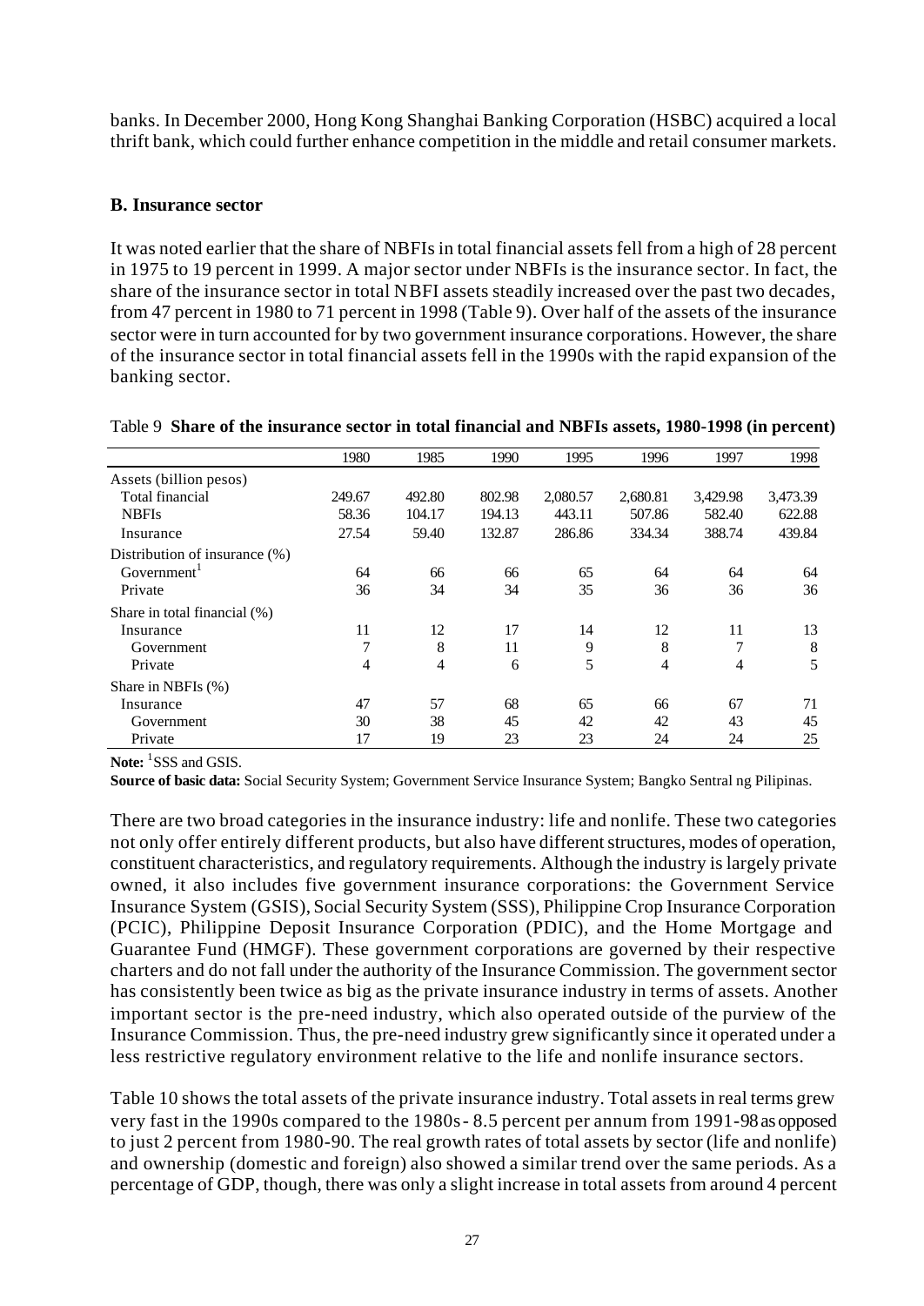banks. In December 2000, Hong Kong Shanghai Banking Corporation (HSBC) acquired a local thrift bank, which could further enhance competition in the middle and retail consumer markets.

### B. Insurance sector

It was noted earlier that the share of NBFIs in total financial assets fell from a high of 28 percent in 1975 to 19 percent in 1999. A major sector under NBFIs is the insurance sector. In fact, the share of the insurance sector in total NBFI assets steadily increased over the past two decades, from 47 percent in 1980 to 71 percent in 1998 (Table 9). Over half of the assets of the insurance sector were in turn accounted for by two government insurance corporations. However, the share of the insurance sector in total financial assets fell in the 1990s with the rapid expansion of the banking sector.

Table 9 **Share of the insurance sector in total financial and NBFIs assets, 1980-1998 (in percent)**

| | 1980 | 1985 | 1990 | 1995 | 1996 | 1997 | 1998 |
|---|---|---|---|---|---|---|---|
| Assets (billion pesos) | | | | | | | |
| Total financial | 249.67 | 492.80 | 802.98 | 2,080.57 | 2,680.81 | 3,429.98 | 3,473.39 |
| NBFIs | 58.36 | 104.17 | 194.13 | 443.11 | 507.86 | 582.40 | 622.88 |
| Insurance | 27.54 | 59.40 | 132.87 | 286.86 | 334.34 | 388.74 | 439.84 |
| Distribution of insurance (%) | | | | | | | |
| Government[1] | 64 | 66 | 66 | 65 | 64 | 64 | 64 |
| Private | 36 | 34 | 34 | 35 | 36 | 36 | 36 |
| Share in total financial (%) | | | | | | | |
| Insurance | 11 | 12 | 17 | 14 | 12 | 11 | 13 |
| Government | 7 | 8 | 11 | 9 | 8 | 7 | 8 |
| Private | 4 | 4 | 6 | 5 | 4 | 4 | 5 |
| Share in NBFIs (%) | | | | | | | |
| Insurance | 47 | 57 | 68 | 65 | 66 | 67 | 71 |
| Government | 30 | 38 | 45 | 42 | 42 | 43 | 45 |
| Private | 17 | 19 | 23 | 23 | 24 | 24 | 25 |

**Note:** [1]SSS and GSIS.

**Source of basic data:** Social Security System; Government Service Insurance System; Bangko Sentral ng Pilipinas.

There are two broad categories in the insurance industry: life and nonlife. These two categories not only offer entirely different products, but also have different structures, modes of operation, constituent characteristics, and regulatory requirements. Although the industry is largely private owned, it also includes five government insurance corporations: the Government Service Insurance System (GSIS), Social Security System (SSS), Philippine Crop Insurance Corporation (PCIC), Philippine Deposit Insurance Corporation (PDIC), and the Home Mortgage and Guarantee Fund (HMGF). These government corporations are governed by their respective charters and do not fall under the authority of the Insurance Commission. The government sector has consistently been twice as big as the private insurance industry in terms of assets. Another important sector is the pre-need industry, which also operated outside of the purview of the Insurance Commission. Thus, the pre-need industry grew significantly since it operated under a less restrictive regulatory environment relative to the life and nonlife insurance sectors.

Table 10 shows the total assets of the private insurance industry. Total assets in real terms grew very fast in the 1990s compared to the 1980s- 8.5 percent per annum from 1991-98 as opposed to just 2 percent from 1980-90. The real growth rates of total assets by sector (life and nonlife) and ownership (domestic and foreign) also showed a similar trend over the same periods. As a percentage of GDP, though, there was only a slight increase in total assets from around 4 percent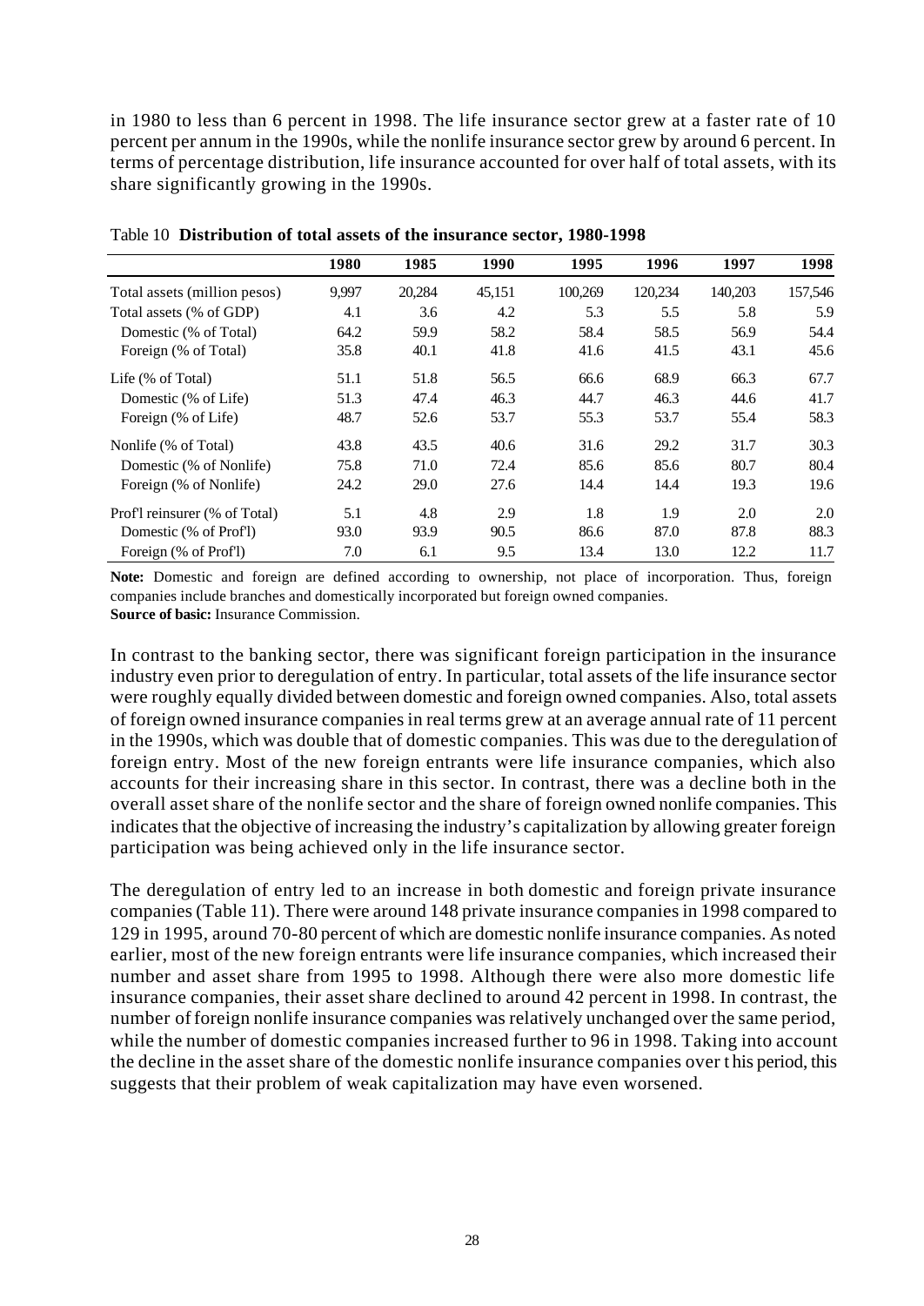in 1980 to less than 6 percent in 1998. The life insurance sector grew at a faster rate of 10 percent per annum in the 1990s, while the nonlife insurance sector grew by around 6 percent. In terms of percentage distribution, life insurance accounted for over half of total assets, with its share significantly growing in the 1990s.

Table 10 **Distribution of total assets of the insurance sector, 1980-1998**

| | 1980 | 1985 | 1990 | 1995 | 1996 | 1997 | 1998 |
|---|---|---|---|---|---|---|---|
| Total assets (million pesos) | 9,997 | 20,284 | 45,151 | 100,269 | 120,234 | 140,203 | 157,546 |
| Total assets (% of GDP) | 4.1 | 3.6 | 4.2 | 5.3 | 5.5 | 5.8 | 5.9 |
| Domestic (% of Total) | 64.2 | 59.9 | 58.2 | 58.4 | 58.5 | 56.9 | 54.4 |
| Foreign (% of Total) | 35.8 | 40.1 | 41.8 | 41.6 | 41.5 | 43.1 | 45.6 |
| Life (% of Total) | 51.1 | 51.8 | 56.5 | 66.6 | 68.9 | 66.3 | 67.7 |
| Domestic (% of Life) | 51.3 | 47.4 | 46.3 | 44.7 | 46.3 | 44.6 | 41.7 |
| Foreign (% of Life) | 48.7 | 52.6 | 53.7 | 55.3 | 53.7 | 55.4 | 58.3 |
| Nonlife (% of Total) | 43.8 | 43.5 | 40.6 | 31.6 | 29.2 | 31.7 | 30.3 |
| Domestic (% of Nonlife) | 75.8 | 71.0 | 72.4 | 85.6 | 85.6 | 80.7 | 80.4 |
| Foreign (% of Nonlife) | 24.2 | 29.0 | 27.6 | 14.4 | 14.4 | 19.3 | 19.6 |
| Prof'l reinsurer (% of Total) | 5.1 | 4.8 | 2.9 | 1.8 | 1.9 | 2.0 | 2.0 |
| Domestic (% of Prof'l) | 93.0 | 93.9 | 90.5 | 86.6 | 87.0 | 87.8 | 88.3 |
| Foreign (% of Prof'l) | 7.0 | 6.1 | 9.5 | 13.4 | 13.0 | 12.2 | 11.7 |

**Note:** Domestic and foreign are defined according to ownership, not place of incorporation. Thus, foreign companies include branches and domestically incorporated but foreign owned companies.
**Source of basic:** Insurance Commission.

In contrast to the banking sector, there was significant foreign participation in the insurance industry even prior to deregulation of entry. In particular, total assets of the life insurance sector were roughly equally divided between domestic and foreign owned companies. Also, total assets of foreign owned insurance companies in real terms grew at an average annual rate of 11 percent in the 1990s, which was double that of domestic companies. This was due to the deregulation of foreign entry. Most of the new foreign entrants were life insurance companies, which also accounts for their increasing share in this sector. In contrast, there was a decline both in the overall asset share of the nonlife sector and the share of foreign owned nonlife companies. This indicates that the objective of increasing the industry's capitalization by allowing greater foreign participation was being achieved only in the life insurance sector.

The deregulation of entry led to an increase in both domestic and foreign private insurance companies (Table 11). There were around 148 private insurance companies in 1998 compared to 129 in 1995, around 70-80 percent of which are domestic nonlife insurance companies. As noted earlier, most of the new foreign entrants were life insurance companies, which increased their number and asset share from 1995 to 1998. Although there were also more domestic life insurance companies, their asset share declined to around 42 percent in 1998. In contrast, the number of foreign nonlife insurance companies was relatively unchanged over the same period, while the number of domestic companies increased further to 96 in 1998. Taking into account the decline in the asset share of the domestic nonlife insurance companies over this period, this suggests that their problem of weak capitalization may have even worsened.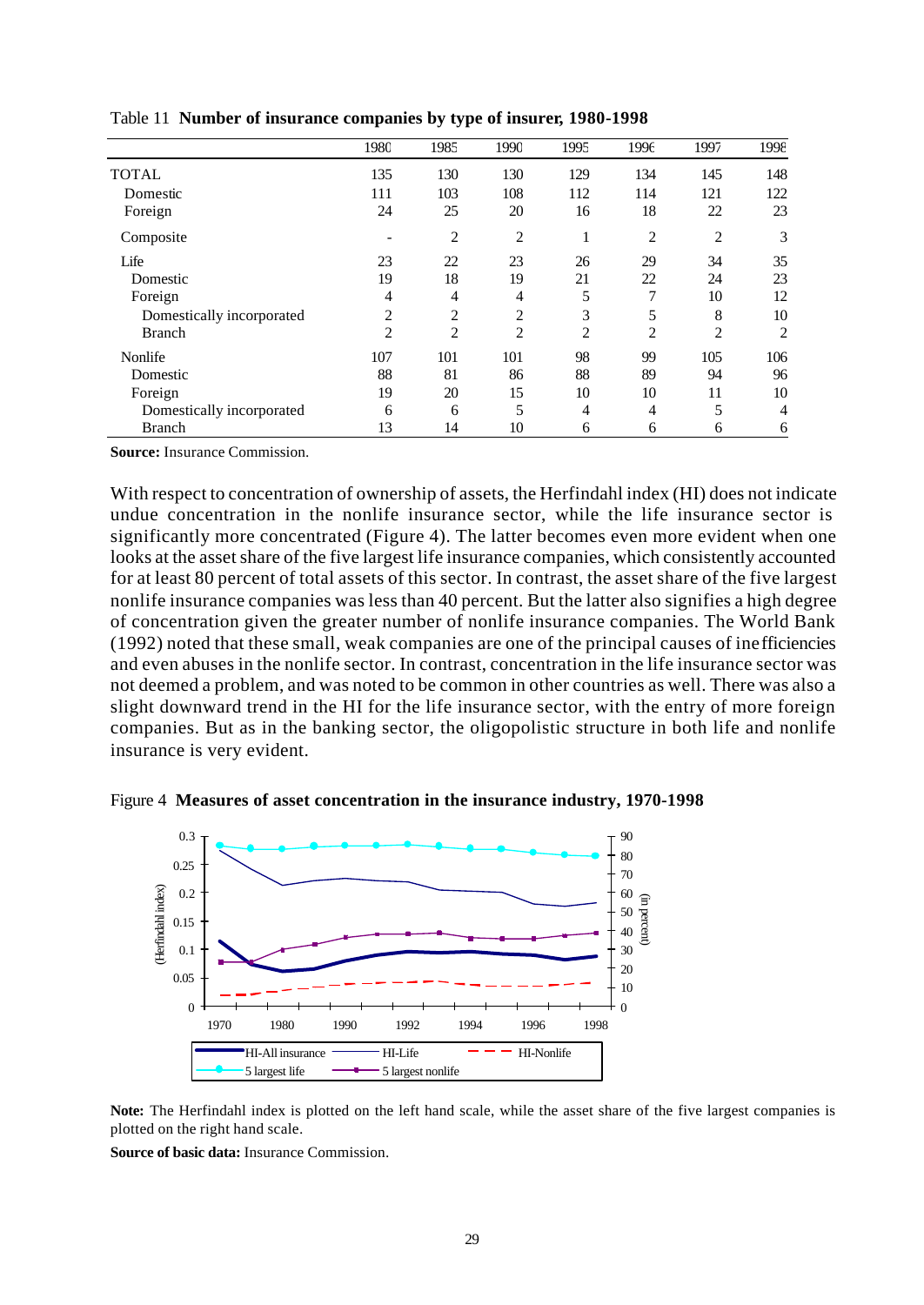Table 11 **Number of insurance companies by type of insurer, 1980-1998**

| | 1980 | 1985 | 1990 | 1995 | 1996 | 1997 | 1998 |
|---|---|---|---|---|---|---|---|
| TOTAL | 135 | 130 | 130 | 129 | 134 | 145 | 148 |
| Domestic | 111 | 103 | 108 | 112 | 114 | 121 | 122 |
| Foreign | 24 | 25 | 20 | 16 | 18 | 22 | 23 |
| Composite | - | 2 | 2 | 1 | 2 | 2 | 3 |
| Life | 23 | 22 | 23 | 26 | 29 | 34 | 35 |
| Domestic | 19 | 18 | 19 | 21 | 22 | 24 | 23 |
| Foreign | 4 | 4 | 4 | 5 | 7 | 10 | 12 |
| Domestically incorporated | 2 | 2 | 2 | 3 | 5 | 8 | 10 |
| Branch | 2 | 2 | 2 | 2 | 2 | 2 | 2 |
| Nonlife | 107 | 101 | 101 | 98 | 99 | 105 | 106 |
| Domestic | 88 | 81 | 86 | 88 | 89 | 94 | 96 |
| Foreign | 19 | 20 | 15 | 10 | 10 | 11 | 10 |
| Domestically incorporated | 6 | 6 | 5 | 4 | 4 | 5 | 4 |
| Branch | 13 | 14 | 10 | 6 | 6 | 6 | 6 |

**Source:** Insurance Commission.

With respect to concentration of ownership of assets, the Herfindahl index (HI) does not indicate undue concentration in the nonlife insurance sector, while the life insurance sector is significantly more concentrated (Figure 4). The latter becomes even more evident when one looks at the asset share of the five largest life insurance companies, which consistently accounted for at least 80 percent of total assets of this sector. In contrast, the asset share of the five largest nonlife insurance companies was less than 40 percent. But the latter also signifies a high degree of concentration given the greater number of nonlife insurance companies. The World Bank (1992) noted that these small, weak companies are one of the principal causes of inefficiencies and even abuses in the nonlife sector. In contrast, concentration in the life insurance sector was not deemed a problem, and was noted to be common in other countries as well. There was also a slight downward trend in the HI for the life insurance sector, with the entry of more foreign companies. But as in the banking sector, the oligopolistic structure in both life and nonlife insurance is very evident.

Figure 4 **Measures of asset concentration in the insurance industry, 1970-1998**

**Note:** The Herfindahl index is plotted on the left hand scale, while the asset share of the five largest companies is plotted on the right hand scale.

**Source of basic data:** Insurance Commission.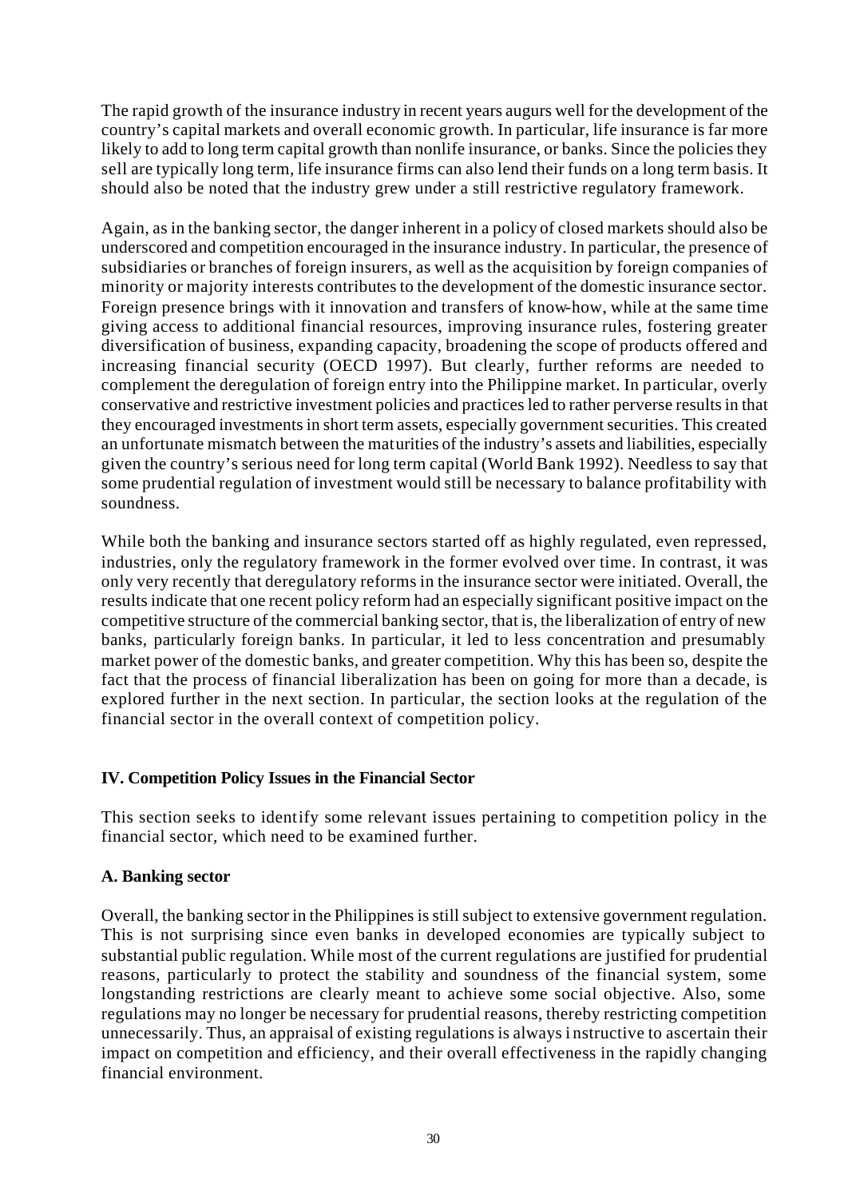The rapid growth of the insurance industry in recent years augurs well for the development of the country's capital markets and overall economic growth. In particular, life insurance is far more likely to add to long term capital growth than nonlife insurance, or banks. Since the policies they sell are typically long term, life insurance firms can also lend their funds on a long term basis. It should also be noted that the industry grew under a still restrictive regulatory framework.

Again, as in the banking sector, the danger inherent in a policy of closed markets should also be underscored and competition encouraged in the insurance industry. In particular, the presence of subsidiaries or branches of foreign insurers, as well as the acquisition by foreign companies of minority or majority interests contributes to the development of the domestic insurance sector. Foreign presence brings with it innovation and transfers of know-how, while at the same time giving access to additional financial resources, improving insurance rules, fostering greater diversification of business, expanding capacity, broadening the scope of products offered and increasing financial security (OECD 1997). But clearly, further reforms are needed to complement the deregulation of foreign entry into the Philippine market. In particular, overly conservative and restrictive investment policies and practices led to rather perverse results in that they encouraged investments in short term assets, especially government securities. This created an unfortunate mismatch between the maturities of the industry's assets and liabilities, especially given the country's serious need for long term capital (World Bank 1992). Needless to say that some prudential regulation of investment would still be necessary to balance profitability with soundness.

While both the banking and insurance sectors started off as highly regulated, even repressed, industries, only the regulatory framework in the former evolved over time. In contrast, it was only very recently that deregulatory reforms in the insurance sector were initiated. Overall, the results indicate that one recent policy reform had an especially significant positive impact on the competitive structure of the commercial banking sector, that is, the liberalization of entry of new banks, particularly foreign banks. In particular, it led to less concentration and presumably market power of the domestic banks, and greater competition. Why this has been so, despite the fact that the process of financial liberalization has been on going for more than a decade, is explored further in the next section. In particular, the section looks at the regulation of the financial sector in the overall context of competition policy.

## IV. Competition Policy Issues in the Financial Sector

This section seeks to identify some relevant issues pertaining to competition policy in the financial sector, which need to be examined further.

### A. Banking sector

Overall, the banking sector in the Philippines is still subject to extensive government regulation. This is not surprising since even banks in developed economies are typically subject to substantial public regulation. While most of the current regulations are justified for prudential reasons, particularly to protect the stability and soundness of the financial system, some longstanding restrictions are clearly meant to achieve some social objective. Also, some regulations may no longer be necessary for prudential reasons, thereby restricting competition unnecessarily. Thus, an appraisal of existing regulations is always instructive to ascertain their impact on competition and efficiency, and their overall effectiveness in the rapidly changing financial environment.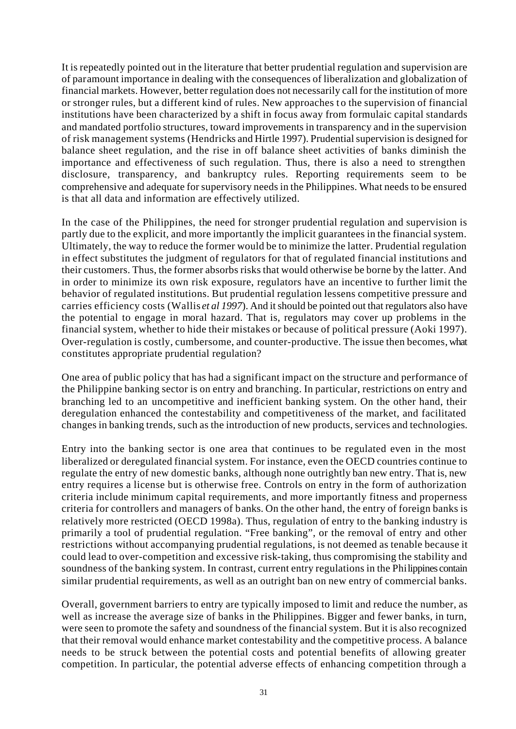It is repeatedly pointed out in the literature that better prudential regulation and supervision are of paramount importance in dealing with the consequences of liberalization and globalization of financial markets. However, better regulation does not necessarily call for the institution of more or stronger rules, but a different kind of rules. New approaches to the supervision of financial institutions have been characterized by a shift in focus away from formulaic capital standards and mandated portfolio structures, toward improvements in transparency and in the supervision of risk management systems (Hendricks and Hirtle 1997). Prudential supervision is designed for balance sheet regulation, and the rise in off balance sheet activities of banks diminish the importance and effectiveness of such regulation. Thus, there is also a need to strengthen disclosure, transparency, and bankruptcy rules. Reporting requirements seem to be comprehensive and adequate for supervisory needs in the Philippines. What needs to be ensured is that all data and information are effectively utilized.

In the case of the Philippines, the need for stronger prudential regulation and supervision is partly due to the explicit, and more importantly the implicit guarantees in the financial system. Ultimately, the way to reduce the former would be to minimize the latter. Prudential regulation in effect substitutes the judgment of regulators for that of regulated financial institutions and their customers. Thus, the former absorbs risks that would otherwise be borne by the latter. And in order to minimize its own risk exposure, regulators have an incentive to further limit the behavior of regulated institutions. But prudential regulation lessens competitive pressure and carries efficiency costs (Wallis *et al 1997*). And it should be pointed out that regulators also have the potential to engage in moral hazard. That is, regulators may cover up problems in the financial system, whether to hide their mistakes or because of political pressure (Aoki 1997). Over-regulation is costly, cumbersome, and counter-productive. The issue then becomes, what constitutes appropriate prudential regulation?

One area of public policy that has had a significant impact on the structure and performance of the Philippine banking sector is on entry and branching. In particular, restrictions on entry and branching led to an uncompetitive and inefficient banking system. On the other hand, their deregulation enhanced the contestability and competitiveness of the market, and facilitated changes in banking trends, such as the introduction of new products, services and technologies.

Entry into the banking sector is one area that continues to be regulated even in the most liberalized or deregulated financial system. For instance, even the OECD countries continue to regulate the entry of new domestic banks, although none outrightly ban new entry. That is, new entry requires a license but is otherwise free. Controls on entry in the form of authorization criteria include minimum capital requirements, and more importantly fitness and properness criteria for controllers and managers of banks. On the other hand, the entry of foreign banks is relatively more restricted (OECD 1998a). Thus, regulation of entry to the banking industry is primarily a tool of prudential regulation. "Free banking", or the removal of entry and other restrictions without accompanying prudential regulations, is not deemed as tenable because it could lead to over-competition and excessive risk-taking, thus compromising the stability and soundness of the banking system. In contrast, current entry regulations in the Philippines contain similar prudential requirements, as well as an outright ban on new entry of commercial banks.

Overall, government barriers to entry are typically imposed to limit and reduce the number, as well as increase the average size of banks in the Philippines. Bigger and fewer banks, in turn, were seen to promote the safety and soundness of the financial system. But it is also recognized that their removal would enhance market contestability and the competitive process. A balance needs to be struck between the potential costs and potential benefits of allowing greater competition. In particular, the potential adverse effects of enhancing competition through a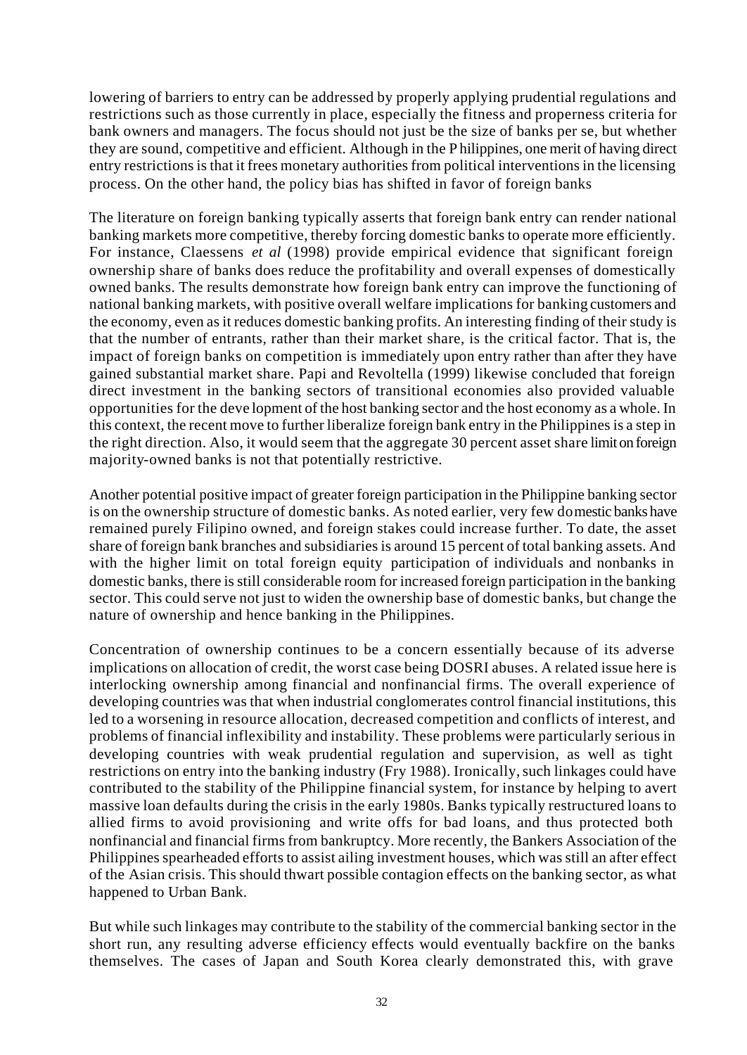lowering of barriers to entry can be addressed by properly applying prudential regulations and restrictions such as those currently in place, especially the fitness and properness criteria for bank owners and managers. The focus should not just be the size of banks per se, but whether they are sound, competitive and efficient. Although in the Philippines, one merit of having direct entry restrictions is that it frees monetary authorities from political interventions in the licensing process. On the other hand, the policy bias has shifted in favor of foreign banks

The literature on foreign banking typically asserts that foreign bank entry can render national banking markets more competitive, thereby forcing domestic banks to operate more efficiently. For instance, Claessens *et al* (1998) provide empirical evidence that significant foreign ownership share of banks does reduce the profitability and overall expenses of domestically owned banks. The results demonstrate how foreign bank entry can improve the functioning of national banking markets, with positive overall welfare implications for banking customers and the economy, even as it reduces domestic banking profits. An interesting finding of their study is that the number of entrants, rather than their market share, is the critical factor. That is, the impact of foreign banks on competition is immediately upon entry rather than after they have gained substantial market share. Papi and Revoltella (1999) likewise concluded that foreign direct investment in the banking sectors of transitional economies also provided valuable opportunities for the development of the host banking sector and the host economy as a whole. In this context, the recent move to further liberalize foreign bank entry in the Philippines is a step in the right direction. Also, it would seem that the aggregate 30 percent asset share limit on foreign majority-owned banks is not that potentially restrictive.

Another potential positive impact of greater foreign participation in the Philippine banking sector is on the ownership structure of domestic banks. As noted earlier, very few domestic banks have remained purely Filipino owned, and foreign stakes could increase further. To date, the asset share of foreign bank branches and subsidiaries is around 15 percent of total banking assets. And with the higher limit on total foreign equity participation of individuals and nonbanks in domestic banks, there is still considerable room for increased foreign participation in the banking sector. This could serve not just to widen the ownership base of domestic banks, but change the nature of ownership and hence banking in the Philippines.

Concentration of ownership continues to be a concern essentially because of its adverse implications on allocation of credit, the worst case being DOSRI abuses. A related issue here is interlocking ownership among financial and nonfinancial firms. The overall experience of developing countries was that when industrial conglomerates control financial institutions, this led to a worsening in resource allocation, decreased competition and conflicts of interest, and problems of financial inflexibility and instability. These problems were particularly serious in developing countries with weak prudential regulation and supervision, as well as tight restrictions on entry into the banking industry (Fry 1988). Ironically, such linkages could have contributed to the stability of the Philippine financial system, for instance by helping to avert massive loan defaults during the crisis in the early 1980s. Banks typically restructured loans to allied firms to avoid provisioning and write offs for bad loans, and thus protected both nonfinancial and financial firms from bankruptcy. More recently, the Bankers Association of the Philippines spearheaded efforts to assist ailing investment houses, which was still an after effect of the Asian crisis. This should thwart possible contagion effects on the banking sector, as what happened to Urban Bank.

But while such linkages may contribute to the stability of the commercial banking sector in the short run, any resulting adverse efficiency effects would eventually backfire on the banks themselves. The cases of Japan and South Korea clearly demonstrated this, with grave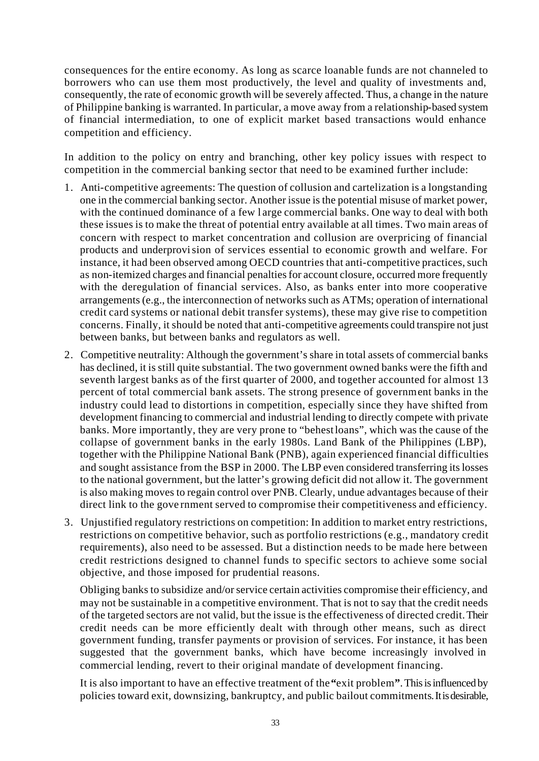consequences for the entire economy. As long as scarce loanable funds are not channeled to borrowers who can use them most productively, the level and quality of investments and, consequently, the rate of economic growth will be severely affected. Thus, a change in the nature of Philippine banking is warranted. In particular, a move away from a relationship-based system of financial intermediation, to one of explicit market based transactions would enhance competition and efficiency.

In addition to the policy on entry and branching, other key policy issues with respect to competition in the commercial banking sector that need to be examined further include:

1. Anti-competitive agreements: The question of collusion and cartelization is a longstanding one in the commercial banking sector. Another issue is the potential misuse of market power, with the continued dominance of a few large commercial banks. One way to deal with both these issues is to make the threat of potential entry available at all times. Two main areas of concern with respect to market concentration and collusion are overpricing of financial products and underprovision of services essential to economic growth and welfare. For instance, it had been observed among OECD countries that anti-competitive practices, such as non-itemized charges and financial penalties for account closure, occurred more frequently with the deregulation of financial services. Also, as banks enter into more cooperative arrangements (e.g., the interconnection of networks such as ATMs; operation of international credit card systems or national debit transfer systems), these may give rise to competition concerns. Finally, it should be noted that anti-competitive agreements could transpire not just between banks, but between banks and regulators as well.

2. Competitive neutrality: Although the government's share in total assets of commercial banks has declined, it is still quite substantial. The two government owned banks were the fifth and seventh largest banks as of the first quarter of 2000, and together accounted for almost 13 percent of total commercial bank assets. The strong presence of government banks in the industry could lead to distortions in competition, especially since they have shifted from development financing to commercial and industrial lending to directly compete with private banks. More importantly, they are very prone to "behest loans", which was the cause of the collapse of government banks in the early 1980s. Land Bank of the Philippines (LBP), together with the Philippine National Bank (PNB), again experienced financial difficulties and sought assistance from the BSP in 2000. The LBP even considered transferring its losses to the national government, but the latter's growing deficit did not allow it. The government is also making moves to regain control over PNB. Clearly, undue advantages because of their direct link to the government served to compromise their competitiveness and efficiency.

3. Unjustified regulatory restrictions on competition: In addition to market entry restrictions, restrictions on competitive behavior, such as portfolio restrictions (e.g., mandatory credit requirements), also need to be assessed. But a distinction needs to be made here between credit restrictions designed to channel funds to specific sectors to achieve some social objective, and those imposed for prudential reasons.

   Obliging banks to subsidize and/or service certain activities compromise their efficiency, and may not be sustainable in a competitive environment. That is not to say that the credit needs of the targeted sectors are not valid, but the issue is the effectiveness of directed credit. Their credit needs can be more efficiently dealt with through other means, such as direct government funding, transfer payments or provision of services. For instance, it has been suggested that the government banks, which have become increasingly involved in commercial lending, revert to their original mandate of development financing.

   It is also important to have an effective treatment of the **"**exit problem**"**. This is influenced by policies toward exit, downsizing, bankruptcy, and public bailout commitments. It is desirable,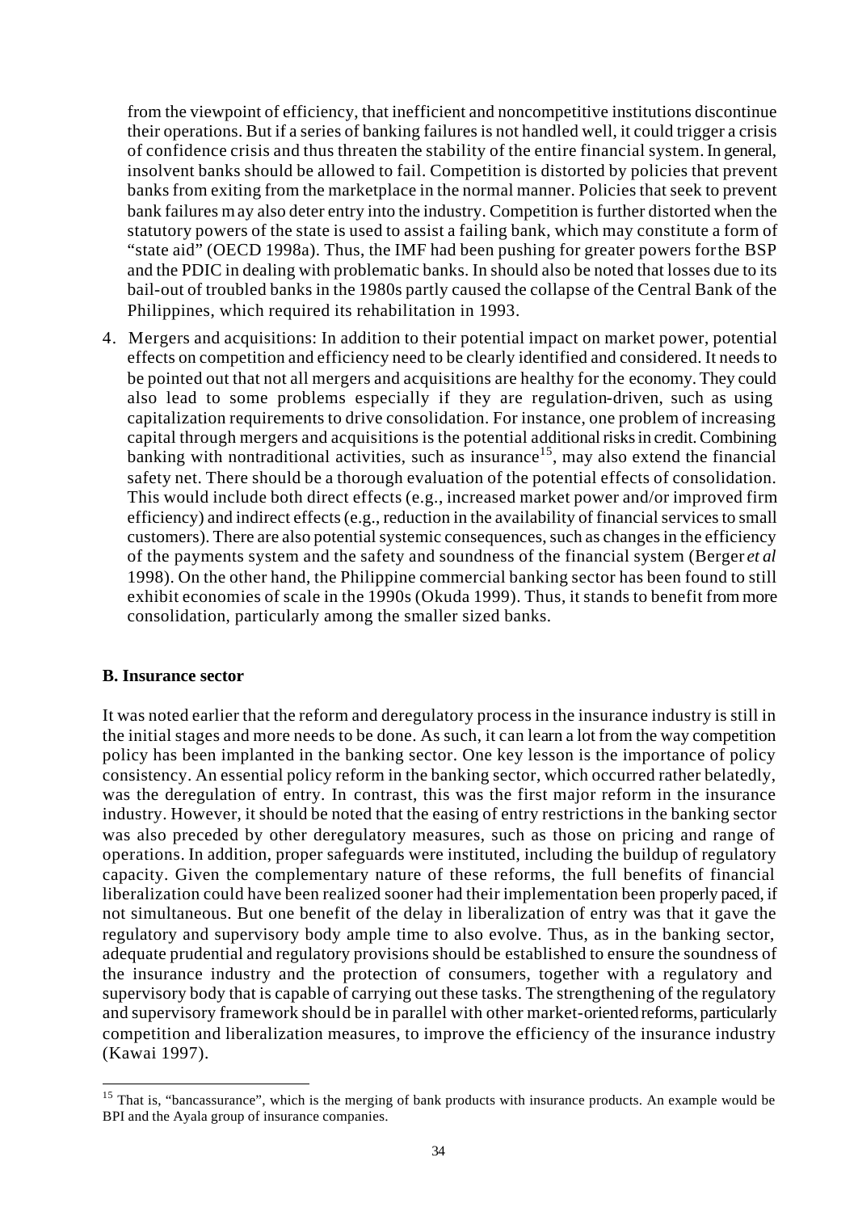from the viewpoint of efficiency, that inefficient and noncompetitive institutions discontinue their operations. But if a series of banking failures is not handled well, it could trigger a crisis of confidence crisis and thus threaten the stability of the entire financial system. In general, insolvent banks should be allowed to fail. Competition is distorted by policies that prevent banks from exiting from the marketplace in the normal manner. Policies that seek to prevent bank failures may also deter entry into the industry. Competition is further distorted when the statutory powers of the state is used to assist a failing bank, which may constitute a form of "state aid" (OECD 1998a). Thus, the IMF had been pushing for greater powers for the BSP and the PDIC in dealing with problematic banks. In should also be noted that losses due to its bail-out of troubled banks in the 1980s partly caused the collapse of the Central Bank of the Philippines, which required its rehabilitation in 1993.

4. Mergers and acquisitions: In addition to their potential impact on market power, potential effects on competition and efficiency need to be clearly identified and considered. It needs to be pointed out that not all mergers and acquisitions are healthy for the economy. They could also lead to some problems especially if they are regulation-driven, such as using capitalization requirements to drive consolidation. For instance, one problem of increasing capital through mergers and acquisitions is the potential additional risks in credit. Combining banking with nontraditional activities, such as insurance[15], may also extend the financial safety net. There should be a thorough evaluation of the potential effects of consolidation. This would include both direct effects (e.g., increased market power and/or improved firm efficiency) and indirect effects (e.g., reduction in the availability of financial services to small customers). There are also potential systemic consequences, such as changes in the efficiency of the payments system and the safety and soundness of the financial system (Berger *et al* 1998). On the other hand, the Philippine commercial banking sector has been found to still exhibit economies of scale in the 1990s (Okuda 1999). Thus, it stands to benefit from more consolidation, particularly among the smaller sized banks.

**B. Insurance sector**

It was noted earlier that the reform and deregulatory process in the insurance industry is still in the initial stages and more needs to be done. As such, it can learn a lot from the way competition policy has been implanted in the banking sector. One key lesson is the importance of policy consistency. An essential policy reform in the banking sector, which occurred rather belatedly, was the deregulation of entry. In contrast, this was the first major reform in the insurance industry. However, it should be noted that the easing of entry restrictions in the banking sector was also preceded by other deregulatory measures, such as those on pricing and range of operations. In addition, proper safeguards were instituted, including the buildup of regulatory capacity. Given the complementary nature of these reforms, the full benefits of financial liberalization could have been realized sooner had their implementation been properly paced, if not simultaneous. But one benefit of the delay in liberalization of entry was that it gave the regulatory and supervisory body ample time to also evolve. Thus, as in the banking sector, adequate prudential and regulatory provisions should be established to ensure the soundness of the insurance industry and the protection of consumers, together with a regulatory and supervisory body that is capable of carrying out these tasks. The strengthening of the regulatory and supervisory framework should be in parallel with other market-oriented reforms, particularly competition and liberalization measures, to improve the efficiency of the insurance industry (Kawai 1997).

[15] That is, "bancassurance", which is the merging of bank products with insurance products. An example would be BPI and the Ayala group of insurance companies.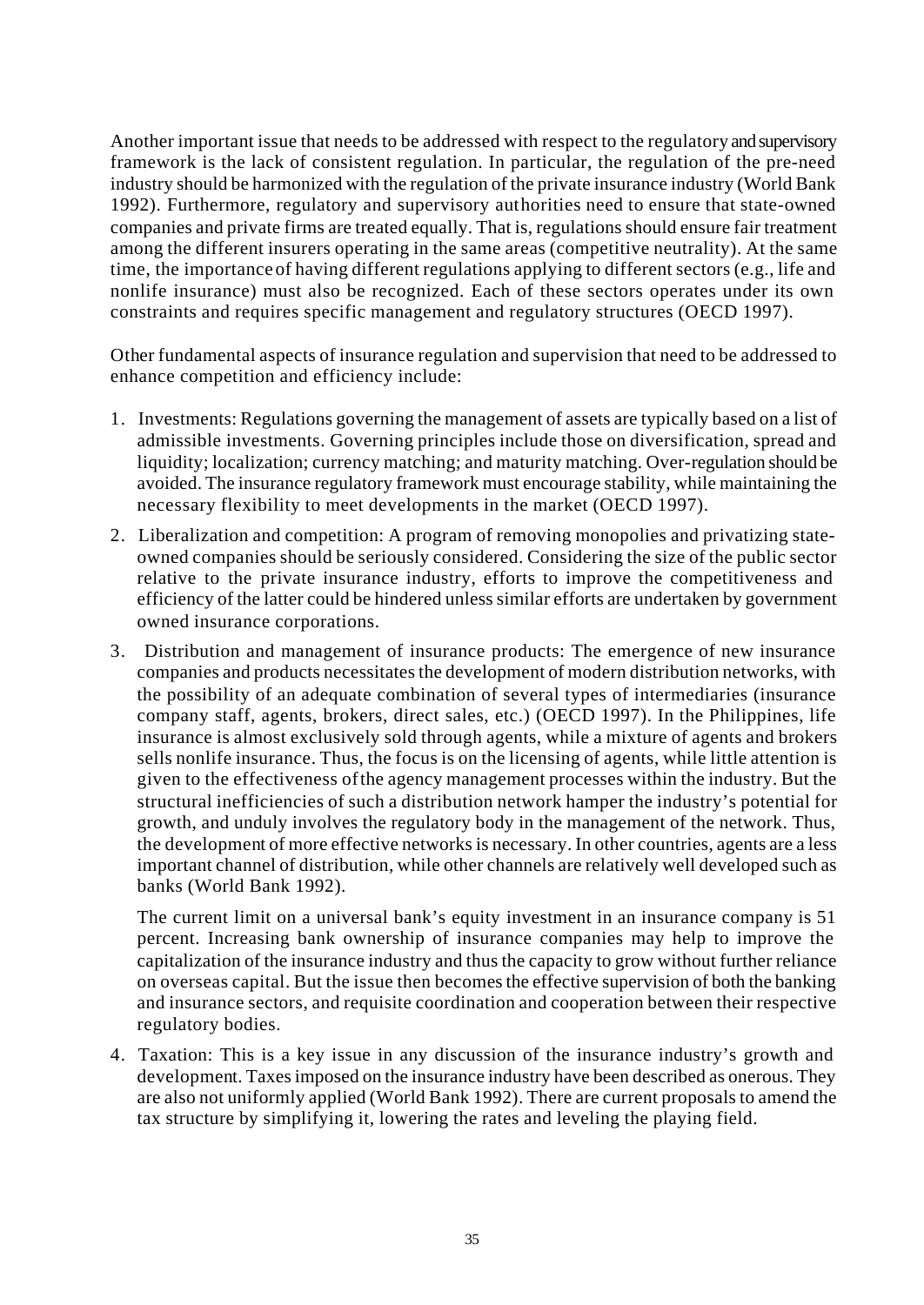Another important issue that needs to be addressed with respect to the regulatory and supervisory framework is the lack of consistent regulation. In particular, the regulation of the pre-need industry should be harmonized with the regulation of the private insurance industry (World Bank 1992). Furthermore, regulatory and supervisory authorities need to ensure that state-owned companies and private firms are treated equally. That is, regulations should ensure fair treatment among the different insurers operating in the same areas (competitive neutrality). At the same time, the importance of having different regulations applying to different sectors (e.g., life and nonlife insurance) must also be recognized. Each of these sectors operates under its own constraints and requires specific management and regulatory structures (OECD 1997).

Other fundamental aspects of insurance regulation and supervision that need to be addressed to enhance competition and efficiency include:

1. Investments: Regulations governing the management of assets are typically based on a list of admissible investments. Governing principles include those on diversification, spread and liquidity; localization; currency matching; and maturity matching. Over-regulation should be avoided. The insurance regulatory framework must encourage stability, while maintaining the necessary flexibility to meet developments in the market (OECD 1997).
2. Liberalization and competition: A program of removing monopolies and privatizing state-owned companies should be seriously considered. Considering the size of the public sector relative to the private insurance industry, efforts to improve the competitiveness and efficiency of the latter could be hindered unless similar efforts are undertaken by government owned insurance corporations.
3. Distribution and management of insurance products: The emergence of new insurance companies and products necessitates the development of modern distribution networks, with the possibility of an adequate combination of several types of intermediaries (insurance company staff, agents, brokers, direct sales, etc.) (OECD 1997). In the Philippines, life insurance is almost exclusively sold through agents, while a mixture of agents and brokers sells nonlife insurance. Thus, the focus is on the licensing of agents, while little attention is given to the effectiveness of the agency management processes within the industry. But the structural inefficiencies of such a distribution network hamper the industry's potential for growth, and unduly involves the regulatory body in the management of the network. Thus, the development of more effective networks is necessary. In other countries, agents are a less important channel of distribution, while other channels are relatively well developed such as banks (World Bank 1992).

   The current limit on a universal bank's equity investment in an insurance company is 51 percent. Increasing bank ownership of insurance companies may help to improve the capitalization of the insurance industry and thus the capacity to grow without further reliance on overseas capital. But the issue then becomes the effective supervision of both the banking and insurance sectors, and requisite coordination and cooperation between their respective regulatory bodies.

4. Taxation: This is a key issue in any discussion of the insurance industry's growth and development. Taxes imposed on the insurance industry have been described as onerous. They are also not uniformly applied (World Bank 1992). There are current proposals to amend the tax structure by simplifying it, lowering the rates and leveling the playing field.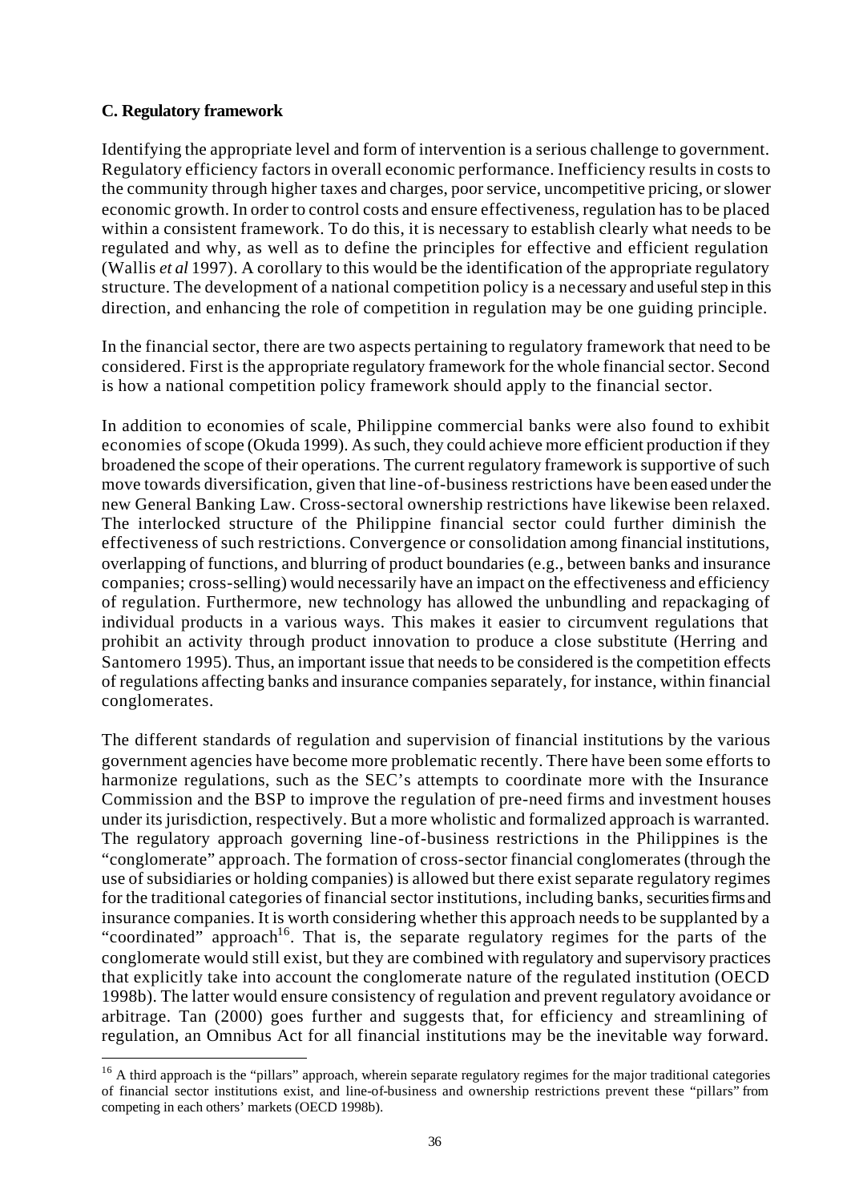**C. Regulatory framework**

Identifying the appropriate level and form of intervention is a serious challenge to government. Regulatory efficiency factors in overall economic performance. Inefficiency results in costs to the community through higher taxes and charges, poor service, uncompetitive pricing, or slower economic growth. In order to control costs and ensure effectiveness, regulation has to be placed within a consistent framework. To do this, it is necessary to establish clearly what needs to be regulated and why, as well as to define the principles for effective and efficient regulation (Wallis *et al* 1997). A corollary to this would be the identification of the appropriate regulatory structure. The development of a national competition policy is a necessary and useful step in this direction, and enhancing the role of competition in regulation may be one guiding principle.

In the financial sector, there are two aspects pertaining to regulatory framework that need to be considered. First is the appropriate regulatory framework for the whole financial sector. Second is how a national competition policy framework should apply to the financial sector.

In addition to economies of scale, Philippine commercial banks were also found to exhibit economies of scope (Okuda 1999). As such, they could achieve more efficient production if they broadened the scope of their operations. The current regulatory framework is supportive of such move towards diversification, given that line-of-business restrictions have been eased under the new General Banking Law. Cross-sectoral ownership restrictions have likewise been relaxed. The interlocked structure of the Philippine financial sector could further diminish the effectiveness of such restrictions. Convergence or consolidation among financial institutions, overlapping of functions, and blurring of product boundaries (e.g., between banks and insurance companies; cross-selling) would necessarily have an impact on the effectiveness and efficiency of regulation. Furthermore, new technology has allowed the unbundling and repackaging of individual products in a various ways. This makes it easier to circumvent regulations that prohibit an activity through product innovation to produce a close substitute (Herring and Santomero 1995). Thus, an important issue that needs to be considered is the competition effects of regulations affecting banks and insurance companies separately, for instance, within financial conglomerates.

The different standards of regulation and supervision of financial institutions by the various government agencies have become more problematic recently. There have been some efforts to harmonize regulations, such as the SEC's attempts to coordinate more with the Insurance Commission and the BSP to improve the regulation of pre-need firms and investment houses under its jurisdiction, respectively. But a more wholistic and formalized approach is warranted. The regulatory approach governing line-of-business restrictions in the Philippines is the "conglomerate" approach. The formation of cross-sector financial conglomerates (through the use of subsidiaries or holding companies) is allowed but there exist separate regulatory regimes for the traditional categories of financial sector institutions, including banks, securities firms and insurance companies. It is worth considering whether this approach needs to be supplanted by a "coordinated" approach[16]. That is, the separate regulatory regimes for the parts of the conglomerate would still exist, but they are combined with regulatory and supervisory practices that explicitly take into account the conglomerate nature of the regulated institution (OECD 1998b). The latter would ensure consistency of regulation and prevent regulatory avoidance or arbitrage. Tan (2000) goes further and suggests that, for efficiency and streamlining of regulation, an Omnibus Act for all financial institutions may be the inevitable way forward.

[16] A third approach is the "pillars" approach, wherein separate regulatory regimes for the major traditional categories of financial sector institutions exist, and line-of-business and ownership restrictions prevent these "pillars" from competing in each others' markets (OECD 1998b).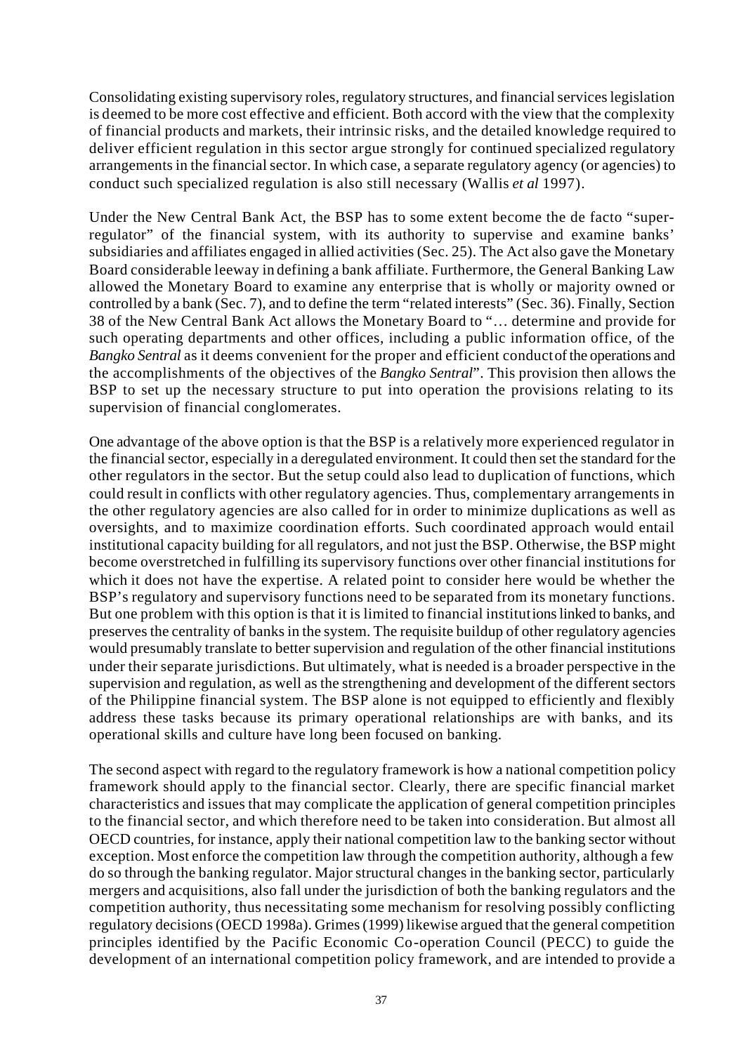Consolidating existing supervisory roles, regulatory structures, and financial services legislation is deemed to be more cost effective and efficient. Both accord with the view that the complexity of financial products and markets, their intrinsic risks, and the detailed knowledge required to deliver efficient regulation in this sector argue strongly for continued specialized regulatory arrangements in the financial sector. In which case, a separate regulatory agency (or agencies) to conduct such specialized regulation is also still necessary (Wallis *et al* 1997).

Under the New Central Bank Act, the BSP has to some extent become the de facto "super-regulator" of the financial system, with its authority to supervise and examine banks' subsidiaries and affiliates engaged in allied activities (Sec. 25). The Act also gave the Monetary Board considerable leeway in defining a bank affiliate. Furthermore, the General Banking Law allowed the Monetary Board to examine any enterprise that is wholly or majority owned or controlled by a bank (Sec. 7), and to define the term "related interests" (Sec. 36). Finally, Section 38 of the New Central Bank Act allows the Monetary Board to "… determine and provide for such operating departments and other offices, including a public information office, of the *Bangko Sentral* as it deems convenient for the proper and efficient conduct of the operations and the accomplishments of the objectives of the *Bangko Sentral*". This provision then allows the BSP to set up the necessary structure to put into operation the provisions relating to its supervision of financial conglomerates.

One advantage of the above option is that the BSP is a relatively more experienced regulator in the financial sector, especially in a deregulated environment. It could then set the standard for the other regulators in the sector. But the setup could also lead to duplication of functions, which could result in conflicts with other regulatory agencies. Thus, complementary arrangements in the other regulatory agencies are also called for in order to minimize duplications as well as oversights, and to maximize coordination efforts. Such coordinated approach would entail institutional capacity building for all regulators, and not just the BSP. Otherwise, the BSP might become overstretched in fulfilling its supervisory functions over other financial institutions for which it does not have the expertise. A related point to consider here would be whether the BSP's regulatory and supervisory functions need to be separated from its monetary functions. But one problem with this option is that it is limited to financial institutions linked to banks, and preserves the centrality of banks in the system. The requisite buildup of other regulatory agencies would presumably translate to better supervision and regulation of the other financial institutions under their separate jurisdictions. But ultimately, what is needed is a broader perspective in the supervision and regulation, as well as the strengthening and development of the different sectors of the Philippine financial system. The BSP alone is not equipped to efficiently and flexibly address these tasks because its primary operational relationships are with banks, and its operational skills and culture have long been focused on banking.

The second aspect with regard to the regulatory framework is how a national competition policy framework should apply to the financial sector. Clearly, there are specific financial market characteristics and issues that may complicate the application of general competition principles to the financial sector, and which therefore need to be taken into consideration. But almost all OECD countries, for instance, apply their national competition law to the banking sector without exception. Most enforce the competition law through the competition authority, although a few do so through the banking regulator. Major structural changes in the banking sector, particularly mergers and acquisitions, also fall under the jurisdiction of both the banking regulators and the competition authority, thus necessitating some mechanism for resolving possibly conflicting regulatory decisions (OECD 1998a). Grimes (1999) likewise argued that the general competition principles identified by the Pacific Economic Co-operation Council (PECC) to guide the development of an international competition policy framework, and are intended to provide a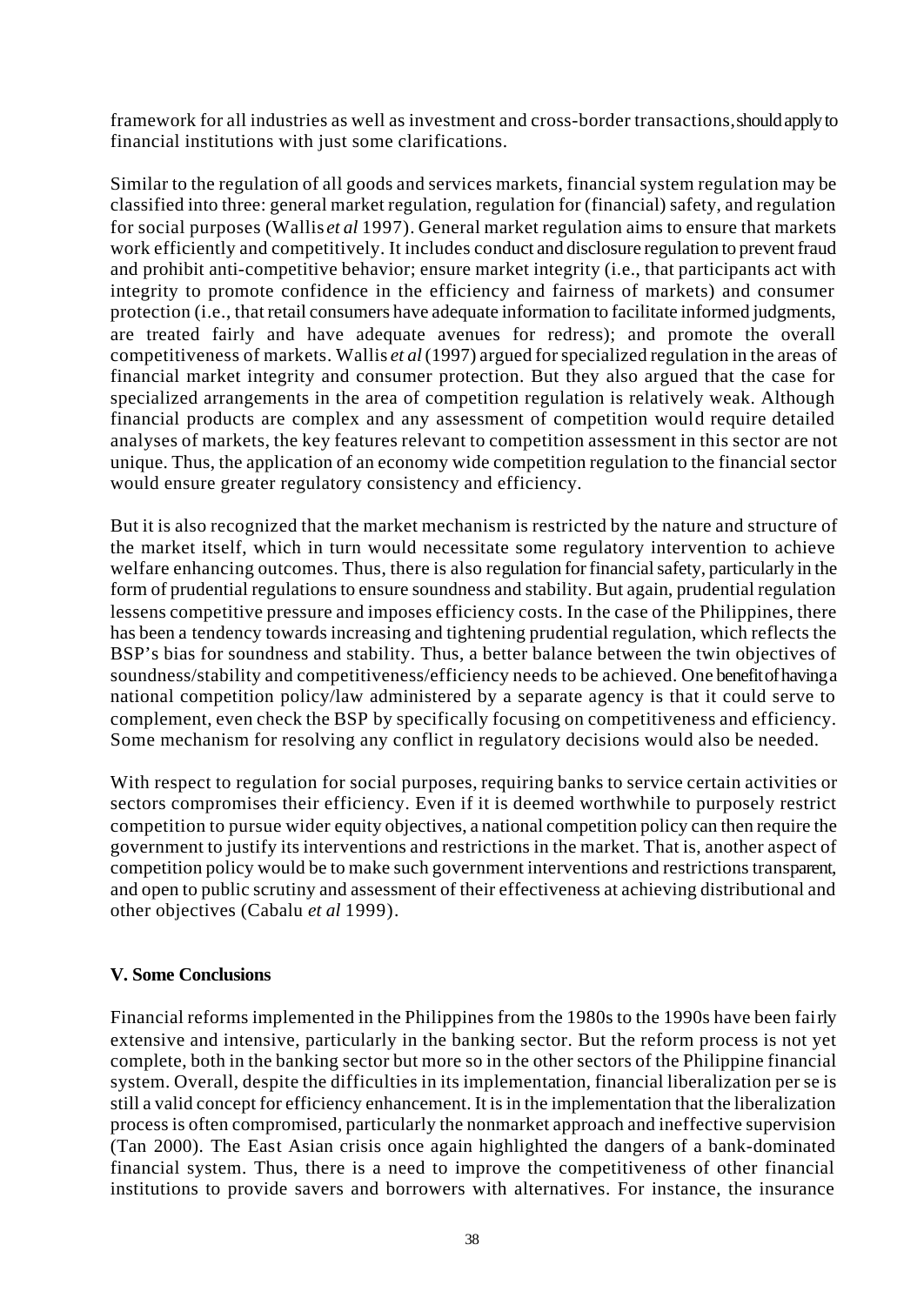framework for all industries as well as investment and cross-border transactions, should apply to financial institutions with just some clarifications.

Similar to the regulation of all goods and services markets, financial system regulation may be classified into three: general market regulation, regulation for (financial) safety, and regulation for social purposes (Wallis *et al* 1997). General market regulation aims to ensure that markets work efficiently and competitively. It includes conduct and disclosure regulation to prevent fraud and prohibit anti-competitive behavior; ensure market integrity (i.e., that participants act with integrity to promote confidence in the efficiency and fairness of markets) and consumer protection (i.e., that retail consumers have adequate information to facilitate informed judgments, are treated fairly and have adequate avenues for redress); and promote the overall competitiveness of markets. Wallis *et al* (1997) argued for specialized regulation in the areas of financial market integrity and consumer protection. But they also argued that the case for specialized arrangements in the area of competition regulation is relatively weak. Although financial products are complex and any assessment of competition would require detailed analyses of markets, the key features relevant to competition assessment in this sector are not unique. Thus, the application of an economy wide competition regulation to the financial sector would ensure greater regulatory consistency and efficiency.

But it is also recognized that the market mechanism is restricted by the nature and structure of the market itself, which in turn would necessitate some regulatory intervention to achieve welfare enhancing outcomes. Thus, there is also regulation for financial safety, particularly in the form of prudential regulations to ensure soundness and stability. But again, prudential regulation lessens competitive pressure and imposes efficiency costs. In the case of the Philippines, there has been a tendency towards increasing and tightening prudential regulation, which reflects the BSP's bias for soundness and stability. Thus, a better balance between the twin objectives of soundness/stability and competitiveness/efficiency needs to be achieved. One benefit of having a national competition policy/law administered by a separate agency is that it could serve to complement, even check the BSP by specifically focusing on competitiveness and efficiency. Some mechanism for resolving any conflict in regulatory decisions would also be needed.

With respect to regulation for social purposes, requiring banks to service certain activities or sectors compromises their efficiency. Even if it is deemed worthwhile to purposely restrict competition to pursue wider equity objectives, a national competition policy can then require the government to justify its interventions and restrictions in the market. That is, another aspect of competition policy would be to make such government interventions and restrictions transparent, and open to public scrutiny and assessment of their effectiveness at achieving distributional and other objectives (Cabalu *et al* 1999).

## V. Some Conclusions

Financial reforms implemented in the Philippines from the 1980s to the 1990s have been fairly extensive and intensive, particularly in the banking sector. But the reform process is not yet complete, both in the banking sector but more so in the other sectors of the Philippine financial system. Overall, despite the difficulties in its implementation, financial liberalization per se is still a valid concept for efficiency enhancement. It is in the implementation that the liberalization process is often compromised, particularly the nonmarket approach and ineffective supervision (Tan 2000). The East Asian crisis once again highlighted the dangers of a bank-dominated financial system. Thus, there is a need to improve the competitiveness of other financial institutions to provide savers and borrowers with alternatives. For instance, the insurance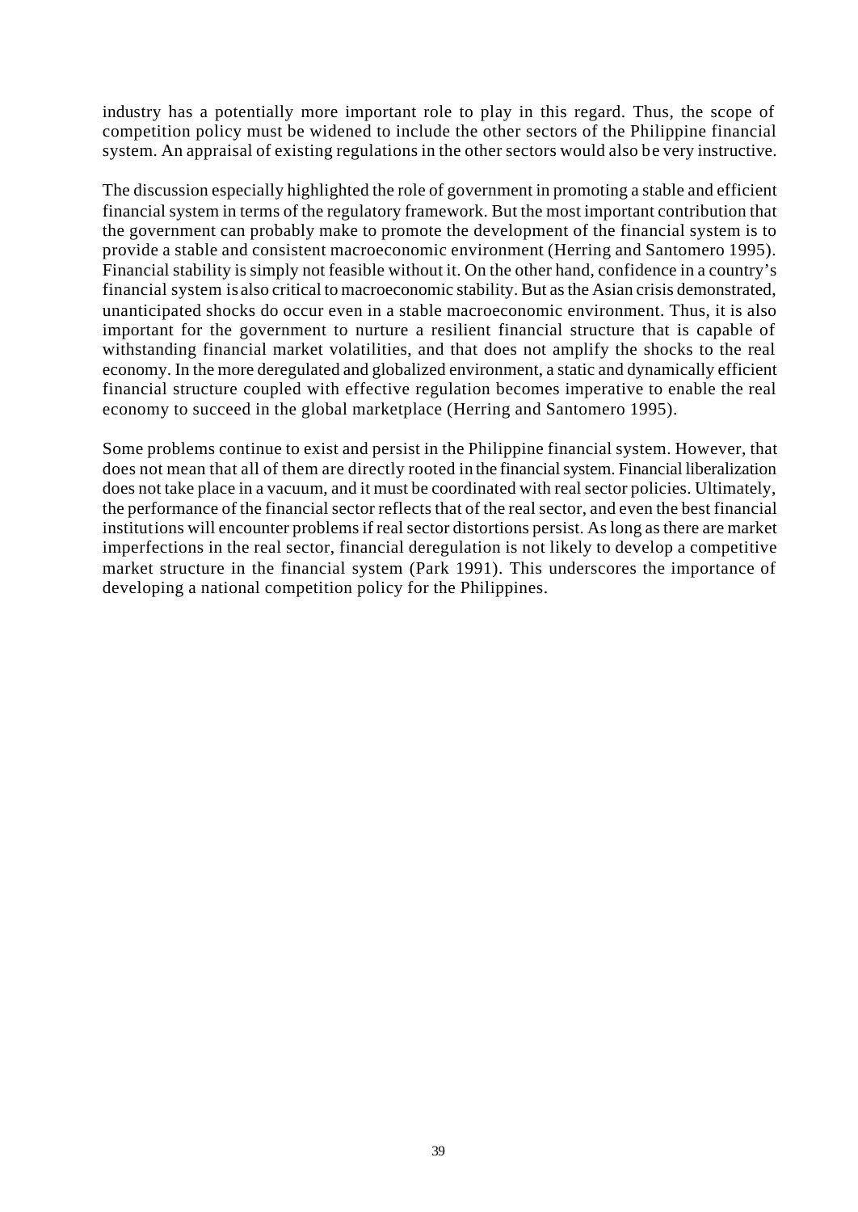industry has a potentially more important role to play in this regard. Thus, the scope of competition policy must be widened to include the other sectors of the Philippine financial system. An appraisal of existing regulations in the other sectors would also be very instructive.

The discussion especially highlighted the role of government in promoting a stable and efficient financial system in terms of the regulatory framework. But the most important contribution that the government can probably make to promote the development of the financial system is to provide a stable and consistent macroeconomic environment (Herring and Santomero 1995). Financial stability is simply not feasible without it. On the other hand, confidence in a country's financial system is also critical to macroeconomic stability. But as the Asian crisis demonstrated, unanticipated shocks do occur even in a stable macroeconomic environment. Thus, it is also important for the government to nurture a resilient financial structure that is capable of withstanding financial market volatilities, and that does not amplify the shocks to the real economy. In the more deregulated and globalized environment, a static and dynamically efficient financial structure coupled with effective regulation becomes imperative to enable the real economy to succeed in the global marketplace (Herring and Santomero 1995).

Some problems continue to exist and persist in the Philippine financial system. However, that does not mean that all of them are directly rooted in the financial system. Financial liberalization does not take place in a vacuum, and it must be coordinated with real sector policies. Ultimately, the performance of the financial sector reflects that of the real sector, and even the best financial institutions will encounter problems if real sector distortions persist. As long as there are market imperfections in the real sector, financial deregulation is not likely to develop a competitive market structure in the financial system (Park 1991). This underscores the importance of developing a national competition policy for the Philippines.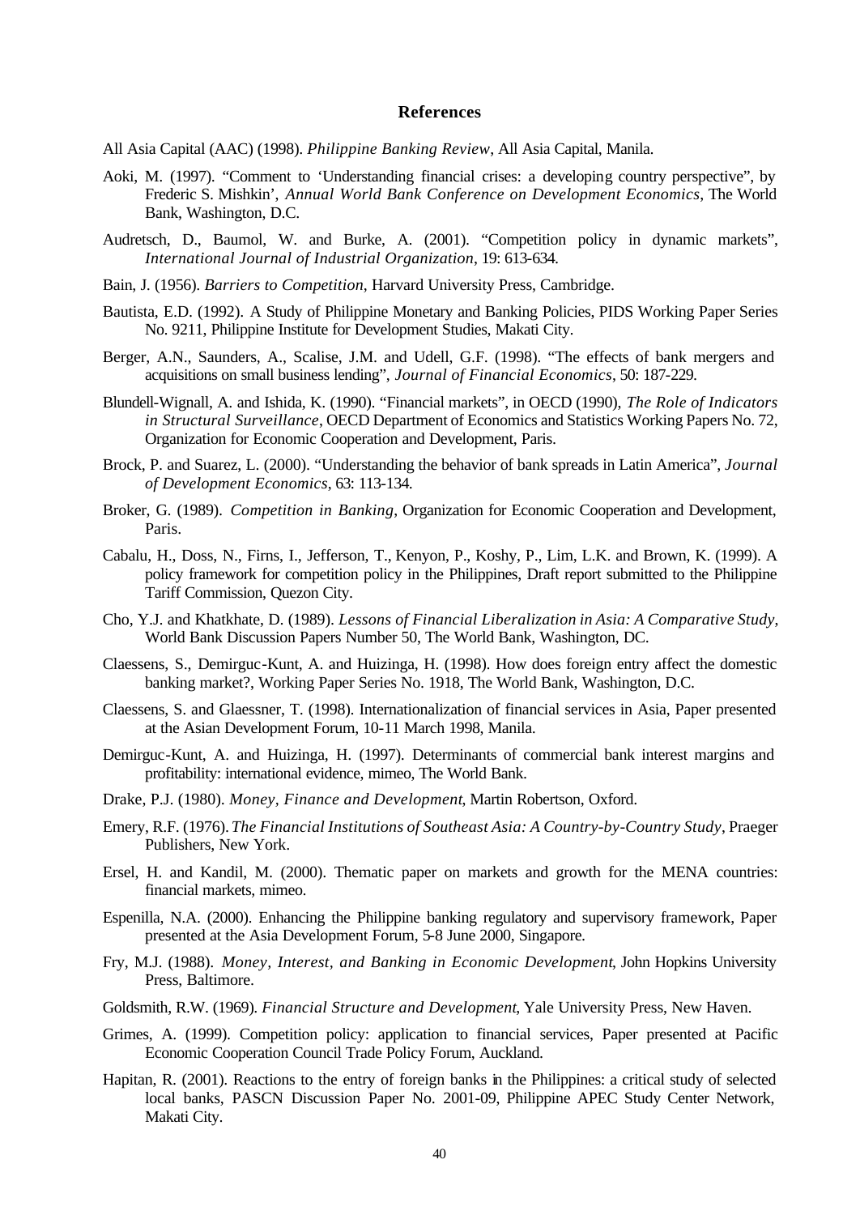## References

All Asia Capital (AAC) (1998). *Philippine Banking Review*, All Asia Capital, Manila.

Aoki, M. (1997). "Comment to 'Understanding financial crises: a developing country perspective", by Frederic S. Mishkin', *Annual World Bank Conference on Development Economics*, The World Bank, Washington, D.C.

Audretsch, D., Baumol, W. and Burke, A. (2001). "Competition policy in dynamic markets", *International Journal of Industrial Organization*, 19: 613-634.

Bain, J. (1956). *Barriers to Competition*, Harvard University Press, Cambridge.

Bautista, E.D. (1992). A Study of Philippine Monetary and Banking Policies, PIDS Working Paper Series No. 9211, Philippine Institute for Development Studies, Makati City.

Berger, A.N., Saunders, A., Scalise, J.M. and Udell, G.F. (1998). "The effects of bank mergers and acquisitions on small business lending", *Journal of Financial Economics*, 50: 187-229.

Blundell-Wignall, A. and Ishida, K. (1990). "Financial markets", in OECD (1990), *The Role of Indicators in Structural Surveillance*, OECD Department of Economics and Statistics Working Papers No. 72, Organization for Economic Cooperation and Development, Paris.

Brock, P. and Suarez, L. (2000). "Understanding the behavior of bank spreads in Latin America", *Journal of Development Economics*, 63: 113-134.

Broker, G. (1989). *Competition in Banking*, Organization for Economic Cooperation and Development, Paris.

Cabalu, H., Doss, N., Firns, I., Jefferson, T., Kenyon, P., Koshy, P., Lim, L.K. and Brown, K. (1999). A policy framework for competition policy in the Philippines, Draft report submitted to the Philippine Tariff Commission, Quezon City.

Cho, Y.J. and Khatkhate, D. (1989). *Lessons of Financial Liberalization in Asia: A Comparative Study*, World Bank Discussion Papers Number 50, The World Bank, Washington, DC.

Claessens, S., Demirguc-Kunt, A. and Huizinga, H. (1998). How does foreign entry affect the domestic banking market?, Working Paper Series No. 1918, The World Bank, Washington, D.C.

Claessens, S. and Glaessner, T. (1998). Internationalization of financial services in Asia, Paper presented at the Asian Development Forum, 10-11 March 1998, Manila.

Demirguc-Kunt, A. and Huizinga, H. (1997). Determinants of commercial bank interest margins and profitability: international evidence, mimeo, The World Bank.

Drake, P.J. (1980). *Money, Finance and Development*, Martin Robertson, Oxford.

Emery, R.F. (1976). *The Financial Institutions of Southeast Asia: A Country-by-Country Study*, Praeger Publishers, New York.

Ersel, H. and Kandil, M. (2000). Thematic paper on markets and growth for the MENA countries: financial markets, mimeo.

Espenilla, N.A. (2000). Enhancing the Philippine banking regulatory and supervisory framework, Paper presented at the Asia Development Forum, 5-8 June 2000, Singapore.

Fry, M.J. (1988). *Money, Interest, and Banking in Economic Development*, John Hopkins University Press, Baltimore.

Goldsmith, R.W. (1969). *Financial Structure and Development*, Yale University Press, New Haven.

Grimes, A. (1999). Competition policy: application to financial services, Paper presented at Pacific Economic Cooperation Council Trade Policy Forum, Auckland.

Hapitan, R. (2001). Reactions to the entry of foreign banks in the Philippines: a critical study of selected local banks, PASCN Discussion Paper No. 2001-09, Philippine APEC Study Center Network, Makati City.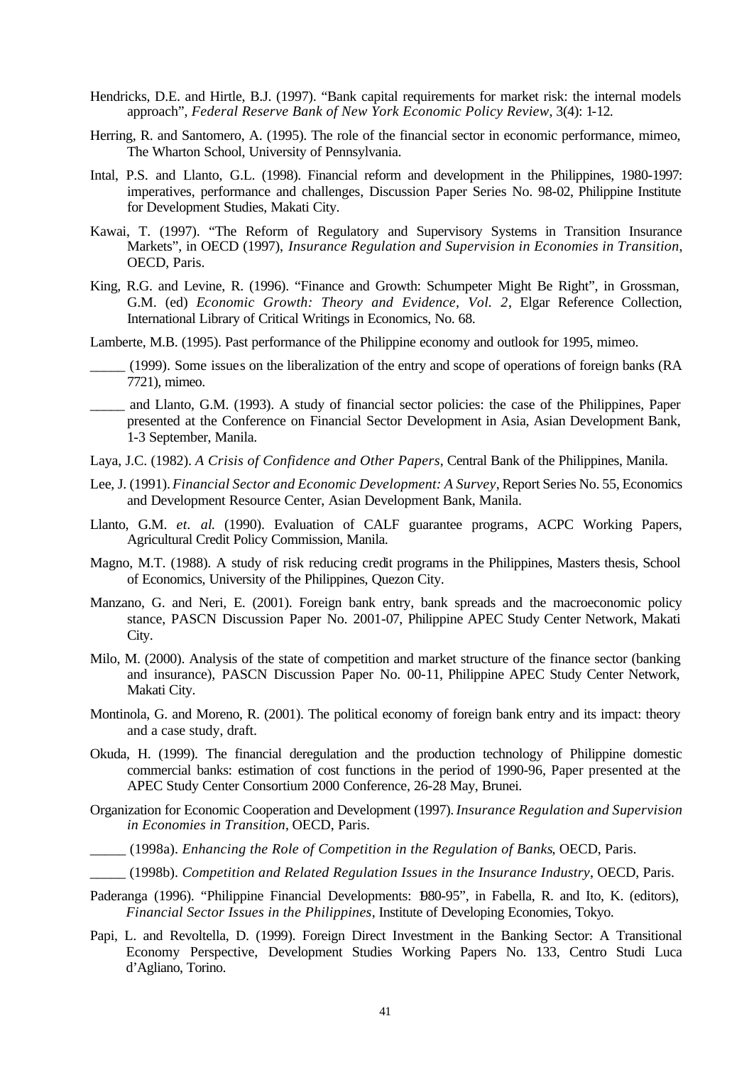Hendricks, D.E. and Hirtle, B.J. (1997). "Bank capital requirements for market risk: the internal models approach", *Federal Reserve Bank of New York Economic Policy Review*, 3(4): 1-12.

Herring, R. and Santomero, A. (1995). The role of the financial sector in economic performance, mimeo, The Wharton School, University of Pennsylvania.

Intal, P.S. and Llanto, G.L. (1998). Financial reform and development in the Philippines, 1980-1997: imperatives, performance and challenges, Discussion Paper Series No. 98-02, Philippine Institute for Development Studies, Makati City.

Kawai, T. (1997). "The Reform of Regulatory and Supervisory Systems in Transition Insurance Markets", in OECD (1997), *Insurance Regulation and Supervision in Economies in Transition*, OECD, Paris.

King, R.G. and Levine, R. (1996). "Finance and Growth: Schumpeter Might Be Right", in Grossman, G.M. (ed) *Economic Growth: Theory and Evidence, Vol. 2*, Elgar Reference Collection, International Library of Critical Writings in Economics, No. 68.

Lamberte, M.B. (1995). Past performance of the Philippine economy and outlook for 1995, mimeo.

_____ (1999). Some issues on the liberalization of the entry and scope of operations of foreign banks (RA 7721), mimeo.

_____ and Llanto, G.M. (1993). A study of financial sector policies: the case of the Philippines, Paper presented at the Conference on Financial Sector Development in Asia, Asian Development Bank, 1-3 September, Manila.

Laya, J.C. (1982). *A Crisis of Confidence and Other Papers*, Central Bank of the Philippines, Manila.

Lee, J. (1991). *Financial Sector and Economic Development: A Survey*, Report Series No. 55, Economics and Development Resource Center, Asian Development Bank, Manila.

Llanto, G.M. *et. al.* (1990). Evaluation of CALF guarantee programs, ACPC Working Papers, Agricultural Credit Policy Commission, Manila.

Magno, M.T. (1988). A study of risk reducing credit programs in the Philippines, Masters thesis, School of Economics, University of the Philippines, Quezon City.

Manzano, G. and Neri, E. (2001). Foreign bank entry, bank spreads and the macroeconomic policy stance, PASCN Discussion Paper No. 2001-07, Philippine APEC Study Center Network, Makati City.

Milo, M. (2000). Analysis of the state of competition and market structure of the finance sector (banking and insurance), PASCN Discussion Paper No. 00-11, Philippine APEC Study Center Network, Makati City.

Montinola, G. and Moreno, R. (2001). The political economy of foreign bank entry and its impact: theory and a case study, draft.

Okuda, H. (1999). The financial deregulation and the production technology of Philippine domestic commercial banks: estimation of cost functions in the period of 1990-96, Paper presented at the APEC Study Center Consortium 2000 Conference, 26-28 May, Brunei.

Organization for Economic Cooperation and Development (1997). *Insurance Regulation and Supervision in Economies in Transition*, OECD, Paris.

_____ (1998a). *Enhancing the Role of Competition in the Regulation of Banks*, OECD, Paris.

_____ (1998b). *Competition and Related Regulation Issues in the Insurance Industry*, OECD, Paris.

Paderanga (1996). "Philippine Financial Developments: 1980-95", in Fabella, R. and Ito, K. (editors), *Financial Sector Issues in the Philippines*, Institute of Developing Economies, Tokyo.

Papi, L. and Revoltella, D. (1999). Foreign Direct Investment in the Banking Sector: A Transitional Economy Perspective, Development Studies Working Papers No. 133, Centro Studi Luca d'Agliano, Torino.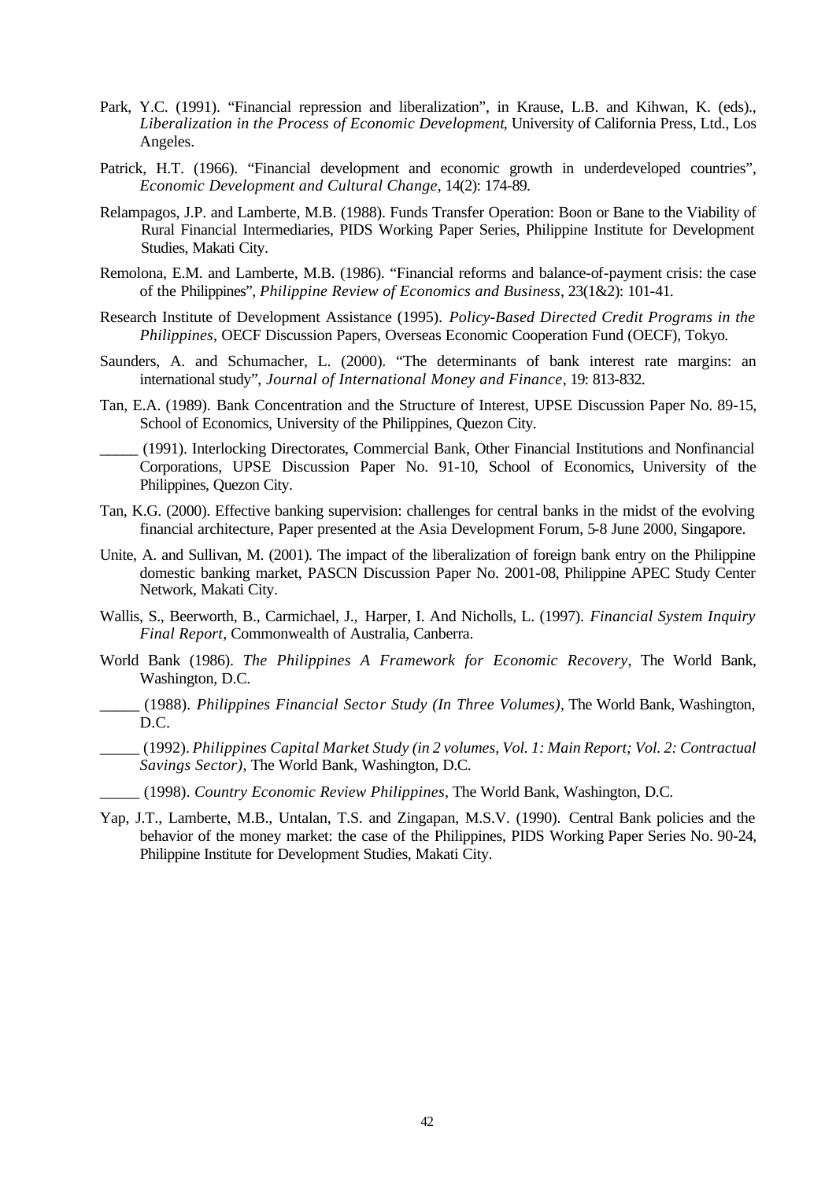Park, Y.C. (1991). "Financial repression and liberalization", in Krause, L.B. and Kihwan, K. (eds)., *Liberalization in the Process of Economic Development*, University of California Press, Ltd., Los Angeles.

Patrick, H.T. (1966). "Financial development and economic growth in underdeveloped countries", *Economic Development and Cultural Change*, 14(2): 174-89.

Relampagos, J.P. and Lamberte, M.B. (1988). Funds Transfer Operation: Boon or Bane to the Viability of Rural Financial Intermediaries, PIDS Working Paper Series, Philippine Institute for Development Studies, Makati City.

Remolona, E.M. and Lamberte, M.B. (1986). "Financial reforms and balance-of-payment crisis: the case of the Philippines", *Philippine Review of Economics and Business*, 23(1&2): 101-41.

Research Institute of Development Assistance (1995). *Policy-Based Directed Credit Programs in the Philippines*, OECF Discussion Papers, Overseas Economic Cooperation Fund (OECF), Tokyo.

Saunders, A. and Schumacher, L. (2000). "The determinants of bank interest rate margins: an international study", *Journal of International Money and Finance*, 19: 813-832.

Tan, E.A. (1989). Bank Concentration and the Structure of Interest, UPSE Discussion Paper No. 89-15, School of Economics, University of the Philippines, Quezon City.

_____ (1991). Interlocking Directorates, Commercial Bank, Other Financial Institutions and Nonfinancial Corporations, UPSE Discussion Paper No. 91-10, School of Economics, University of the Philippines, Quezon City.

Tan, K.G. (2000). Effective banking supervision: challenges for central banks in the midst of the evolving financial architecture, Paper presented at the Asia Development Forum, 5-8 June 2000, Singapore.

Unite, A. and Sullivan, M. (2001). The impact of the liberalization of foreign bank entry on the Philippine domestic banking market, PASCN Discussion Paper No. 2001-08, Philippine APEC Study Center Network, Makati City.

Wallis, S., Beerworth, B., Carmichael, J., Harper, I. And Nicholls, L. (1997). *Financial System Inquiry Final Report*, Commonwealth of Australia, Canberra.

World Bank (1986). *The Philippines A Framework for Economic Recovery*, The World Bank, Washington, D.C.

_____ (1988). *Philippines Financial Sector Study (In Three Volumes)*, The World Bank, Washington, D.C.

_____ (1992). *Philippines Capital Market Study (in 2 volumes, Vol. 1: Main Report; Vol. 2: Contractual Savings Sector)*, The World Bank, Washington, D.C.

_____ (1998). *Country Economic Review Philippines*, The World Bank, Washington, D.C.

Yap, J.T., Lamberte, M.B., Untalan, T.S. and Zingapan, M.S.V. (1990). Central Bank policies and the behavior of the money market: the case of the Philippines, PIDS Working Paper Series No. 90-24, Philippine Institute for Development Studies, Makati City.